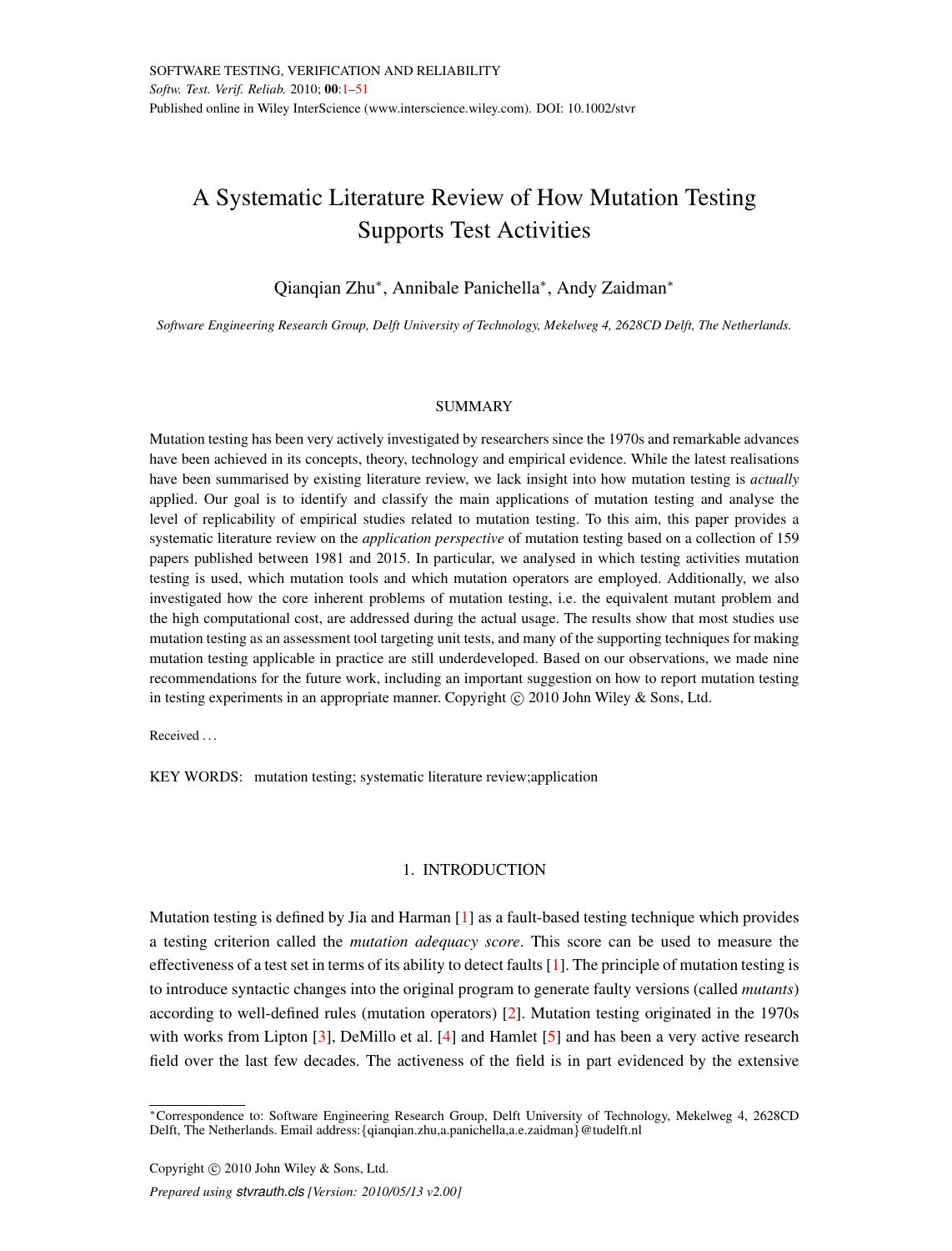# A Systematic Literature Review of How Mutation Testing Supports Test Activities

Qianqian Zhu[*], Annibale Panichella[*], Andy Zaidman[*]

*Software Engineering Research Group, Delft University of Technology, Mekelweg 4, 2628CD Delft, The Netherlands.*

## SUMMARY

Mutation testing has been very actively investigated by researchers since the 1970s and remarkable advances have been achieved in its concepts, theory, technology and empirical evidence. While the latest realisations have been summarised by existing literature review, we lack insight into how mutation testing is *actually* applied. Our goal is to identify and classify the main applications of mutation testing and analyse the level of replicability of empirical studies related to mutation testing. To this aim, this paper provides a systematic literature review on the *application perspective* of mutation testing based on a collection of 159 papers published between 1981 and 2015. In particular, we analysed in which testing activities mutation testing is used, which mutation tools and which mutation operators are employed. Additionally, we also investigated how the core inherent problems of mutation testing, i.e. the equivalent mutant problem and the high computational cost, are addressed during the actual usage. The results show that most studies use mutation testing as an assessment tool targeting unit tests, and many of the supporting techniques for making mutation testing applicable in practice are still underdeveloped. Based on our observations, we made nine recommendations for the future work, including an important suggestion on how to report mutation testing in testing experiments in an appropriate manner. Copyright © 2010 John Wiley & Sons, Ltd.

Received . . .

KEY WORDS: mutation testing; systematic literature review;application

## 1. INTRODUCTION

Mutation testing is defined by Jia and Harman [1] as a fault-based testing technique which provides a testing criterion called the *mutation adequacy score*. This score can be used to measure the effectiveness of a test set in terms of its ability to detect faults [1]. The principle of mutation testing is to introduce syntactic changes into the original program to generate faulty versions (called *mutants*) according to well-defined rules (mutation operators) [2]. Mutation testing originated in the 1970s with works from Lipton [3], DeMillo et al. [4] and Hamlet [5] and has been a very active research field over the last few decades. The activeness of the field is in part evidenced by the extensive

[*]Correspondence to: Software Engineering Research Group, Delft University of Technology, Mekelweg 4, 2628CD Delft, The Netherlands. Email address:{qianqian.zhu,a.panichella,a.e.zaidman}@tudelft.nl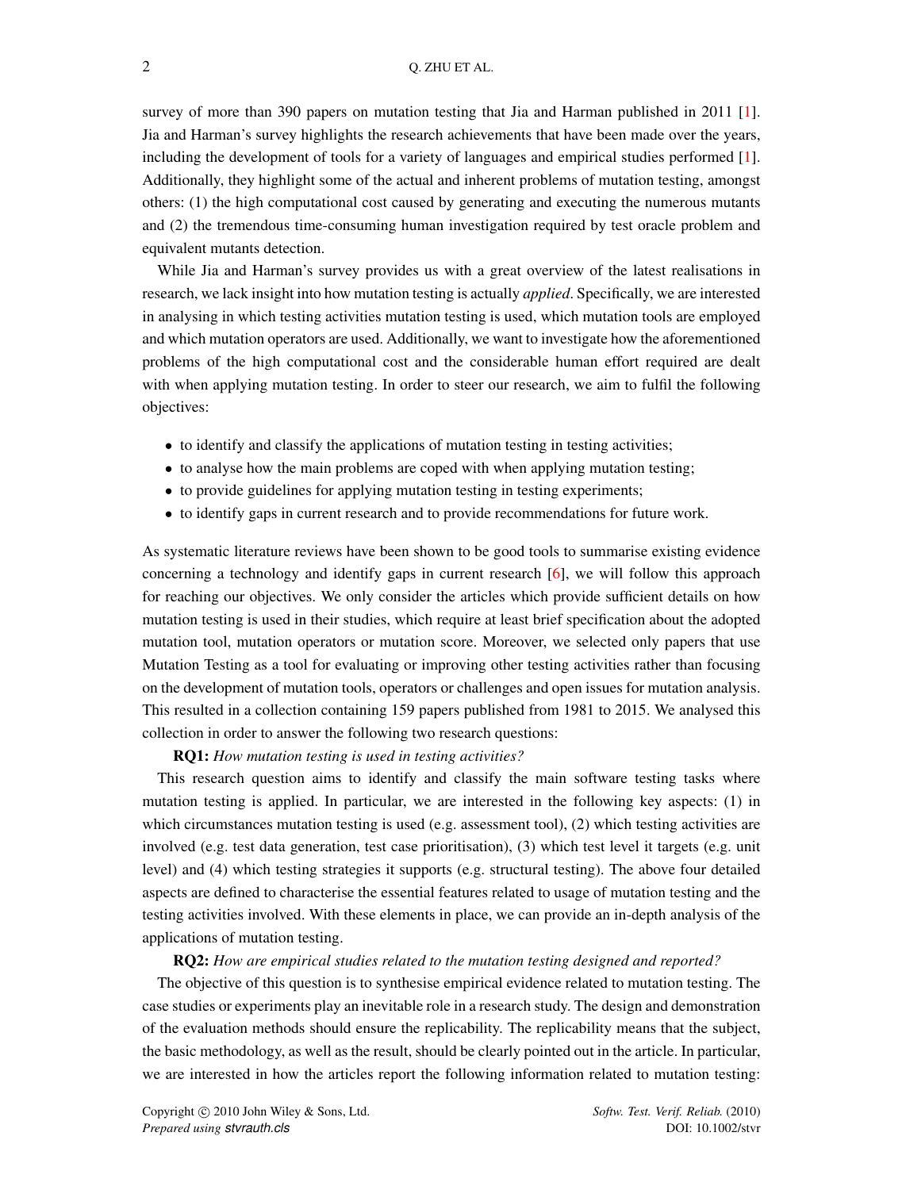survey of more than 390 papers on mutation testing that Jia and Harman published in 2011 [1]. Jia and Harman's survey highlights the research achievements that have been made over the years, including the development of tools for a variety of languages and empirical studies performed [1]. Additionally, they highlight some of the actual and inherent problems of mutation testing, amongst others: (1) the high computational cost caused by generating and executing the numerous mutants and (2) the tremendous time-consuming human investigation required by test oracle problem and equivalent mutants detection.

While Jia and Harman's survey provides us with a great overview of the latest realisations in research, we lack insight into how mutation testing is actually *applied*. Specifically, we are interested in analysing in which testing activities mutation testing is used, which mutation tools are employed and which mutation operators are used. Additionally, we want to investigate how the aforementioned problems of the high computational cost and the considerable human effort required are dealt with when applying mutation testing. In order to steer our research, we aim to fulfil the following objectives:

- to identify and classify the applications of mutation testing in testing activities;
- to analyse how the main problems are coped with when applying mutation testing;
- to provide guidelines for applying mutation testing in testing experiments;
- to identify gaps in current research and to provide recommendations for future work.

As systematic literature reviews have been shown to be good tools to summarise existing evidence concerning a technology and identify gaps in current research [6], we will follow this approach for reaching our objectives. We only consider the articles which provide sufficient details on how mutation testing is used in their studies, which require at least brief specification about the adopted mutation tool, mutation operators or mutation score. Moreover, we selected only papers that use Mutation Testing as a tool for evaluating or improving other testing activities rather than focusing on the development of mutation tools, operators or challenges and open issues for mutation analysis. This resulted in a collection containing 159 papers published from 1981 to 2015. We analysed this collection in order to answer the following two research questions:

**RQ1:** *How mutation testing is used in testing activities?*

This research question aims to identify and classify the main software testing tasks where mutation testing is applied. In particular, we are interested in the following key aspects: (1) in which circumstances mutation testing is used (e.g. assessment tool), (2) which testing activities are involved (e.g. test data generation, test case prioritisation), (3) which test level it targets (e.g. unit level) and (4) which testing strategies it supports (e.g. structural testing). The above four detailed aspects are defined to characterise the essential features related to usage of mutation testing and the testing activities involved. With these elements in place, we can provide an in-depth analysis of the applications of mutation testing.

**RQ2:** *How are empirical studies related to the mutation testing designed and reported?*

The objective of this question is to synthesise empirical evidence related to mutation testing. The case studies or experiments play an inevitable role in a research study. The design and demonstration of the evaluation methods should ensure the replicability. The replicability means that the subject, the basic methodology, as well as the result, should be clearly pointed out in the article. In particular, we are interested in how the articles report the following information related to mutation testing: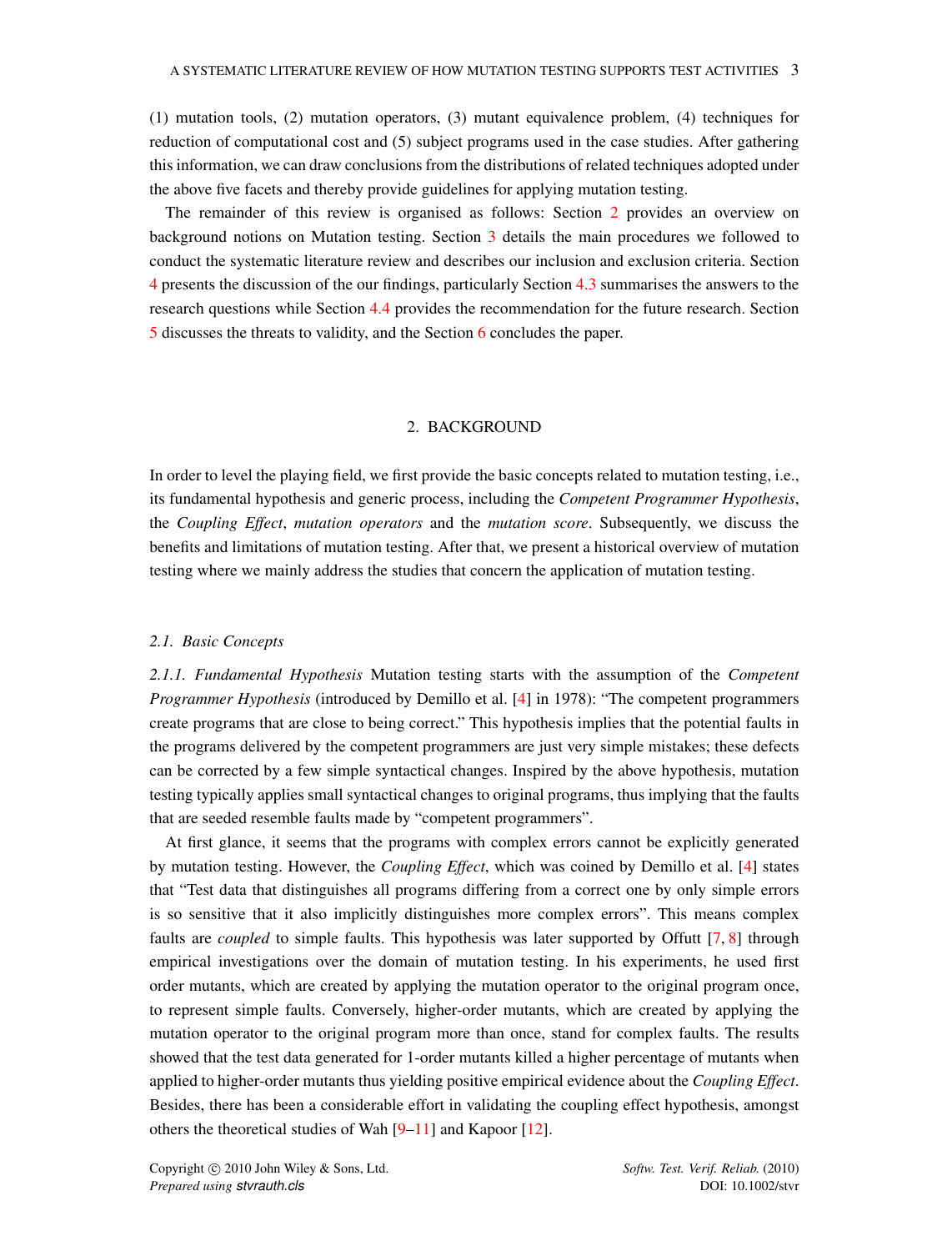(1) mutation tools, (2) mutation operators, (3) mutant equivalence problem, (4) techniques for reduction of computational cost and (5) subject programs used in the case studies. After gathering this information, we can draw conclusions from the distributions of related techniques adopted under the above five facets and thereby provide guidelines for applying mutation testing.

The remainder of this review is organised as follows: Section 2 provides an overview on background notions on Mutation testing. Section 3 details the main procedures we followed to conduct the systematic literature review and describes our inclusion and exclusion criteria. Section 4 presents the discussion of the our findings, particularly Section 4.3 summarises the answers to the research questions while Section 4.4 provides the recommendation for the future research. Section 5 discusses the threats to validity, and the Section 6 concludes the paper.

## 2. BACKGROUND

In order to level the playing field, we first provide the basic concepts related to mutation testing, i.e., its fundamental hypothesis and generic process, including the *Competent Programmer Hypothesis*, the *Coupling Effect*, *mutation operators* and the *mutation score*. Subsequently, we discuss the benefits and limitations of mutation testing. After that, we present a historical overview of mutation testing where we mainly address the studies that concern the application of mutation testing.

### 2.1. Basic Concepts

*2.1.1. Fundamental Hypothesis* Mutation testing starts with the assumption of the *Competent Programmer Hypothesis* (introduced by Demillo et al. [4] in 1978): "The competent programmers create programs that are close to being correct." This hypothesis implies that the potential faults in the programs delivered by the competent programmers are just very simple mistakes; these defects can be corrected by a few simple syntactical changes. Inspired by the above hypothesis, mutation testing typically applies small syntactical changes to original programs, thus implying that the faults that are seeded resemble faults made by "competent programmers".

At first glance, it seems that the programs with complex errors cannot be explicitly generated by mutation testing. However, the *Coupling Effect*, which was coined by Demillo et al. [4] states that "Test data that distinguishes all programs differing from a correct one by only simple errors is so sensitive that it also implicitly distinguishes more complex errors". This means complex faults are *coupled* to simple faults. This hypothesis was later supported by Offutt [7, 8] through empirical investigations over the domain of mutation testing. In his experiments, he used first order mutants, which are created by applying the mutation operator to the original program once, to represent simple faults. Conversely, higher-order mutants, which are created by applying the mutation operator to the original program more than once, stand for complex faults. The results showed that the test data generated for 1-order mutants killed a higher percentage of mutants when applied to higher-order mutants thus yielding positive empirical evidence about the *Coupling Effect*. Besides, there has been a considerable effort in validating the coupling effect hypothesis, amongst others the theoretical studies of Wah [9–11] and Kapoor [12].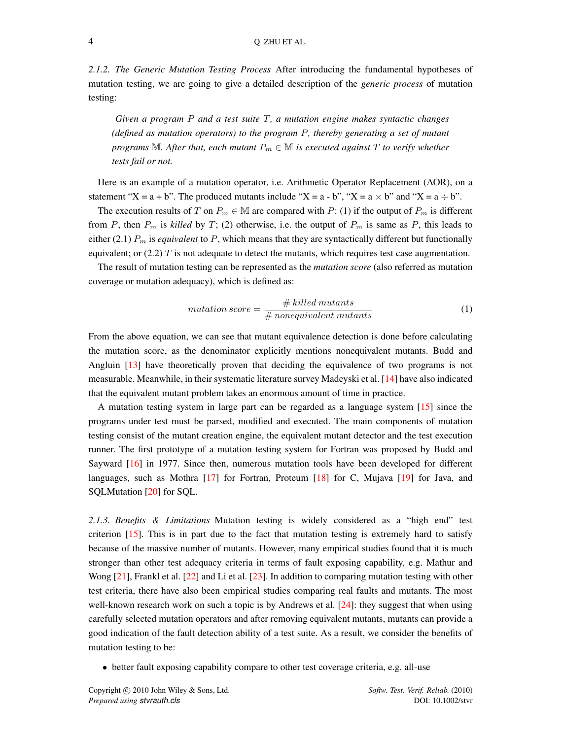*2.1.2. The Generic Mutation Testing Process* After introducing the fundamental hypotheses of mutation testing, we are going to give a detailed description of the *generic process* of mutation testing:

> *Given a program $P$ and a test suite $T$, a mutation engine makes syntactic changes (defined as mutation operators) to the program $P$, thereby generating a set of mutant programs $\mathbb{M}$. After that, each mutant $P_m \in \mathbb{M}$ is executed against $T$ to verify whether tests fail or not.*

Here is an example of a mutation operator, i.e. Arithmetic Operator Replacement (AOR), on a statement "X = a + b". The produced mutants include "X = a - b", "X = a × b" and "X = a ÷ b".

The execution results of $T$ on $P_m \in \mathbb{M}$ are compared with $P$: (1) if the output of $P_m$ is different from $P$, then $P_m$ is *killed* by $T$; (2) otherwise, i.e. the output of $P_m$ is same as $P$, this leads to either (2.1) $P_m$ is *equivalent* to $P$, which means that they are syntactically different but functionally equivalent; or (2.2) $T$ is not adequate to detect the mutants, which requires test case augmentation.

The result of mutation testing can be represented as the *mutation score* (also referred as mutation coverage or mutation adequacy), which is defined as:

$$mutation\ score = \frac{\#\ killed\ mutants}{\#\ nonequivalent\ mutants} \tag{1}$$

From the above equation, we can see that mutant equivalence detection is done before calculating the mutation score, as the denominator explicitly mentions nonequivalent mutants. Budd and Angluin [13] have theoretically proven that deciding the equivalence of two programs is not measurable. Meanwhile, in their systematic literature survey Madeyski et al. [14] have also indicated that the equivalent mutant problem takes an enormous amount of time in practice.

A mutation testing system in large part can be regarded as a language system [15] since the programs under test must be parsed, modified and executed. The main components of mutation testing consist of the mutant creation engine, the equivalent mutant detector and the test execution runner. The first prototype of a mutation testing system for Fortran was proposed by Budd and Sayward [16] in 1977. Since then, numerous mutation tools have been developed for different languages, such as Mothra [17] for Fortran, Proteum [18] for C, Mujava [19] for Java, and SQLMutation [20] for SQL.

*2.1.3. Benefits & Limitations* Mutation testing is widely considered as a "high end" test criterion [15]. This is in part due to the fact that mutation testing is extremely hard to satisfy because of the massive number of mutants. However, many empirical studies found that it is much stronger than other test adequacy criteria in terms of fault exposing capability, e.g. Mathur and Wong [21], Frankl et al. [22] and Li et al. [23]. In addition to comparing mutation testing with other test criteria, there have also been empirical studies comparing real faults and mutants. The most well-known research work on such a topic is by Andrews et al. [24]: they suggest that when using carefully selected mutation operators and after removing equivalent mutants, mutants can provide a good indication of the fault detection ability of a test suite. As a result, we consider the benefits of mutation testing to be:

- better fault exposing capability compare to other test coverage criteria, e.g. all-use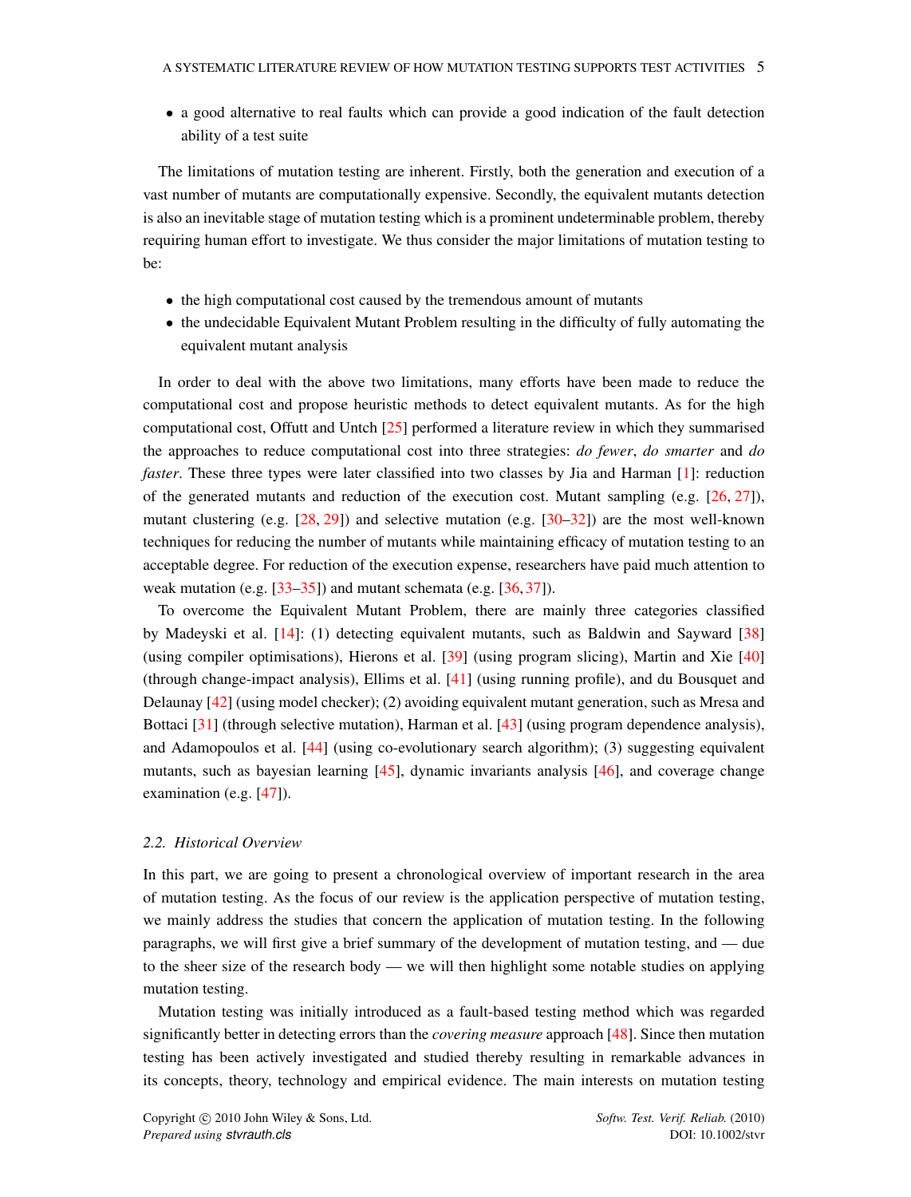- a good alternative to real faults which can provide a good indication of the fault detection ability of a test suite

The limitations of mutation testing are inherent. Firstly, both the generation and execution of a vast number of mutants are computationally expensive. Secondly, the equivalent mutants detection is also an inevitable stage of mutation testing which is a prominent undeterminable problem, thereby requiring human effort to investigate. We thus consider the major limitations of mutation testing to be:

- the high computational cost caused by the tremendous amount of mutants
- the undecidable Equivalent Mutant Problem resulting in the difficulty of fully automating the equivalent mutant analysis

In order to deal with the above two limitations, many efforts have been made to reduce the computational cost and propose heuristic methods to detect equivalent mutants. As for the high computational cost, Offutt and Untch [25] performed a literature review in which they summarised the approaches to reduce computational cost into three strategies: *do fewer*, *do smarter* and *do faster*. These three types were later classified into two classes by Jia and Harman [1]: reduction of the generated mutants and reduction of the execution cost. Mutant sampling (e.g. [26, 27]), mutant clustering (e.g. [28, 29]) and selective mutation (e.g. [30–32]) are the most well-known techniques for reducing the number of mutants while maintaining efficacy of mutation testing to an acceptable degree. For reduction of the execution expense, researchers have paid much attention to weak mutation (e.g. [33–35]) and mutant schemata (e.g. [36, 37]).

To overcome the Equivalent Mutant Problem, there are mainly three categories classified by Madeyski et al. [14]: (1) detecting equivalent mutants, such as Baldwin and Sayward [38] (using compiler optimisations), Hierons et al. [39] (using program slicing), Martin and Xie [40] (through change-impact analysis), Ellims et al. [41] (using running profile), and du Bousquet and Delaunay [42] (using model checker); (2) avoiding equivalent mutant generation, such as Mresa and Bottaci [31] (through selective mutation), Harman et al. [43] (using program dependence analysis), and Adamopoulos et al. [44] (using co-evolutionary search algorithm); (3) suggesting equivalent mutants, such as bayesian learning [45], dynamic invariants analysis [46], and coverage change examination (e.g. [47]).

### 2.2. Historical Overview

In this part, we are going to present a chronological overview of important research in the area of mutation testing. As the focus of our review is the application perspective of mutation testing, we mainly address the studies that concern the application of mutation testing. In the following paragraphs, we will first give a brief summary of the development of mutation testing, and — due to the sheer size of the research body — we will then highlight some notable studies on applying mutation testing.

Mutation testing was initially introduced as a fault-based testing method which was regarded significantly better in detecting errors than the *covering measure* approach [48]. Since then mutation testing has been actively investigated and studied thereby resulting in remarkable advances in its concepts, theory, technology and empirical evidence. The main interests on mutation testing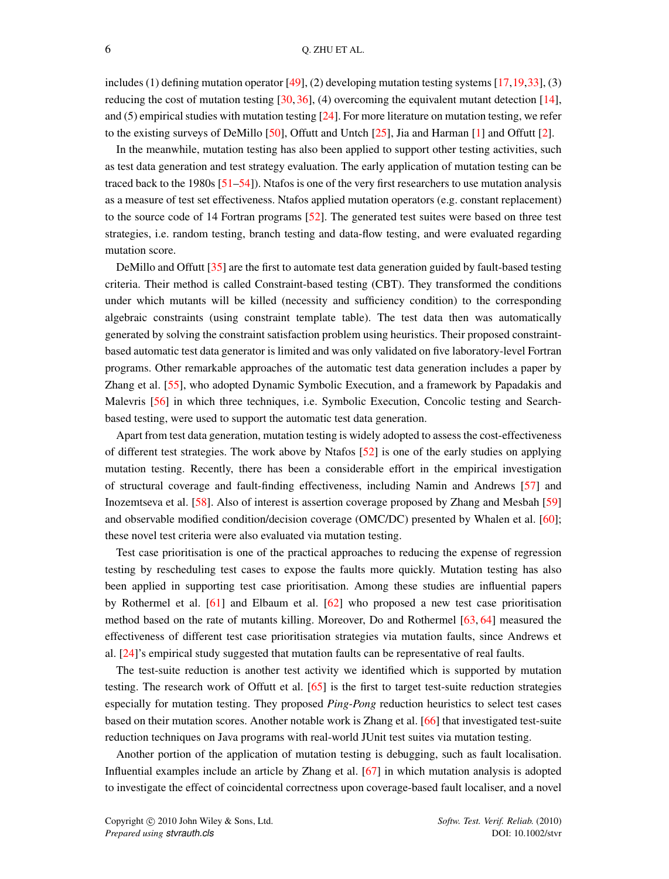includes (1) defining mutation operator [49], (2) developing mutation testing systems [17,19,33], (3) reducing the cost of mutation testing [30,36], (4) overcoming the equivalent mutant detection [14], and (5) empirical studies with mutation testing [24]. For more literature on mutation testing, we refer to the existing surveys of DeMillo [50], Offutt and Untch [25], Jia and Harman [1] and Offutt [2].

In the meanwhile, mutation testing has also been applied to support other testing activities, such as test data generation and test strategy evaluation. The early application of mutation testing can be traced back to the 1980s [51–54]). Ntafos is one of the very first researchers to use mutation analysis as a measure of test set effectiveness. Ntafos applied mutation operators (e.g. constant replacement) to the source code of 14 Fortran programs [52]. The generated test suites were based on three test strategies, i.e. random testing, branch testing and data-flow testing, and were evaluated regarding mutation score.

DeMillo and Offutt [35] are the first to automate test data generation guided by fault-based testing criteria. Their method is called Constraint-based testing (CBT). They transformed the conditions under which mutants will be killed (necessity and sufficiency condition) to the corresponding algebraic constraints (using constraint template table). The test data then was automatically generated by solving the constraint satisfaction problem using heuristics. Their proposed constraint-based automatic test data generator is limited and was only validated on five laboratory-level Fortran programs. Other remarkable approaches of the automatic test data generation includes a paper by Zhang et al. [55], who adopted Dynamic Symbolic Execution, and a framework by Papadakis and Malevris [56] in which three techniques, i.e. Symbolic Execution, Concolic testing and Search-based testing, were used to support the automatic test data generation.

Apart from test data generation, mutation testing is widely adopted to assess the cost-effectiveness of different test strategies. The work above by Ntafos [52] is one of the early studies on applying mutation testing. Recently, there has been a considerable effort in the empirical investigation of structural coverage and fault-finding effectiveness, including Namin and Andrews [57] and Inozemtseva et al. [58]. Also of interest is assertion coverage proposed by Zhang and Mesbah [59] and observable modified condition/decision coverage (OMC/DC) presented by Whalen et al. [60]; these novel test criteria were also evaluated via mutation testing.

Test case prioritisation is one of the practical approaches to reducing the expense of regression testing by rescheduling test cases to expose the faults more quickly. Mutation testing has also been applied in supporting test case prioritisation. Among these studies are influential papers by Rothermel et al. [61] and Elbaum et al. [62] who proposed a new test case prioritisation method based on the rate of mutants killing. Moreover, Do and Rothermel [63, 64] measured the effectiveness of different test case prioritisation strategies via mutation faults, since Andrews et al. [24]'s empirical study suggested that mutation faults can be representative of real faults.

The test-suite reduction is another test activity we identified which is supported by mutation testing. The research work of Offutt et al. [65] is the first to target test-suite reduction strategies especially for mutation testing. They proposed *Ping-Pong* reduction heuristics to select test cases based on their mutation scores. Another notable work is Zhang et al. [66] that investigated test-suite reduction techniques on Java programs with real-world JUnit test suites via mutation testing.

Another portion of the application of mutation testing is debugging, such as fault localisation. Influential examples include an article by Zhang et al. [67] in which mutation analysis is adopted to investigate the effect of coincidental correctness upon coverage-based fault localiser, and a novel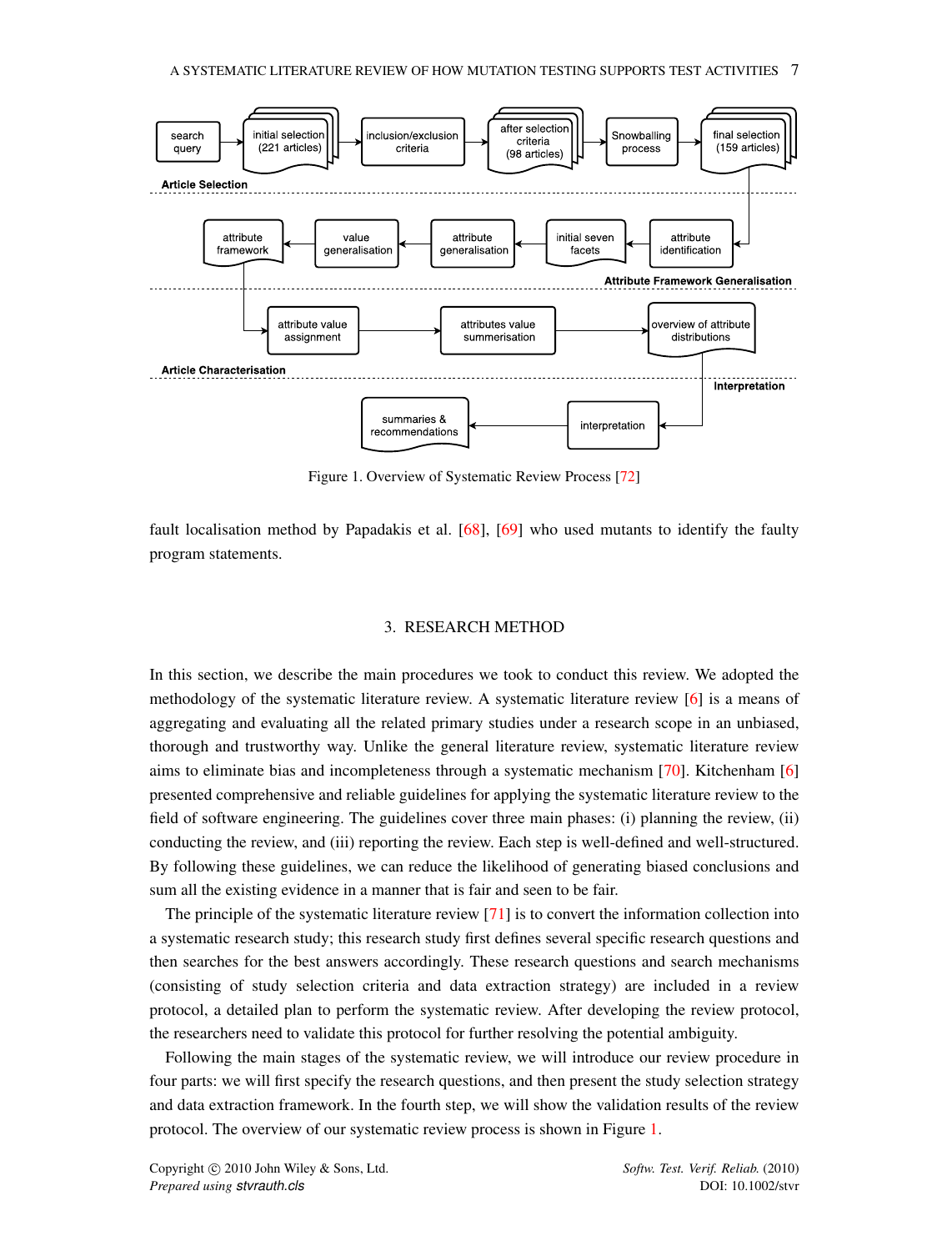Figure 1. Overview of Systematic Review Process [72]

fault localisation method by Papadakis et al. [68], [69] who used mutants to identify the faulty program statements.

## 3. RESEARCH METHOD

In this section, we describe the main procedures we took to conduct this review. We adopted the methodology of the systematic literature review. A systematic literature review [6] is a means of aggregating and evaluating all the related primary studies under a research scope in an unbiased, thorough and trustworthy way. Unlike the general literature review, systematic literature review aims to eliminate bias and incompleteness through a systematic mechanism [70]. Kitchenham [6] presented comprehensive and reliable guidelines for applying the systematic literature review to the field of software engineering. The guidelines cover three main phases: (i) planning the review, (ii) conducting the review, and (iii) reporting the review. Each step is well-defined and well-structured. By following these guidelines, we can reduce the likelihood of generating biased conclusions and sum all the existing evidence in a manner that is fair and seen to be fair.

The principle of the systematic literature review [71] is to convert the information collection into a systematic research study; this research study first defines several specific research questions and then searches for the best answers accordingly. These research questions and search mechanisms (consisting of study selection criteria and data extraction strategy) are included in a review protocol, a detailed plan to perform the systematic review. After developing the review protocol, the researchers need to validate this protocol for further resolving the potential ambiguity.

Following the main stages of the systematic review, we will introduce our review procedure in four parts: we will first specify the research questions, and then present the study selection strategy and data extraction framework. In the fourth step, we will show the validation results of the review protocol. The overview of our systematic review process is shown in Figure 1.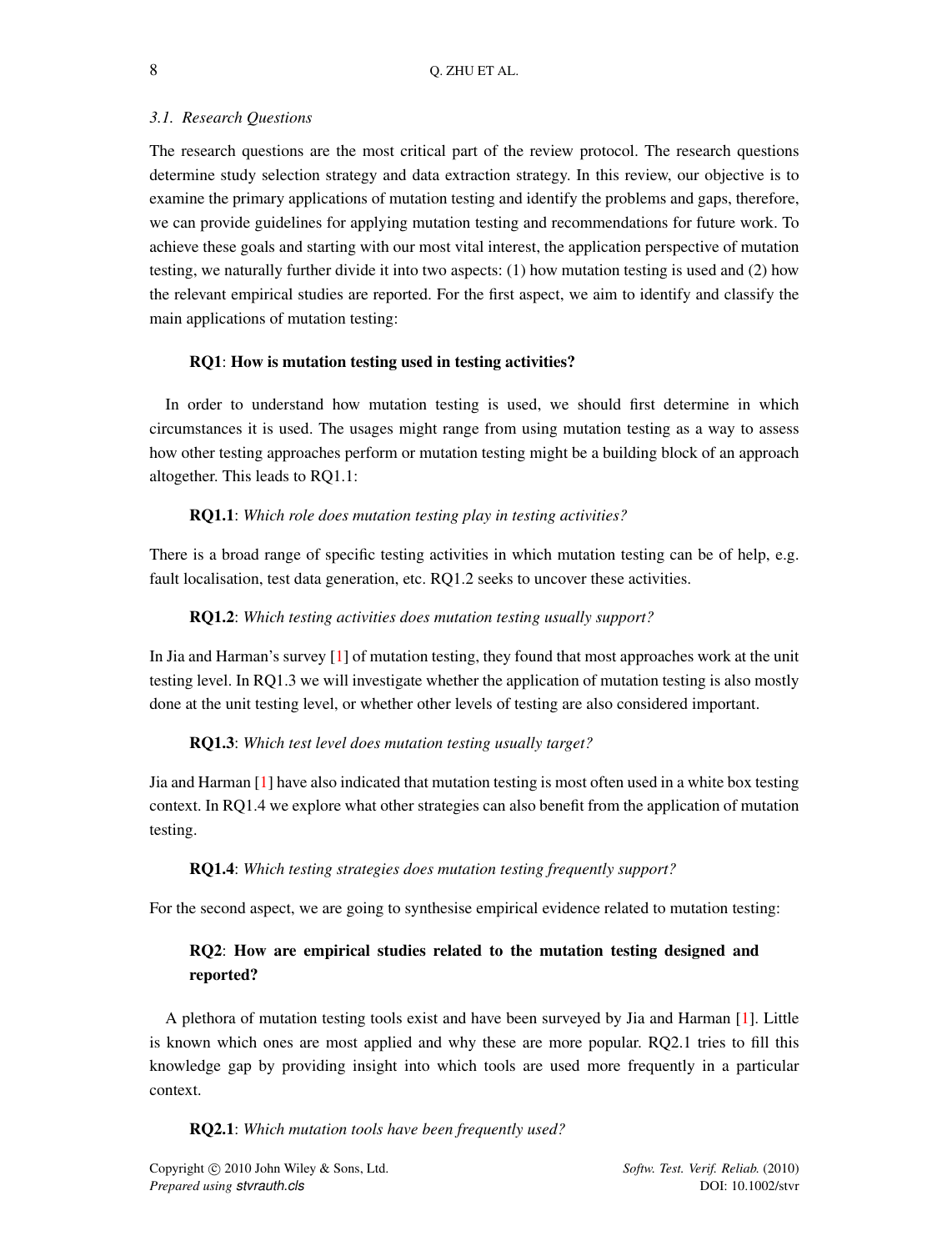### 3.1. Research Questions

The research questions are the most critical part of the review protocol. The research questions determine study selection strategy and data extraction strategy. In this review, our objective is to examine the primary applications of mutation testing and identify the problems and gaps, therefore, we can provide guidelines for applying mutation testing and recommendations for future work. To achieve these goals and starting with our most vital interest, the application perspective of mutation testing, we naturally further divide it into two aspects: (1) how mutation testing is used and (2) how the relevant empirical studies are reported. For the first aspect, we aim to identify and classify the main applications of mutation testing:

**RQ1**: **How is mutation testing used in testing activities?**

In order to understand how mutation testing is used, we should first determine in which circumstances it is used. The usages might range from using mutation testing as a way to assess how other testing approaches perform or mutation testing might be a building block of an approach altogether. This leads to RQ1.1:

**RQ1.1**: *Which role does mutation testing play in testing activities?*

There is a broad range of specific testing activities in which mutation testing can be of help, e.g. fault localisation, test data generation, etc. RQ1.2 seeks to uncover these activities.

**RQ1.2**: *Which testing activities does mutation testing usually support?*

In Jia and Harman's survey [1] of mutation testing, they found that most approaches work at the unit testing level. In RQ1.3 we will investigate whether the application of mutation testing is also mostly done at the unit testing level, or whether other levels of testing are also considered important.

**RQ1.3**: *Which test level does mutation testing usually target?*

Jia and Harman [1] have also indicated that mutation testing is most often used in a white box testing context. In RQ1.4 we explore what other strategies can also benefit from the application of mutation testing.

**RQ1.4**: *Which testing strategies does mutation testing frequently support?*

For the second aspect, we are going to synthesise empirical evidence related to mutation testing:

**RQ2**: **How are empirical studies related to the mutation testing designed and reported?**

A plethora of mutation testing tools exist and have been surveyed by Jia and Harman [1]. Little is known which ones are most applied and why these are more popular. RQ2.1 tries to fill this knowledge gap by providing insight into which tools are used more frequently in a particular context.

**RQ2.1**: *Which mutation tools have been frequently used?*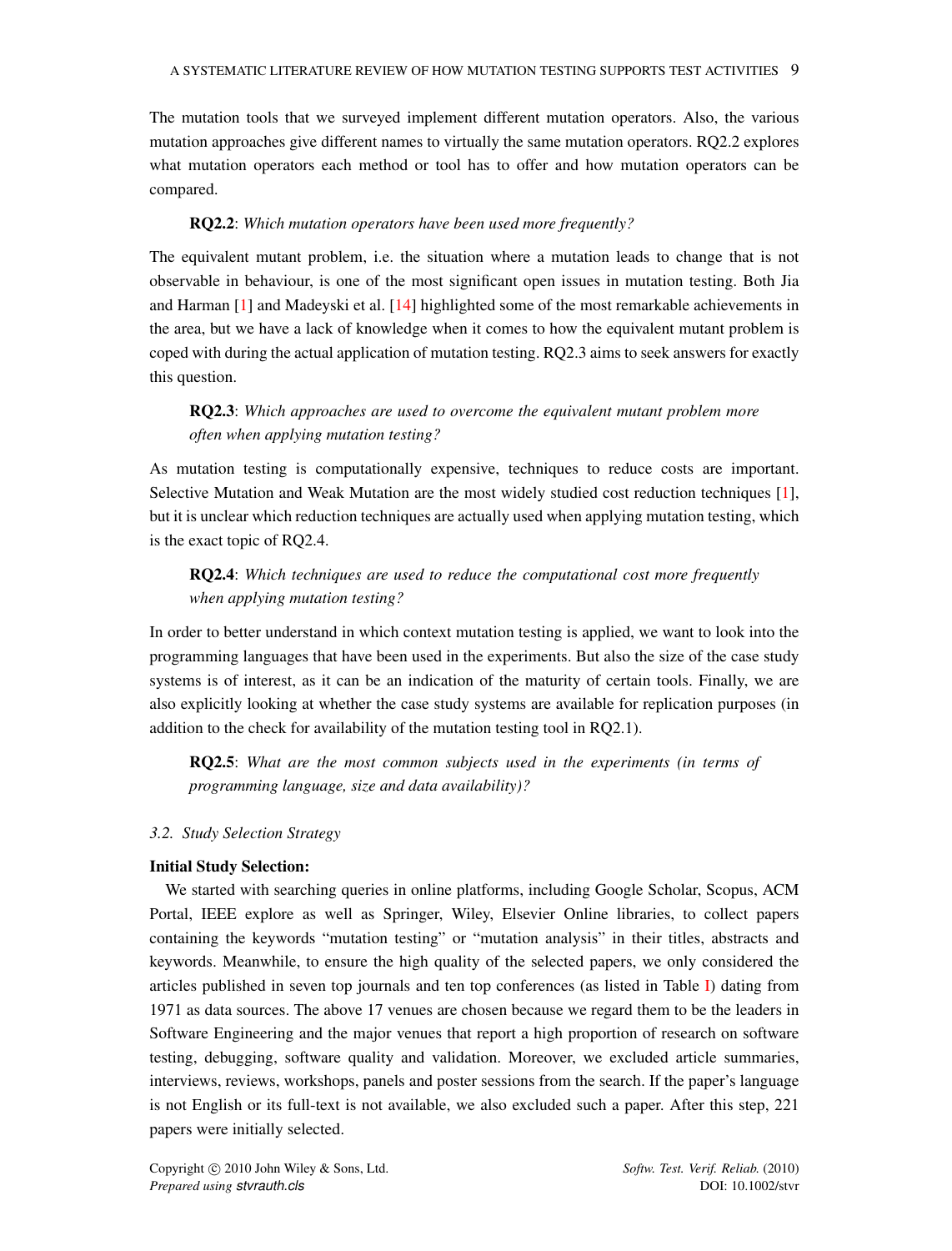The mutation tools that we surveyed implement different mutation operators. Also, the various mutation approaches give different names to virtually the same mutation operators. RQ2.2 explores what mutation operators each method or tool has to offer and how mutation operators can be compared.

> **RQ2.2**: *Which mutation operators have been used more frequently?*

The equivalent mutant problem, i.e. the situation where a mutation leads to change that is not observable in behaviour, is one of the most significant open issues in mutation testing. Both Jia and Harman [1] and Madeyski et al. [14] highlighted some of the most remarkable achievements in the area, but we have a lack of knowledge when it comes to how the equivalent mutant problem is coped with during the actual application of mutation testing. RQ2.3 aims to seek answers for exactly this question.

> **RQ2.3**: *Which approaches are used to overcome the equivalent mutant problem more often when applying mutation testing?*

As mutation testing is computationally expensive, techniques to reduce costs are important. Selective Mutation and Weak Mutation are the most widely studied cost reduction techniques [1], but it is unclear which reduction techniques are actually used when applying mutation testing, which is the exact topic of RQ2.4.

> **RQ2.4**: *Which techniques are used to reduce the computational cost more frequently when applying mutation testing?*

In order to better understand in which context mutation testing is applied, we want to look into the programming languages that have been used in the experiments. But also the size of the case study systems is of interest, as it can be an indication of the maturity of certain tools. Finally, we are also explicitly looking at whether the case study systems are available for replication purposes (in addition to the check for availability of the mutation testing tool in RQ2.1).

> **RQ2.5**: *What are the most common subjects used in the experiments (in terms of programming language, size and data availability)?*

### *3.2. Study Selection Strategy*

**Initial Study Selection:**

We started with searching queries in online platforms, including Google Scholar, Scopus, ACM Portal, IEEE explore as well as Springer, Wiley, Elsevier Online libraries, to collect papers containing the keywords "mutation testing" or "mutation analysis" in their titles, abstracts and keywords. Meanwhile, to ensure the high quality of the selected papers, we only considered the articles published in seven top journals and ten top conferences (as listed in Table I) dating from 1971 as data sources. The above 17 venues are chosen because we regard them to be the leaders in Software Engineering and the major venues that report a high proportion of research on software testing, debugging, software quality and validation. Moreover, we excluded article summaries, interviews, reviews, workshops, panels and poster sessions from the search. If the paper's language is not English or its full-text is not available, we also excluded such a paper. After this step, 221 papers were initially selected.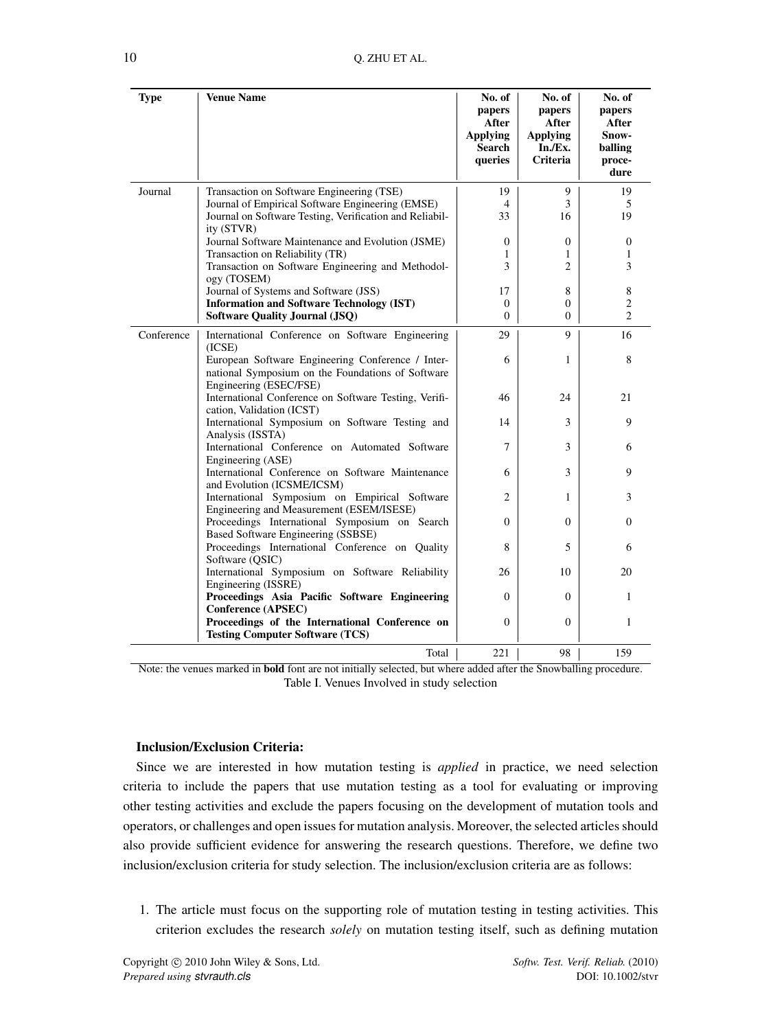| Type | Venue Name | No. of papers After Applying Search queries | No. of papers After Applying In./Ex. Criteria | No. of papers After Snow-balling proce-dure |
|---|---|---|---|---|
| Journal | Transaction on Software Engineering (TSE) | 19 | 9 | 19 |
| | Journal of Empirical Software Engineering (EMSE) | 4 | 3 | 5 |
| | Journal on Software Testing, Verification and Reliability (STVR) | 33 | 16 | 19 |
| | Journal Software Maintenance and Evolution (JSME) | 0 | 0 | 0 |
| | Transaction on Reliability (TR) | 1 | 1 | 1 |
| | Transaction on Software Engineering and Methodology (TOSEM) | 3 | 2 | 3 |
| | Journal of Systems and Software (JSS) | 17 | 8 | 8 |
| | **Information and Software Technology (IST)** | 0 | 0 | 2 |
| | **Software Quality Journal (JSQ)** | 0 | 0 | 2 |
| Conference | International Conference on Software Engineering (ICSE) | 29 | 9 | 16 |
| | European Software Engineering Conference / International Symposium on the Foundations of Software Engineering (ESEC/FSE) | 6 | 1 | 8 |
| | International Conference on Software Testing, Verification, Validation (ICST) | 46 | 24 | 21 |
| | International Symposium on Software Testing and Analysis (ISSTA) | 14 | 3 | 9 |
| | International Conference on Automated Software Engineering (ASE) | 7 | 3 | 6 |
| | International Conference on Software Maintenance and Evolution (ICSME/ICSM) | 6 | 3 | 9 |
| | International Symposium on Empirical Software Engineering and Measurement (ESEM/ISESE) | 2 | 1 | 3 |
| | Proceedings International Symposium on Search Based Software Engineering (SSBSE) | 0 | 0 | 0 |
| | Proceedings International Conference on Quality Software (QSIC) | 8 | 5 | 6 |
| | International Symposium on Software Reliability Engineering (ISSRE) | 26 | 10 | 20 |
| | **Proceedings Asia Pacific Software Engineering Conference (APSEC)** | 0 | 0 | 1 |
| | **Proceedings of the International Conference on Testing Computer Software (TCS)** | 0 | 0 | 1 |
| | Total | 221 | 98 | 159 |

Note: the venues marked in **bold** font are not initially selected, but where added after the Snowballing procedure.

Table I. Venues Involved in study selection

**Inclusion/Exclusion Criteria:**

Since we are interested in how mutation testing is *applied* in practice, we need selection criteria to include the papers that use mutation testing as a tool for evaluating or improving other testing activities and exclude the papers focusing on the development of mutation tools and operators, or challenges and open issues for mutation analysis. Moreover, the selected articles should also provide sufficient evidence for answering the research questions. Therefore, we define two inclusion/exclusion criteria for study selection. The inclusion/exclusion criteria are as follows:

1. The article must focus on the supporting role of mutation testing in testing activities. This criterion excludes the research *solely* on mutation testing itself, such as defining mutation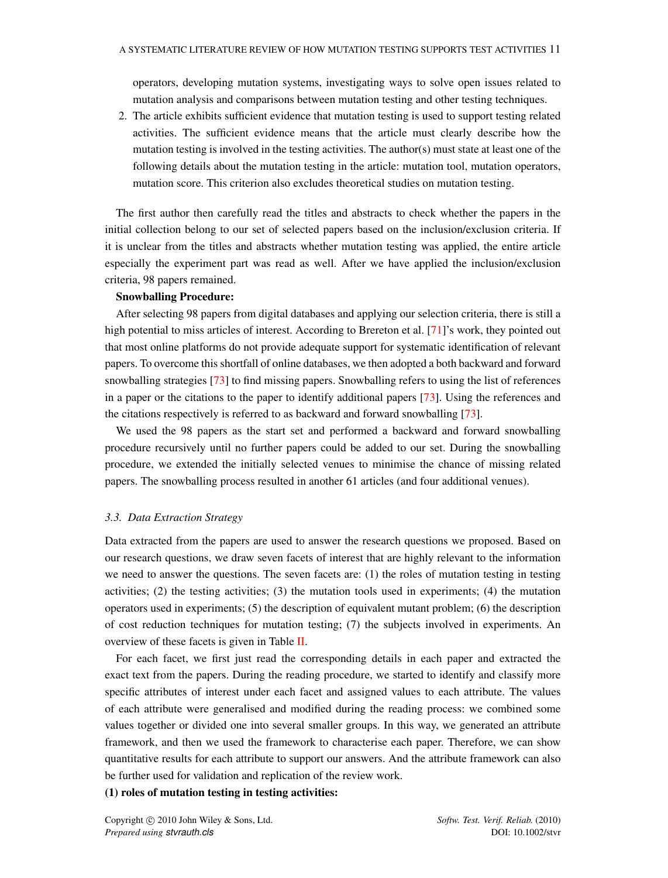operators, developing mutation systems, investigating ways to solve open issues related to mutation analysis and comparisons between mutation testing and other testing techniques.

2. The article exhibits sufficient evidence that mutation testing is used to support testing related activities. The sufficient evidence means that the article must clearly describe how the mutation testing is involved in the testing activities. The author(s) must state at least one of the following details about the mutation testing in the article: mutation tool, mutation operators, mutation score. This criterion also excludes theoretical studies on mutation testing.

The first author then carefully read the titles and abstracts to check whether the papers in the initial collection belong to our set of selected papers based on the inclusion/exclusion criteria. If it is unclear from the titles and abstracts whether mutation testing was applied, the entire article especially the experiment part was read as well. After we have applied the inclusion/exclusion criteria, 98 papers remained.

**Snowballing Procedure:**

After selecting 98 papers from digital databases and applying our selection criteria, there is still a high potential to miss articles of interest. According to Brereton et al. [71]'s work, they pointed out that most online platforms do not provide adequate support for systematic identification of relevant papers. To overcome this shortfall of online databases, we then adopted a both backward and forward snowballing strategies [73] to find missing papers. Snowballing refers to using the list of references in a paper or the citations to the paper to identify additional papers [73]. Using the references and the citations respectively is referred to as backward and forward snowballing [73].

We used the 98 papers as the start set and performed a backward and forward snowballing procedure recursively until no further papers could be added to our set. During the snowballing procedure, we extended the initially selected venues to minimise the chance of missing related papers. The snowballing process resulted in another 61 articles (and four additional venues).

### *3.3. Data Extraction Strategy*

Data extracted from the papers are used to answer the research questions we proposed. Based on our research questions, we draw seven facets of interest that are highly relevant to the information we need to answer the questions. The seven facets are: (1) the roles of mutation testing in testing activities; (2) the testing activities; (3) the mutation tools used in experiments; (4) the mutation operators used in experiments; (5) the description of equivalent mutant problem; (6) the description of cost reduction techniques for mutation testing; (7) the subjects involved in experiments. An overview of these facets is given in Table II.

For each facet, we first just read the corresponding details in each paper and extracted the exact text from the papers. During the reading procedure, we started to identify and classify more specific attributes of interest under each facet and assigned values to each attribute. The values of each attribute were generalised and modified during the reading process: we combined some values together or divided one into several smaller groups. In this way, we generated an attribute framework, and then we used the framework to characterise each paper. Therefore, we can show quantitative results for each attribute to support our answers. And the attribute framework can also be further used for validation and replication of the review work.

**(1) roles of mutation testing in testing activities:**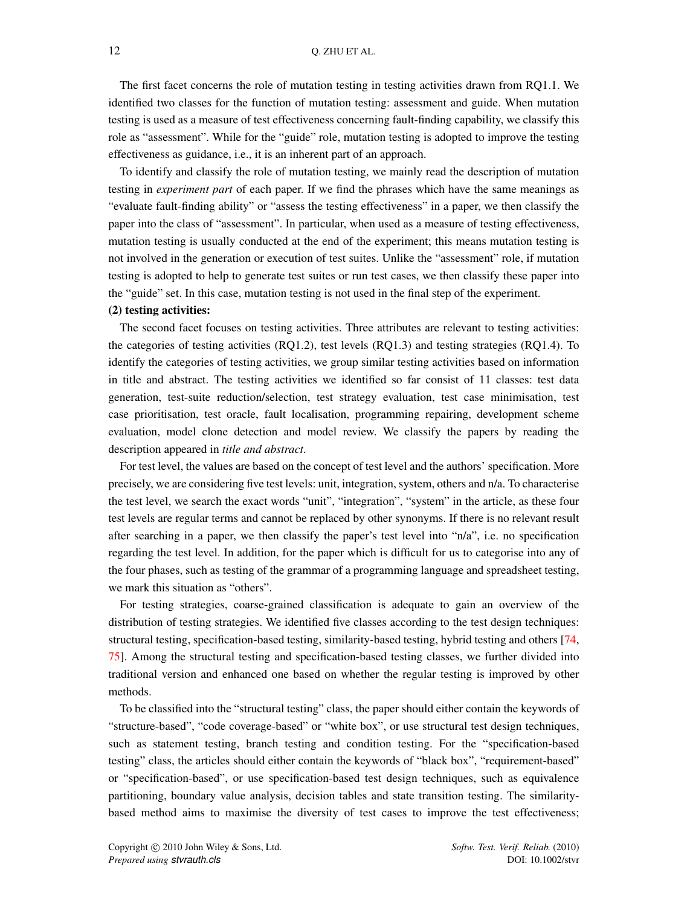The first facet concerns the role of mutation testing in testing activities drawn from RQ1.1. We identified two classes for the function of mutation testing: assessment and guide. When mutation testing is used as a measure of test effectiveness concerning fault-finding capability, we classify this role as "assessment". While for the "guide" role, mutation testing is adopted to improve the testing effectiveness as guidance, i.e., it is an inherent part of an approach.

To identify and classify the role of mutation testing, we mainly read the description of mutation testing in *experiment part* of each paper. If we find the phrases which have the same meanings as "evaluate fault-finding ability" or "assess the testing effectiveness" in a paper, we then classify the paper into the class of "assessment". In particular, when used as a measure of testing effectiveness, mutation testing is usually conducted at the end of the experiment; this means mutation testing is not involved in the generation or execution of test suites. Unlike the "assessment" role, if mutation testing is adopted to help to generate test suites or run test cases, we then classify these paper into the "guide" set. In this case, mutation testing is not used in the final step of the experiment.

**(2) testing activities:**

The second facet focuses on testing activities. Three attributes are relevant to testing activities: the categories of testing activities (RQ1.2), test levels (RQ1.3) and testing strategies (RQ1.4). To identify the categories of testing activities, we group similar testing activities based on information in title and abstract. The testing activities we identified so far consist of 11 classes: test data generation, test-suite reduction/selection, test strategy evaluation, test case minimisation, test case prioritisation, test oracle, fault localisation, programming repairing, development scheme evaluation, model clone detection and model review. We classify the papers by reading the description appeared in *title and abstract*.

For test level, the values are based on the concept of test level and the authors' specification. More precisely, we are considering five test levels: unit, integration, system, others and n/a. To characterise the test level, we search the exact words "unit", "integration", "system" in the article, as these four test levels are regular terms and cannot be replaced by other synonyms. If there is no relevant result after searching in a paper, we then classify the paper's test level into "n/a", i.e. no specification regarding the test level. In addition, for the paper which is difficult for us to categorise into any of the four phases, such as testing of the grammar of a programming language and spreadsheet testing, we mark this situation as "others".

For testing strategies, coarse-grained classification is adequate to gain an overview of the distribution of testing strategies. We identified five classes according to the test design techniques: structural testing, specification-based testing, similarity-based testing, hybrid testing and others [74, 75]. Among the structural testing and specification-based testing classes, we further divided into traditional version and enhanced one based on whether the regular testing is improved by other methods.

To be classified into the "structural testing" class, the paper should either contain the keywords of "structure-based", "code coverage-based" or "white box", or use structural test design techniques, such as statement testing, branch testing and condition testing. For the "specification-based testing" class, the articles should either contain the keywords of "black box", "requirement-based" or "specification-based", or use specification-based test design techniques, such as equivalence partitioning, boundary value analysis, decision tables and state transition testing. The similarity-based method aims to maximise the diversity of test cases to improve the test effectiveness;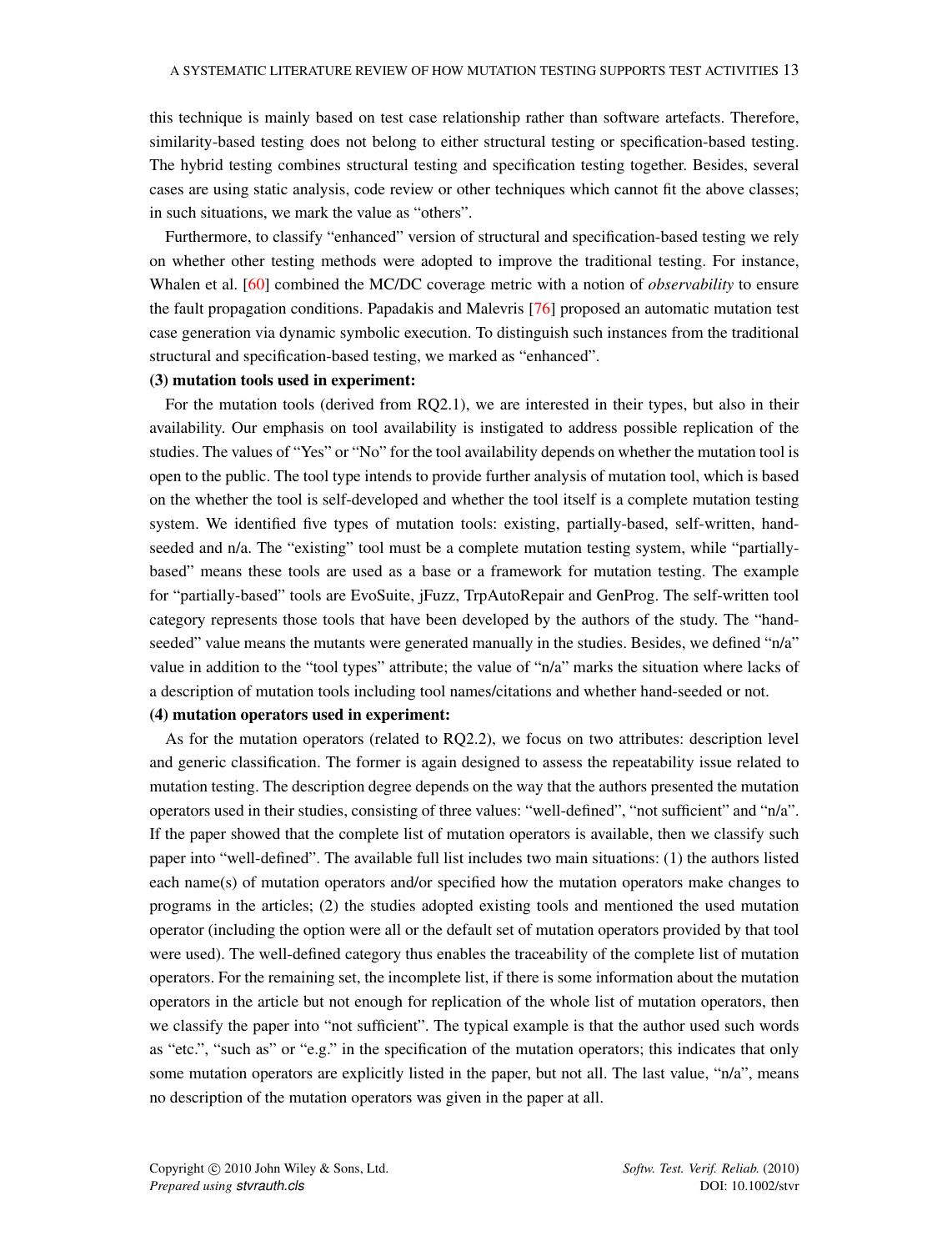this technique is mainly based on test case relationship rather than software artefacts. Therefore, similarity-based testing does not belong to either structural testing or specification-based testing. The hybrid testing combines structural testing and specification testing together. Besides, several cases are using static analysis, code review or other techniques which cannot fit the above classes; in such situations, we mark the value as "others".

Furthermore, to classify "enhanced" version of structural and specification-based testing we rely on whether other testing methods were adopted to improve the traditional testing. For instance, Whalen et al. [60] combined the MC/DC coverage metric with a notion of *observability* to ensure the fault propagation conditions. Papadakis and Malevris [76] proposed an automatic mutation test case generation via dynamic symbolic execution. To distinguish such instances from the traditional structural and specification-based testing, we marked as "enhanced".

**(3) mutation tools used in experiment:**

For the mutation tools (derived from RQ2.1), we are interested in their types, but also in their availability. Our emphasis on tool availability is instigated to address possible replication of the studies. The values of "Yes" or "No" for the tool availability depends on whether the mutation tool is open to the public. The tool type intends to provide further analysis of mutation tool, which is based on the whether the tool is self-developed and whether the tool itself is a complete mutation testing system. We identified five types of mutation tools: existing, partially-based, self-written, hand-seeded and n/a. The "existing" tool must be a complete mutation testing system, while "partially-based" means these tools are used as a base or a framework for mutation testing. The example for "partially-based" tools are EvoSuite, jFuzz, TrpAutoRepair and GenProg. The self-written tool category represents those tools that have been developed by the authors of the study. The "hand-seeded" value means the mutants were generated manually in the studies. Besides, we defined "n/a" value in addition to the "tool types" attribute; the value of "n/a" marks the situation where lacks of a description of mutation tools including tool names/citations and whether hand-seeded or not.

**(4) mutation operators used in experiment:**

As for the mutation operators (related to RQ2.2), we focus on two attributes: description level and generic classification. The former is again designed to assess the repeatability issue related to mutation testing. The description degree depends on the way that the authors presented the mutation operators used in their studies, consisting of three values: "well-defined", "not sufficient" and "n/a". If the paper showed that the complete list of mutation operators is available, then we classify such paper into "well-defined". The available full list includes two main situations: (1) the authors listed each name(s) of mutation operators and/or specified how the mutation operators make changes to programs in the articles; (2) the studies adopted existing tools and mentioned the used mutation operator (including the option were all or the default set of mutation operators provided by that tool were used). The well-defined category thus enables the traceability of the complete list of mutation operators. For the remaining set, the incomplete list, if there is some information about the mutation operators in the article but not enough for replication of the whole list of mutation operators, then we classify the paper into "not sufficient". The typical example is that the author used such words as "etc.", "such as" or "e.g." in the specification of the mutation operators; this indicates that only some mutation operators are explicitly listed in the paper, but not all. The last value, "n/a", means no description of the mutation operators was given in the paper at all.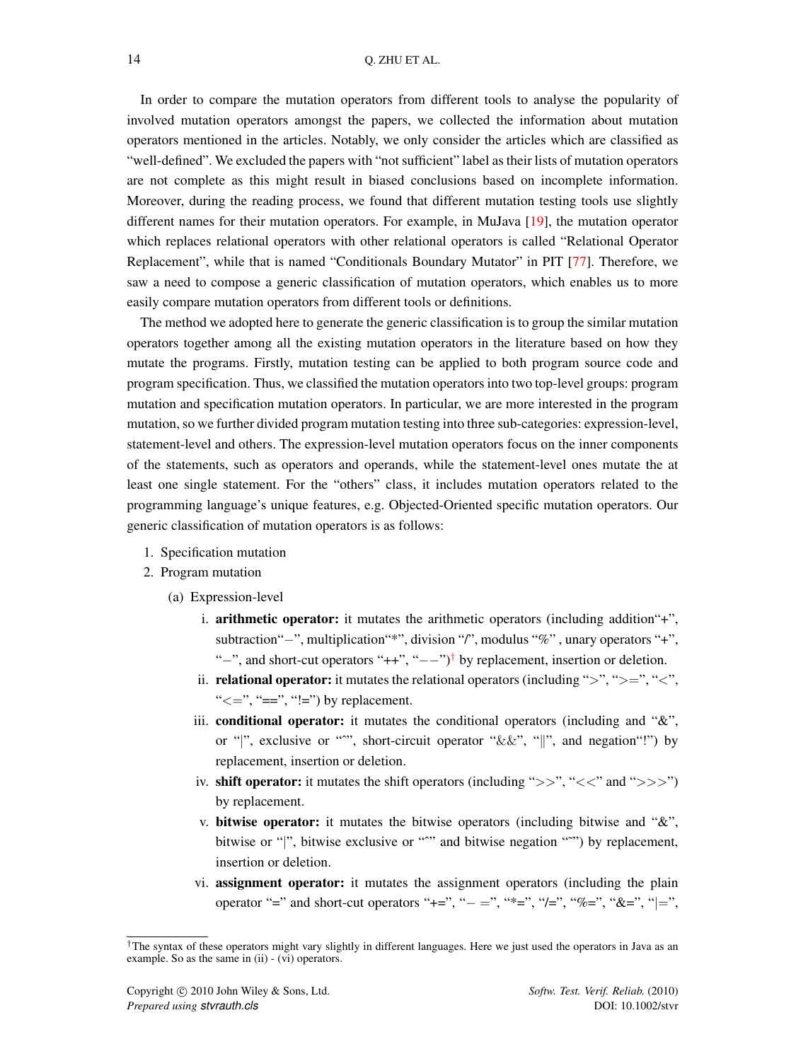In order to compare the mutation operators from different tools to analyse the popularity of involved mutation operators amongst the papers, we collected the information about mutation operators mentioned in the articles. Notably, we only consider the articles which are classified as "well-defined". We excluded the papers with "not sufficient" label as their lists of mutation operators are not complete as this might result in biased conclusions based on incomplete information. Moreover, during the reading process, we found that different mutation testing tools use slightly different names for their mutation operators. For example, in MuJava [19], the mutation operator which replaces relational operators with other relational operators is called "Relational Operator Replacement", while that is named "Conditionals Boundary Mutator" in PIT [77]. Therefore, we saw a need to compose a generic classification of mutation operators, which enables us to more easily compare mutation operators from different tools or definitions.

The method we adopted here to generate the generic classification is to group the similar mutation operators together among all the existing mutation operators in the literature based on how they mutate the programs. Firstly, mutation testing can be applied to both program source code and program specification. Thus, we classified the mutation operators into two top-level groups: program mutation and specification mutation operators. In particular, we are more interested in the program mutation, so we further divided program mutation testing into three sub-categories: expression-level, statement-level and others. The expression-level mutation operators focus on the inner components of the statements, such as operators and operands, while the statement-level ones mutate the at least one single statement. For the "others" class, it includes mutation operators related to the programming language's unique features, e.g. Objected-Oriented specific mutation operators. Our generic classification of mutation operators is as follows:

1. Specification mutation
2. Program mutation
   (a) Expression-level
      i. **arithmetic operator:** it mutates the arithmetic operators (including addition"+", subtraction"−", multiplication"*", division "/", modulus "%" , unary operators "+", "−", and short-cut operators "++", "−−")[†] by replacement, insertion or deletion.
      ii. **relational operator:** it mutates the relational operators (including ">", ">=", "<", "<=", "==", "!=") by replacement.
      iii. **conditional operator:** it mutates the conditional operators (including and "&", or "|", exclusive or "^", short-circuit operator "&&", "||", and negation"!") by replacement, insertion or deletion.
      iv. **shift operator:** it mutates the shift operators (including ">>", "<<" and ">>>") by replacement.
      v. **bitwise operator:** it mutates the bitwise operators (including bitwise and "&", bitwise or "|", bitwise exclusive or "^" and bitwise negation "~") by replacement, insertion or deletion.
      vi. **assignment operator:** it mutates the assignment operators (including the plain operator "=" and short-cut operators "+=", "−=", "*=", "/=", "%=", "&=", "|=",

[†]The syntax of these operators might vary slightly in different languages. Here we just used the operators in Java as an example. So as the same in (ii) - (vi) operators.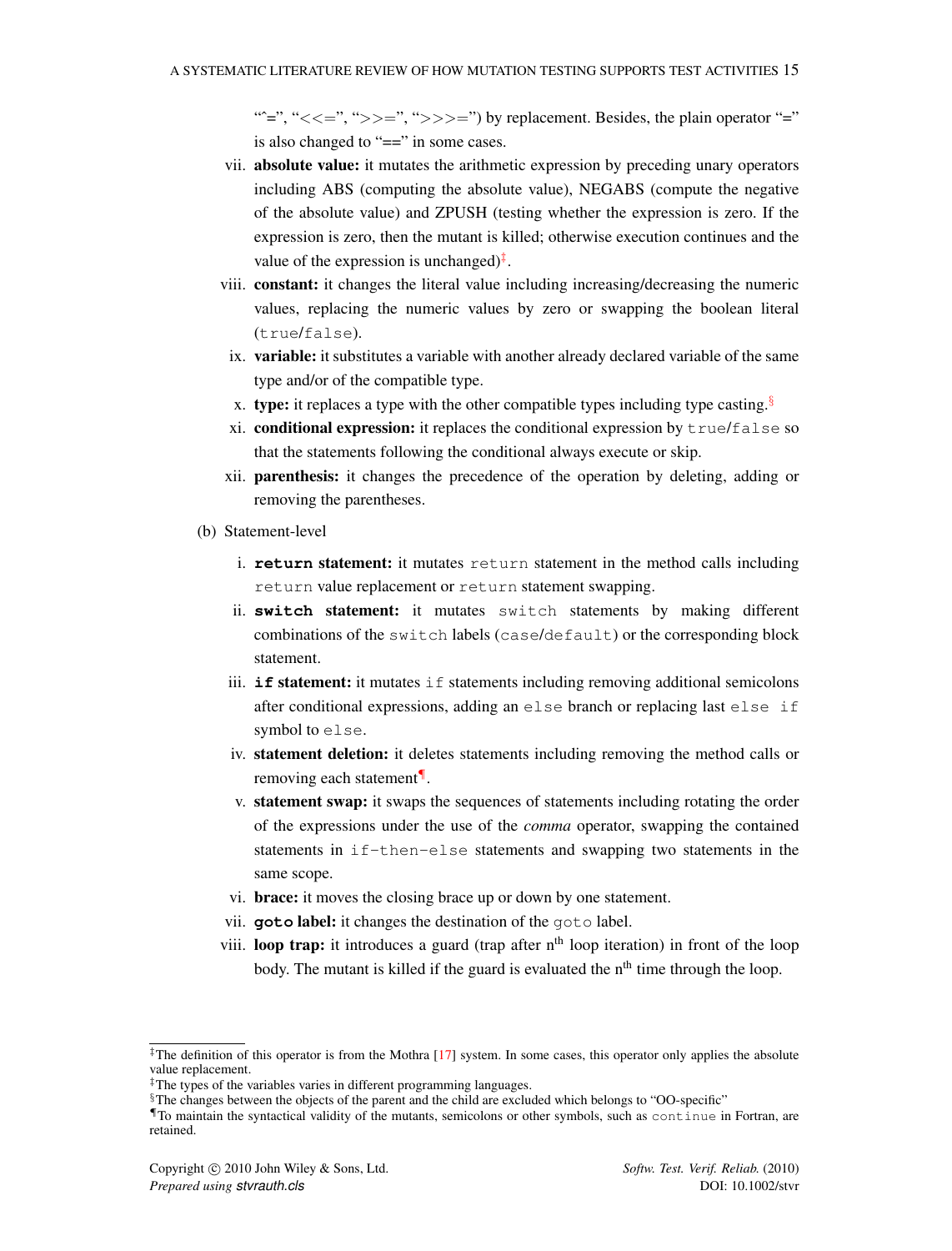"^=", "<<=", ">>=", ">>>=") by replacement. Besides, the plain operator "=" is also changed to "==" in some cases.

vii. **absolute value:** it mutates the arithmetic expression by preceding unary operators including ABS (computing the absolute value), NEGABS (compute the negative of the absolute value) and ZPUSH (testing whether the expression is zero. If the expression is zero, then the mutant is killed; otherwise execution continues and the value of the expression is unchanged)[‡].

viii. **constant:** it changes the literal value including increasing/decreasing the numeric values, replacing the numeric values by zero or swapping the boolean literal (`true`/`false`).

ix. **variable:** it substitutes a variable with another already declared variable of the same type and/or of the compatible type.

x. **type:** it replaces a type with the other compatible types including type casting.[§]

xi. **conditional expression:** it replaces the conditional expression by `true`/`false` so that the statements following the conditional always execute or skip.

xii. **parenthesis:** it changes the precedence of the operation by deleting, adding or removing the parentheses.

(b) Statement-level

i. **`return` statement:** it mutates `return` statement in the method calls including `return` value replacement or `return` statement swapping.

ii. **`switch` statement:** it mutates `switch` statements by making different combinations of the `switch` labels (`case`/`default`) or the corresponding block statement.

iii. **`if` statement:** it mutates `if` statements including removing additional semicolons after conditional expressions, adding an `else` branch or replacing last `else if` symbol to `else`.

iv. **statement deletion:** it deletes statements including removing the method calls or removing each statement[¶].

v. **statement swap:** it swaps the sequences of statements including rotating the order of the expressions under the use of the *comma* operator, swapping the contained statements in `if-then-else` statements and swapping two statements in the same scope.

vi. **brace:** it moves the closing brace up or down by one statement.

vii. **`goto` label:** it changes the destination of the `goto` label.

viii. **loop trap:** it introduces a guard (trap after $n^{th}$ loop iteration) in front of the loop body. The mutant is killed if the guard is evaluated the $n^{th}$ time through the loop.

---

[‡]The definition of this operator is from the Mothra [17] system. In some cases, this operator only applies the absolute value replacement.

[‡]The types of the variables varies in different programming languages.

[§]The changes between the objects of the parent and the child are excluded which belongs to "OO-specific"

[¶]To maintain the syntactical validity of the mutants, semicolons or other symbols, such as `continue` in Fortran, are retained.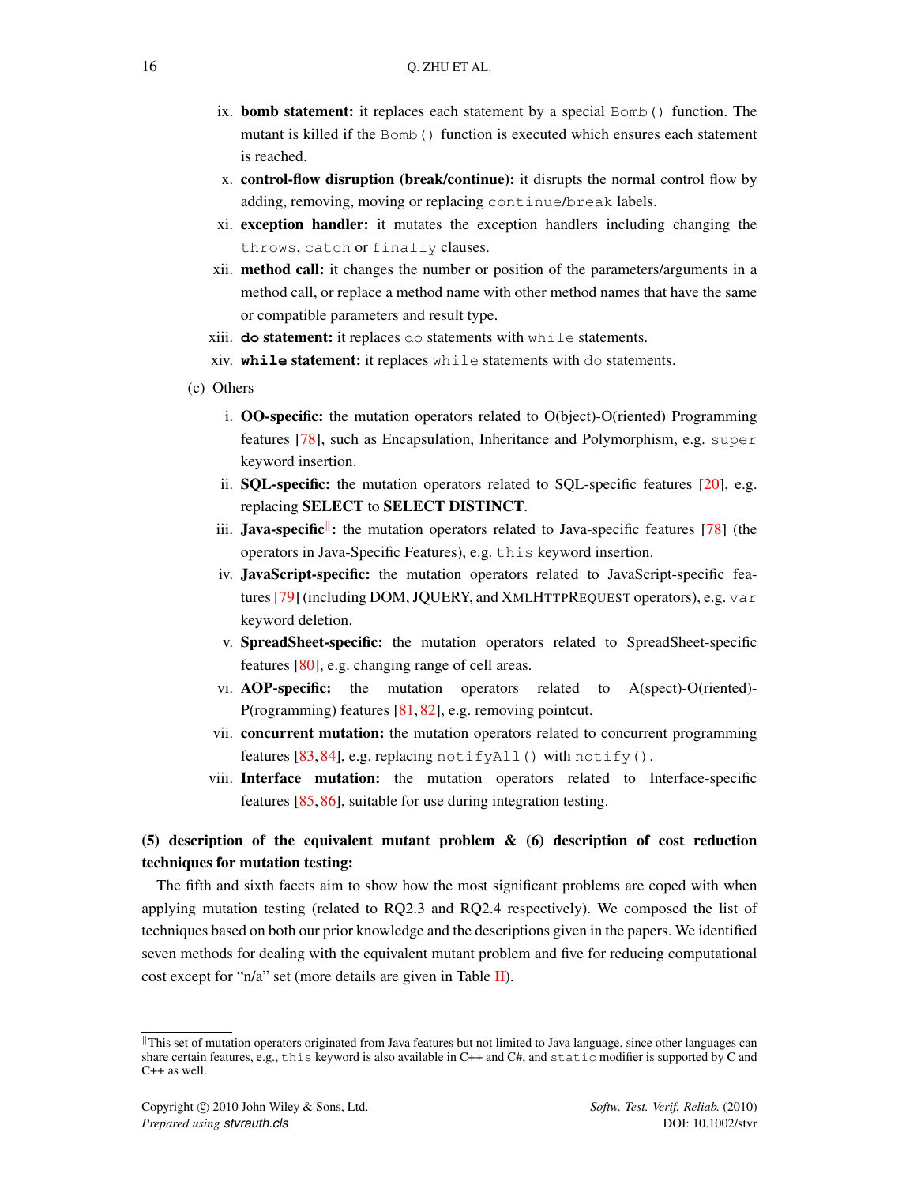ix. **bomb statement:** it replaces each statement by a special `Bomb()` function. The mutant is killed if the `Bomb()` function is executed which ensures each statement is reached.

x. **control-flow disruption (break/continue):** it disrupts the normal control flow by adding, removing, moving or replacing `continue`/`break` labels.

xi. **exception handler:** it mutates the exception handlers including changing the `throws`, `catch` or `finally` clauses.

xii. **method call:** it changes the number or position of the parameters/arguments in a method call, or replace a method name with other method names that have the same or compatible parameters and result type.

xiii. **`do` statement:** it replaces `do` statements with `while` statements.

xiv. **`while` statement:** it replaces `while` statements with `do` statements.

(c) Others

i. **OO-specific:** the mutation operators related to O(bject)-O(riented) Programming features [78], such as Encapsulation, Inheritance and Polymorphism, e.g. `super` keyword insertion.

ii. **SQL-specific:** the mutation operators related to SQL-specific features [20], e.g. replacing **SELECT** to **SELECT DISTINCT**.

iii. **Java-specific**[‖]**:** the mutation operators related to Java-specific features [78] (the operators in Java-Specific Features), e.g. `this` keyword insertion.

iv. **JavaScript-specific:** the mutation operators related to JavaScript-specific features [79] (including DOM, JQUERY, and XMLHTTPREQUEST operators), e.g. `var` keyword deletion.

v. **SpreadSheet-specific:** the mutation operators related to SpreadSheet-specific features [80], e.g. changing range of cell areas.

vi. **AOP-specific:** the mutation operators related to A(spect)-O(riented)-P(rogramming) features [81, 82], e.g. removing pointcut.

vii. **concurrent mutation:** the mutation operators related to concurrent programming features [83, 84], e.g. replacing `notifyAll()` with `notify()`.

viii. **Interface mutation:** the mutation operators related to Interface-specific features [85, 86], suitable for use during integration testing.

**(5) description of the equivalent mutant problem & (6) description of cost reduction techniques for mutation testing:**

The fifth and sixth facets aim to show how the most significant problems are coped with when applying mutation testing (related to RQ2.3 and RQ2.4 respectively). We composed the list of techniques based on both our prior knowledge and the descriptions given in the papers. We identified seven methods for dealing with the equivalent mutant problem and five for reducing computational cost except for "n/a" set (more details are given in Table II).

‖This set of mutation operators originated from Java features but not limited to Java language, since other languages can share certain features, e.g., `this` keyword is also available in C++ and C#, and `static` modifier is supported by C and C++ as well.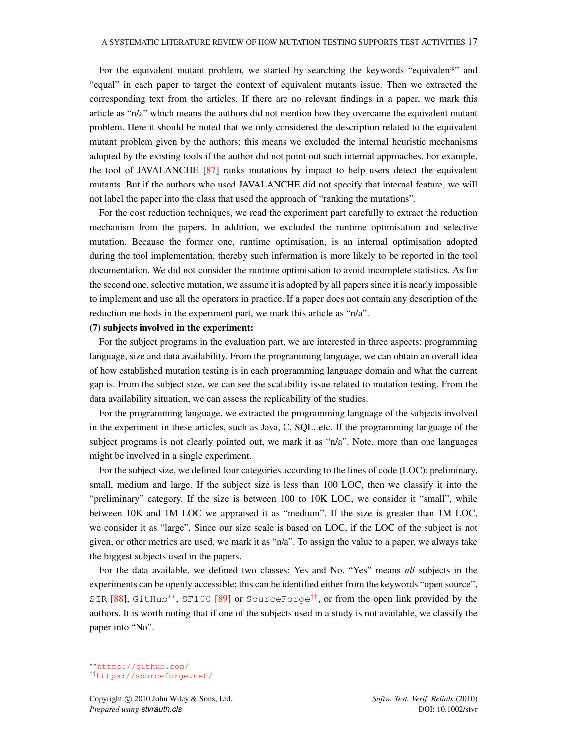For the equivalent mutant problem, we started by searching the keywords "equivalen*" and "equal" in each paper to target the context of equivalent mutants issue. Then we extracted the corresponding text from the articles. If there are no relevant findings in a paper, we mark this article as "n/a" which means the authors did not mention how they overcame the equivalent mutant problem. Here it should be noted that we only considered the description related to the equivalent mutant problem given by the authors; this means we excluded the internal heuristic mechanisms adopted by the existing tools if the author did not point out such internal approaches. For example, the tool of JAVALANCHE [87] ranks mutations by impact to help users detect the equivalent mutants. But if the authors who used JAVALANCHE did not specify that internal feature, we will not label the paper into the class that used the approach of "ranking the mutations".

For the cost reduction techniques, we read the experiment part carefully to extract the reduction mechanism from the papers. In addition, we excluded the runtime optimisation and selective mutation. Because the former one, runtime optimisation, is an internal optimisation adopted during the tool implementation, thereby such information is more likely to be reported in the tool documentation. We did not consider the runtime optimisation to avoid incomplete statistics. As for the second one, selective mutation, we assume it is adopted by all papers since it is nearly impossible to implement and use all the operators in practice. If a paper does not contain any description of the reduction methods in the experiment part, we mark this article as "n/a".

**(7) subjects involved in the experiment:**

For the subject programs in the evaluation part, we are interested in three aspects: programming language, size and data availability. From the programming language, we can obtain an overall idea of how established mutation testing is in each programming language domain and what the current gap is. From the subject size, we can see the scalability issue related to mutation testing. From the data availability situation, we can assess the replicability of the studies.

For the programming language, we extracted the programming language of the subjects involved in the experiment in these articles, such as Java, C, SQL, etc. If the programming language of the subject programs is not clearly pointed out, we mark it as "n/a". Note, more than one languages might be involved in a single experiment.

For the subject size, we defined four categories according to the lines of code (LOC): preliminary, small, medium and large. If the subject size is less than 100 LOC, then we classify it into the "preliminary" category. If the size is between 100 to 10K LOC, we consider it "small", while between 10K and 1M LOC we appraised it as "medium". If the size is greater than 1M LOC, we consider it as "large". Since our size scale is based on LOC, if the LOC of the subject is not given, or other metrics are used, we mark it as "n/a". To assign the value to a paper, we always take the biggest subjects used in the papers.

For the data available, we defined two classes: Yes and No. "Yes" means *all* subjects in the experiments can be openly accessible; this can be identified either from the keywords "open source", `SIR` [88], `GitHub`**, `SF100` [89] or `SourceForge`††, or from the open link provided by the authors. It is worth noting that if one of the subjects used in a study is not available, we classify the paper into "No".

** https://github.com/

†† https://sourceforge.net/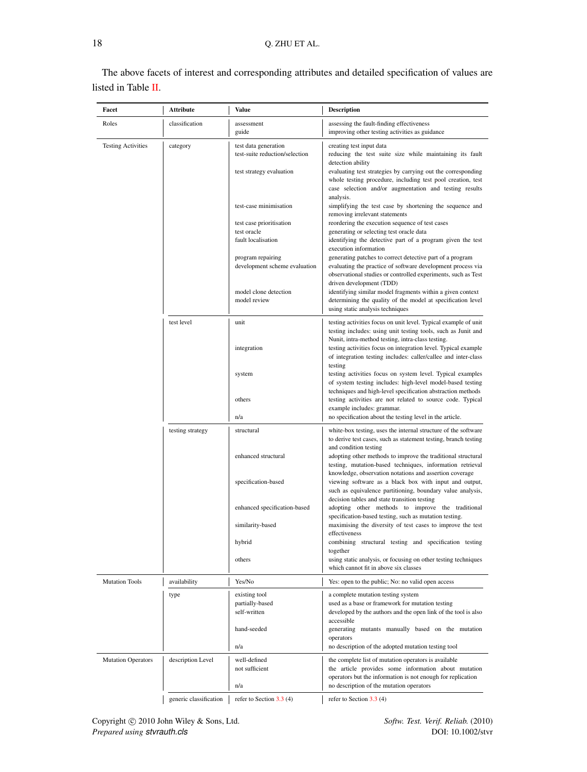The above facets of interest and corresponding attributes and detailed specification of values are listed in Table II.

| Facet | Attribute | Value | Description |
|---|---|---|---|
| Roles | classification | assessment | assessing the fault-finding effectiveness |
| | | guide | improving other testing activities as guidance |
| Testing Activities | category | test data generation | creating test input data |
| | | test-suite reduction/selection | reducing the test suite size while maintaining its fault detection ability |
| | | test strategy evaluation | evaluating test strategies by carrying out the corresponding whole testing procedure, including test pool creation, test case selection and/or augmentation and testing results analysis. |
| | | test-case minimisation | simplifying the test case by shortening the sequence and removing irrelevant statements |
| | | test case prioritisation | reordering the execution sequence of test cases |
| | | test oracle | generating or selecting test oracle data |
| | | fault localisation | identifying the detective part of a program given the test execution information |
| | | program repairing | generating patches to correct detective part of a program |
| | | development scheme evaluation | evaluating the practice of software development process via observational studies or controlled experiments, such as Test driven development (TDD) |
| | | model clone detection | identifying similar model fragments within a given context |
| | | model review | determining the quality of the model at specification level using static analysis techniques |
| | test level | unit | testing activities focus on unit level. Typical example of unit testing includes: using unit testing tools, such as Junit and Nunit, intra-method testing, intra-class testing. |
| | | integration | testing activities focus on integration level. Typical example of integration testing includes: caller/callee and inter-class testing |
| | | system | testing activities focus on system level. Typical examples of system testing includes: high-level model-based testing techniques and high-level specification abstraction methods |
| | | others | testing activities are not related to source code. Typical example includes: grammar. |
| | | n/a | no specification about the testing level in the article. |
| | testing strategy | structural | white-box testing, uses the internal structure of the software to derive test cases, such as statement testing, branch testing and condition testing |
| | | enhanced structural | adopting other methods to improve the traditional structural testing, mutation-based techniques, information retrieval knowledge, observation notations and assertion coverage |
| | | specification-based | viewing software as a black box with input and output, such as equivalence partitioning, boundary value analysis, decision tables and state transition testing |
| | | enhanced specification-based | adopting other methods to improve the traditional specification-based testing, such as mutation testing. |
| | | similarity-based | maximising the diversity of test cases to improve the test effectiveness |
| | | hybrid | combining structural testing and specification testing together |
| | | others | using static analysis, or focusing on other testing techniques which cannot fit in above six classes |
| Mutation Tools | availability | Yes/No | Yes: open to the public; No: no valid open access |
| | type | existing tool | a complete mutation testing system |
| | | partially-based | used as a base or framework for mutation testing |
| | | self-written | developed by the authors and the open link of the tool is also accessible |
| | | hand-seeded | generating mutants manually based on the mutation operators |
| | | n/a | no description of the adopted mutation testing tool |
| Mutation Operators | description Level | well-defined | the complete list of mutation operators is available |
| | | not sufficient | the article provides some information about mutation operators but the information is not enough for replication |
| | | n/a | no description of the mutation operators |
| | generic classification | refer to Section 3.3 (4) | refer to Section 3.3 (4) |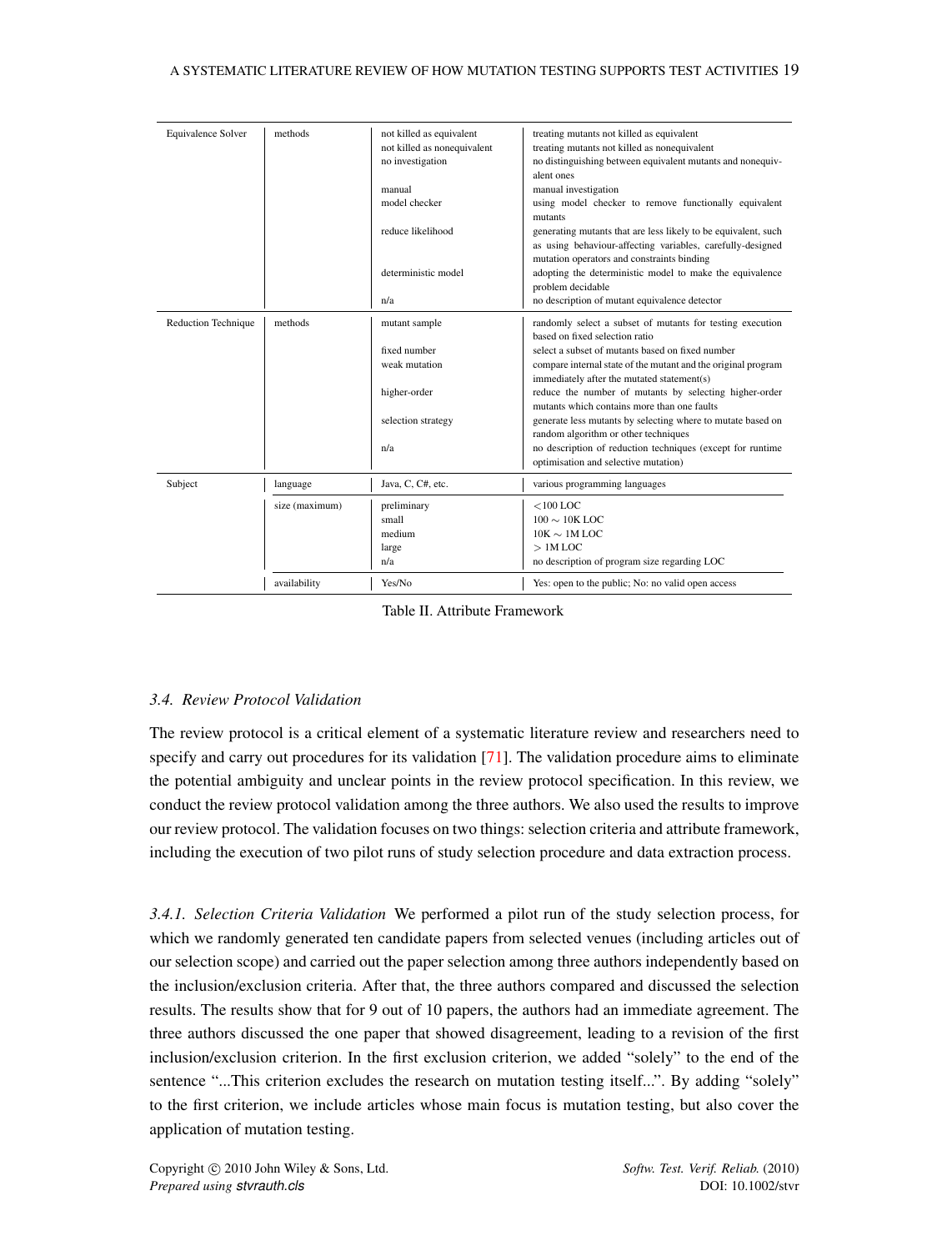| | | | |
|---|---|---|---|
| Equivalence Solver | methods | not killed as equivalent | treating mutants not killed as equivalent |
| | | not killed as nonequivalent | treating mutants not killed as nonequivalent |
| | | no investigation | no distinguishing between equivalent mutants and nonequivalent ones |
| | | manual | manual investigation |
| | | model checker | using model checker to remove functionally equivalent mutants |
| | | reduce likelihood | generating mutants that are less likely to be equivalent, such as using behaviour-affecting variables, carefully-designed mutation operators and constraints binding |
| | | deterministic model | adopting the deterministic model to make the equivalence problem decidable |
| | | n/a | no description of mutant equivalence detector |
| Reduction Technique | methods | mutant sample | randomly select a subset of mutants for testing execution based on fixed selection ratio |
| | | fixed number | select a subset of mutants based on fixed number |
| | | weak mutation | compare internal state of the mutant and the original program immediately after the mutated statement(s) |
| | | higher-order | reduce the number of mutants by selecting higher-order mutants which contains more than one faults |
| | | selection strategy | generate less mutants by selecting where to mutate based on random algorithm or other techniques |
| | | n/a | no description of reduction techniques (except for runtime optimisation and selective mutation) |
| Subject | language | Java, C, C#, etc. | various programming languages |
| | size (maximum) | preliminary | $<$100 LOC |
| | | small | 100 $\sim$ 10K LOC |
| | | medium | 10K $\sim$ 1M LOC |
| | | large | $>$ 1M LOC |
| | | n/a | no description of program size regarding LOC |
| | availability | Yes/No | Yes: open to the public; No: no valid open access |

Table II. Attribute Framework

### *3.4. Review Protocol Validation*

The review protocol is a critical element of a systematic literature review and researchers need to specify and carry out procedures for its validation [71]. The validation procedure aims to eliminate the potential ambiguity and unclear points in the review protocol specification. In this review, we conduct the review protocol validation among the three authors. We also used the results to improve our review protocol. The validation focuses on two things: selection criteria and attribute framework, including the execution of two pilot runs of study selection procedure and data extraction process.

*3.4.1. Selection Criteria Validation* We performed a pilot run of the study selection process, for which we randomly generated ten candidate papers from selected venues (including articles out of our selection scope) and carried out the paper selection among three authors independently based on the inclusion/exclusion criteria. After that, the three authors compared and discussed the selection results. The results show that for 9 out of 10 papers, the authors had an immediate agreement. The three authors discussed the one paper that showed disagreement, leading to a revision of the first inclusion/exclusion criterion. In the first exclusion criterion, we added "solely" to the end of the sentence "...This criterion excludes the research on mutation testing itself...". By adding "solely" to the first criterion, we include articles whose main focus is mutation testing, but also cover the application of mutation testing.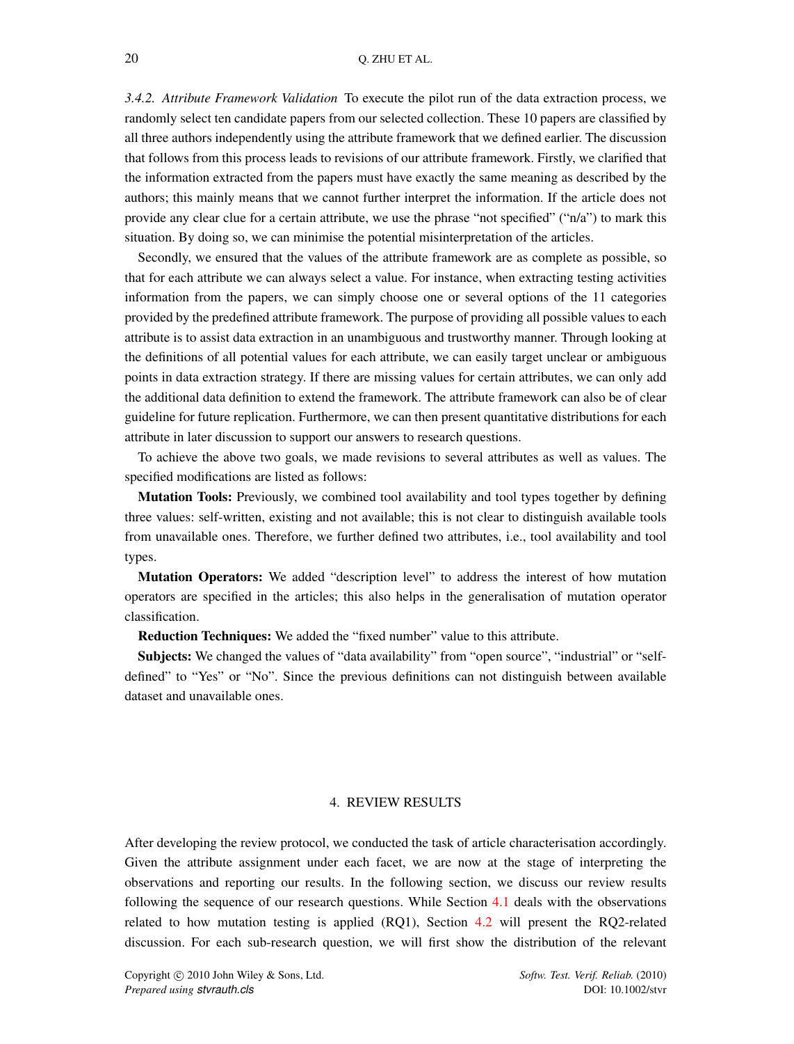*3.4.2. Attribute Framework Validation* To execute the pilot run of the data extraction process, we randomly select ten candidate papers from our selected collection. These 10 papers are classified by all three authors independently using the attribute framework that we defined earlier. The discussion that follows from this process leads to revisions of our attribute framework. Firstly, we clarified that the information extracted from the papers must have exactly the same meaning as described by the authors; this mainly means that we cannot further interpret the information. If the article does not provide any clear clue for a certain attribute, we use the phrase "not specified" ("n/a") to mark this situation. By doing so, we can minimise the potential misinterpretation of the articles.

Secondly, we ensured that the values of the attribute framework are as complete as possible, so that for each attribute we can always select a value. For instance, when extracting testing activities information from the papers, we can simply choose one or several options of the 11 categories provided by the predefined attribute framework. The purpose of providing all possible values to each attribute is to assist data extraction in an unambiguous and trustworthy manner. Through looking at the definitions of all potential values for each attribute, we can easily target unclear or ambiguous points in data extraction strategy. If there are missing values for certain attributes, we can only add the additional data definition to extend the framework. The attribute framework can also be of clear guideline for future replication. Furthermore, we can then present quantitative distributions for each attribute in later discussion to support our answers to research questions.

To achieve the above two goals, we made revisions to several attributes as well as values. The specified modifications are listed as follows:

**Mutation Tools:** Previously, we combined tool availability and tool types together by defining three values: self-written, existing and not available; this is not clear to distinguish available tools from unavailable ones. Therefore, we further defined two attributes, i.e., tool availability and tool types.

**Mutation Operators:** We added "description level" to address the interest of how mutation operators are specified in the articles; this also helps in the generalisation of mutation operator classification.

**Reduction Techniques:** We added the "fixed number" value to this attribute.

**Subjects:** We changed the values of "data availability" from "open source", "industrial" or "self-defined" to "Yes" or "No". Since the previous definitions can not distinguish between available dataset and unavailable ones.

## 4. REVIEW RESULTS

After developing the review protocol, we conducted the task of article characterisation accordingly. Given the attribute assignment under each facet, we are now at the stage of interpreting the observations and reporting our results. In the following section, we discuss our review results following the sequence of our research questions. While Section 4.1 deals with the observations related to how mutation testing is applied (RQ1), Section 4.2 will present the RQ2-related discussion. For each sub-research question, we will first show the distribution of the relevant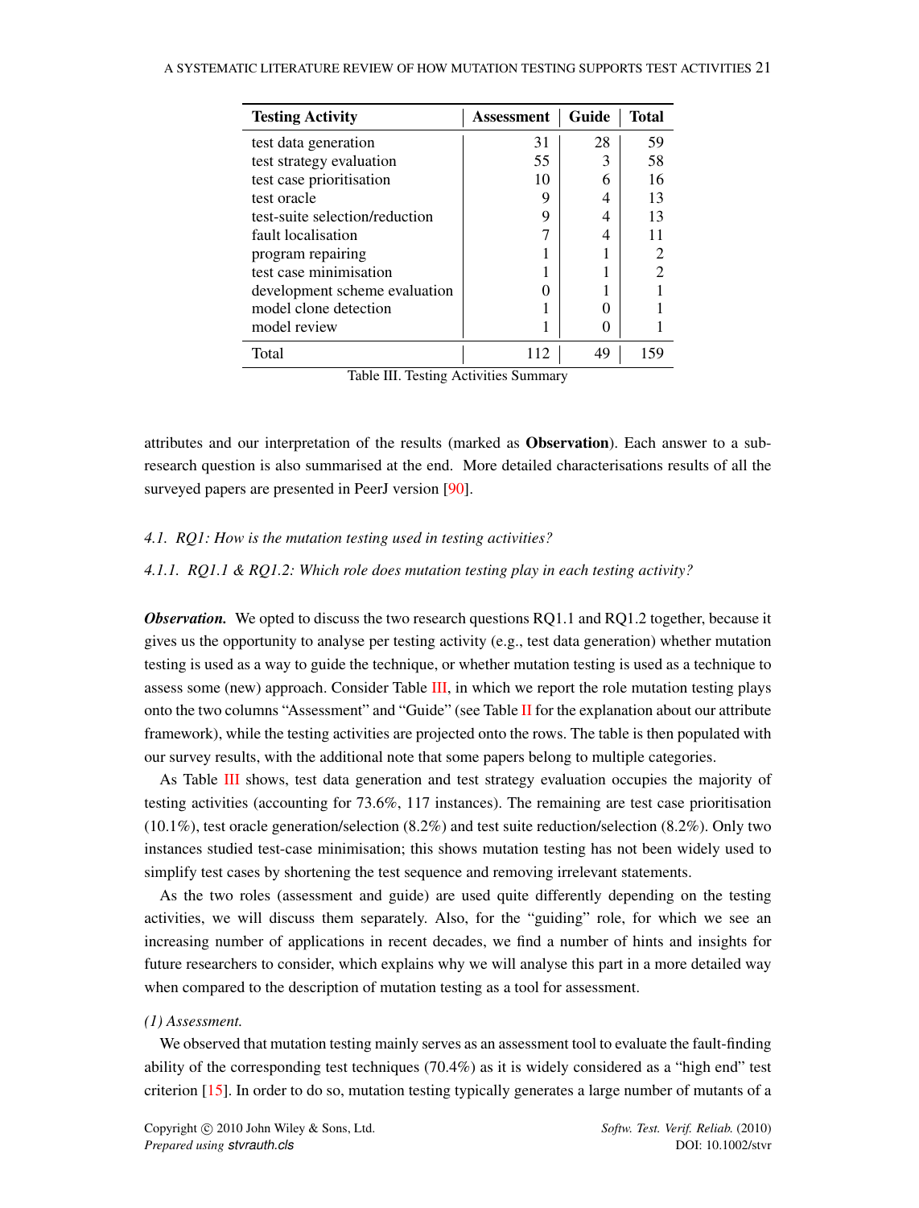| Testing Activity | Assessment | Guide | Total |
|---|---|---|---|
| test data generation | 31 | 28 | 59 |
| test strategy evaluation | 55 | 3 | 58 |
| test case prioritisation | 10 | 6 | 16 |
| test oracle | 9 | 4 | 13 |
| test-suite selection/reduction | 9 | 4 | 13 |
| fault localisation | 7 | 4 | 11 |
| program repairing | 1 | 1 | 2 |
| test case minimisation | 1 | 1 | 2 |
| development scheme evaluation | 0 | 1 | 1 |
| model clone detection | 1 | 0 | 1 |
| model review | 1 | 0 | 1 |
| Total | 112 | 49 | 159 |

Table III. Testing Activities Summary

attributes and our interpretation of the results (marked as **Observation**). Each answer to a sub-research question is also summarised at the end. More detailed characterisations results of all the surveyed papers are presented in PeerJ version [90].

### *4.1. RQ1: How is the mutation testing used in testing activities?*

#### *4.1.1. RQ1.1 & RQ1.2: Which role does mutation testing play in each testing activity?*

***Observation.*** We opted to discuss the two research questions RQ1.1 and RQ1.2 together, because it gives us the opportunity to analyse per testing activity (e.g., test data generation) whether mutation testing is used as a way to guide the technique, or whether mutation testing is used as a technique to assess some (new) approach. Consider Table III, in which we report the role mutation testing plays onto the two columns "Assessment" and "Guide" (see Table II for the explanation about our attribute framework), while the testing activities are projected onto the rows. The table is then populated with our survey results, with the additional note that some papers belong to multiple categories.

As Table III shows, test data generation and test strategy evaluation occupies the majority of testing activities (accounting for 73.6%, 117 instances). The remaining are test case prioritisation (10.1%), test oracle generation/selection (8.2%) and test suite reduction/selection (8.2%). Only two instances studied test-case minimisation; this shows mutation testing has not been widely used to simplify test cases by shortening the test sequence and removing irrelevant statements.

As the two roles (assessment and guide) are used quite differently depending on the testing activities, we will discuss them separately. Also, for the "guiding" role, for which we see an increasing number of applications in recent decades, we find a number of hints and insights for future researchers to consider, which explains why we will analyse this part in a more detailed way when compared to the description of mutation testing as a tool for assessment.

*(1) Assessment.*

We observed that mutation testing mainly serves as an assessment tool to evaluate the fault-finding ability of the corresponding test techniques (70.4%) as it is widely considered as a "high end" test criterion [15]. In order to do so, mutation testing typically generates a large number of mutants of a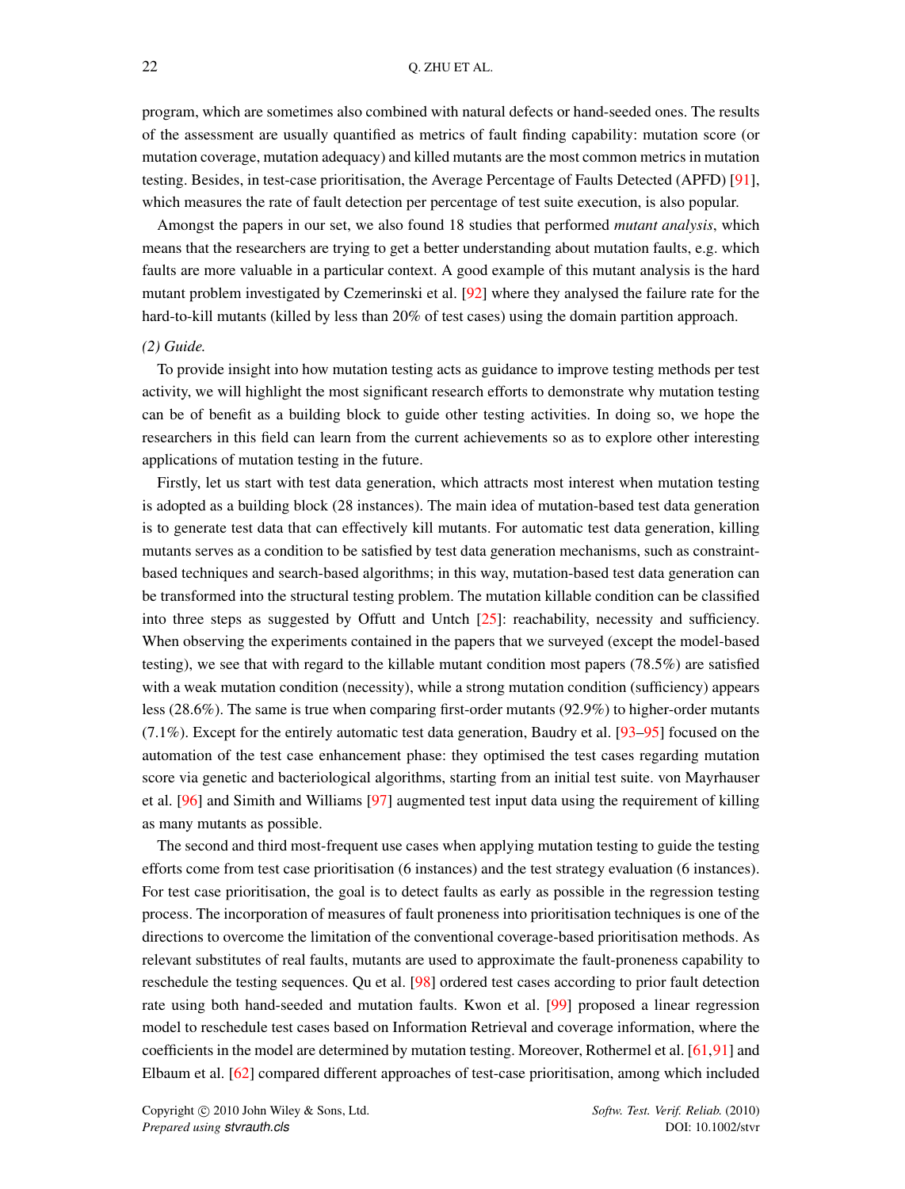program, which are sometimes also combined with natural defects or hand-seeded ones. The results of the assessment are usually quantified as metrics of fault finding capability: mutation score (or mutation coverage, mutation adequacy) and killed mutants are the most common metrics in mutation testing. Besides, in test-case prioritisation, the Average Percentage of Faults Detected (APFD) [91], which measures the rate of fault detection per percentage of test suite execution, is also popular.

Amongst the papers in our set, we also found 18 studies that performed *mutant analysis*, which means that the researchers are trying to get a better understanding about mutation faults, e.g. which faults are more valuable in a particular context. A good example of this mutant analysis is the hard mutant problem investigated by Czemerinski et al. [92] where they analysed the failure rate for the hard-to-kill mutants (killed by less than 20% of test cases) using the domain partition approach.

*(2) Guide.*

To provide insight into how mutation testing acts as guidance to improve testing methods per test activity, we will highlight the most significant research efforts to demonstrate why mutation testing can be of benefit as a building block to guide other testing activities. In doing so, we hope the researchers in this field can learn from the current achievements so as to explore other interesting applications of mutation testing in the future.

Firstly, let us start with test data generation, which attracts most interest when mutation testing is adopted as a building block (28 instances). The main idea of mutation-based test data generation is to generate test data that can effectively kill mutants. For automatic test data generation, killing mutants serves as a condition to be satisfied by test data generation mechanisms, such as constraint-based techniques and search-based algorithms; in this way, mutation-based test data generation can be transformed into the structural testing problem. The mutation killable condition can be classified into three steps as suggested by Offutt and Untch [25]: reachability, necessity and sufficiency. When observing the experiments contained in the papers that we surveyed (except the model-based testing), we see that with regard to the killable mutant condition most papers (78.5%) are satisfied with a weak mutation condition (necessity), while a strong mutation condition (sufficiency) appears less (28.6%). The same is true when comparing first-order mutants (92.9%) to higher-order mutants (7.1%). Except for the entirely automatic test data generation, Baudry et al. [93–95] focused on the automation of the test case enhancement phase: they optimised the test cases regarding mutation score via genetic and bacteriological algorithms, starting from an initial test suite. von Mayrhauser et al. [96] and Simith and Williams [97] augmented test input data using the requirement of killing as many mutants as possible.

The second and third most-frequent use cases when applying mutation testing to guide the testing efforts come from test case prioritisation (6 instances) and the test strategy evaluation (6 instances). For test case prioritisation, the goal is to detect faults as early as possible in the regression testing process. The incorporation of measures of fault proneness into prioritisation techniques is one of the directions to overcome the limitation of the conventional coverage-based prioritisation methods. As relevant substitutes of real faults, mutants are used to approximate the fault-proneness capability to reschedule the testing sequences. Qu et al. [98] ordered test cases according to prior fault detection rate using both hand-seeded and mutation faults. Kwon et al. [99] proposed a linear regression model to reschedule test cases based on Information Retrieval and coverage information, where the coefficients in the model are determined by mutation testing. Moreover, Rothermel et al. [61,91] and Elbaum et al. [62] compared different approaches of test-case prioritisation, among which included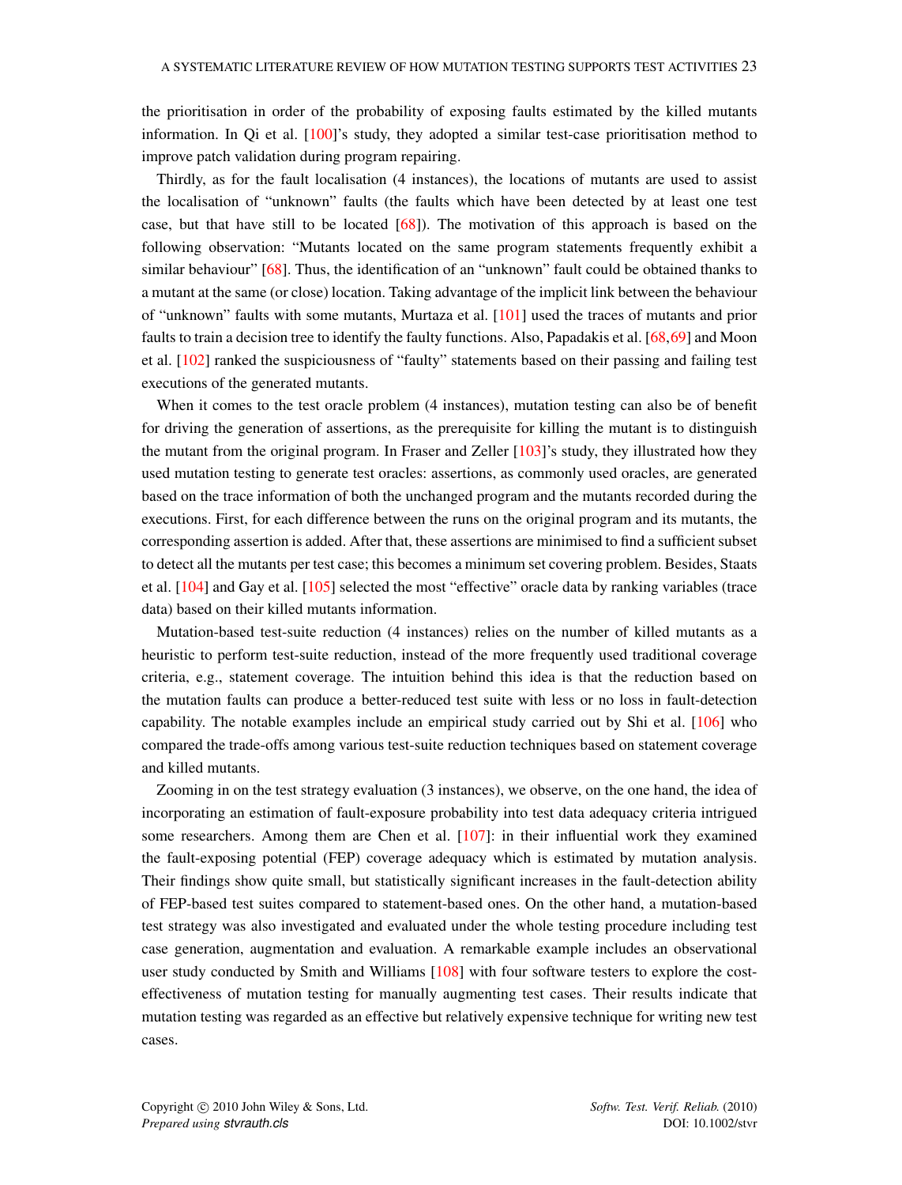the prioritisation in order of the probability of exposing faults estimated by the killed mutants information. In Qi et al. [100]'s study, they adopted a similar test-case prioritisation method to improve patch validation during program repairing.

Thirdly, as for the fault localisation (4 instances), the locations of mutants are used to assist the localisation of "unknown" faults (the faults which have been detected by at least one test case, but that have still to be located [68]). The motivation of this approach is based on the following observation: "Mutants located on the same program statements frequently exhibit a similar behaviour" [68]. Thus, the identification of an "unknown" fault could be obtained thanks to a mutant at the same (or close) location. Taking advantage of the implicit link between the behaviour of "unknown" faults with some mutants, Murtaza et al. [101] used the traces of mutants and prior faults to train a decision tree to identify the faulty functions. Also, Papadakis et al. [68,69] and Moon et al. [102] ranked the suspiciousness of "faulty" statements based on their passing and failing test executions of the generated mutants.

When it comes to the test oracle problem (4 instances), mutation testing can also be of benefit for driving the generation of assertions, as the prerequisite for killing the mutant is to distinguish the mutant from the original program. In Fraser and Zeller [103]'s study, they illustrated how they used mutation testing to generate test oracles: assertions, as commonly used oracles, are generated based on the trace information of both the unchanged program and the mutants recorded during the executions. First, for each difference between the runs on the original program and its mutants, the corresponding assertion is added. After that, these assertions are minimised to find a sufficient subset to detect all the mutants per test case; this becomes a minimum set covering problem. Besides, Staats et al. [104] and Gay et al. [105] selected the most "effective" oracle data by ranking variables (trace data) based on their killed mutants information.

Mutation-based test-suite reduction (4 instances) relies on the number of killed mutants as a heuristic to perform test-suite reduction, instead of the more frequently used traditional coverage criteria, e.g., statement coverage. The intuition behind this idea is that the reduction based on the mutation faults can produce a better-reduced test suite with less or no loss in fault-detection capability. The notable examples include an empirical study carried out by Shi et al. [106] who compared the trade-offs among various test-suite reduction techniques based on statement coverage and killed mutants.

Zooming in on the test strategy evaluation (3 instances), we observe, on the one hand, the idea of incorporating an estimation of fault-exposure probability into test data adequacy criteria intrigued some researchers. Among them are Chen et al. [107]: in their influential work they examined the fault-exposing potential (FEP) coverage adequacy which is estimated by mutation analysis. Their findings show quite small, but statistically significant increases in the fault-detection ability of FEP-based test suites compared to statement-based ones. On the other hand, a mutation-based test strategy was also investigated and evaluated under the whole testing procedure including test case generation, augmentation and evaluation. A remarkable example includes an observational user study conducted by Smith and Williams [108] with four software testers to explore the cost-effectiveness of mutation testing for manually augmenting test cases. Their results indicate that mutation testing was regarded as an effective but relatively expensive technique for writing new test cases.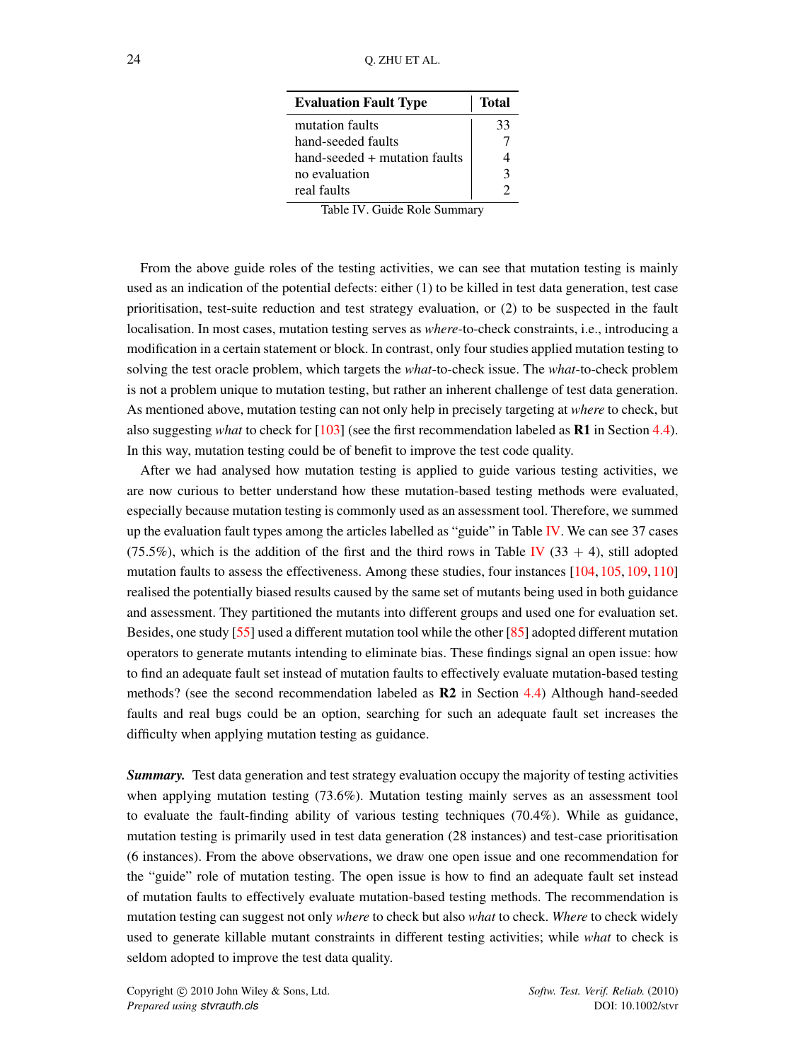| Evaluation Fault Type | Total |
|---|---|
| mutation faults | 33 |
| hand-seeded faults | 7 |
| hand-seeded + mutation faults | 4 |
| no evaluation | 3 |
| real faults | 2 |

Table IV. Guide Role Summary

From the above guide roles of the testing activities, we can see that mutation testing is mainly used as an indication of the potential defects: either (1) to be killed in test data generation, test case prioritisation, test-suite reduction and test strategy evaluation, or (2) to be suspected in the fault localisation. In most cases, mutation testing serves as *where*-to-check constraints, i.e., introducing a modification in a certain statement or block. In contrast, only four studies applied mutation testing to solving the test oracle problem, which targets the *what*-to-check issue. The *what*-to-check problem is not a problem unique to mutation testing, but rather an inherent challenge of test data generation. As mentioned above, mutation testing can not only help in precisely targeting at *where* to check, but also suggesting *what* to check for [103] (see the first recommendation labeled as **R1** in Section 4.4). In this way, mutation testing could be of benefit to improve the test code quality.

After we had analysed how mutation testing is applied to guide various testing activities, we are now curious to better understand how these mutation-based testing methods were evaluated, especially because mutation testing is commonly used as an assessment tool. Therefore, we summed up the evaluation fault types among the articles labelled as "guide" in Table IV. We can see 37 cases (75.5%), which is the addition of the first and the third rows in Table IV (33 + 4), still adopted mutation faults to assess the effectiveness. Among these studies, four instances [104, 105, 109, 110] realised the potentially biased results caused by the same set of mutants being used in both guidance and assessment. They partitioned the mutants into different groups and used one for evaluation set. Besides, one study [55] used a different mutation tool while the other [85] adopted different mutation operators to generate mutants intending to eliminate bias. These findings signal an open issue: how to find an adequate fault set instead of mutation faults to effectively evaluate mutation-based testing methods? (see the second recommendation labeled as **R2** in Section 4.4) Although hand-seeded faults and real bugs could be an option, searching for such an adequate fault set increases the difficulty when applying mutation testing as guidance.

***Summary.*** Test data generation and test strategy evaluation occupy the majority of testing activities when applying mutation testing (73.6%). Mutation testing mainly serves as an assessment tool to evaluate the fault-finding ability of various testing techniques (70.4%). While as guidance, mutation testing is primarily used in test data generation (28 instances) and test-case prioritisation (6 instances). From the above observations, we draw one open issue and one recommendation for the "guide" role of mutation testing. The open issue is how to find an adequate fault set instead of mutation faults to effectively evaluate mutation-based testing methods. The recommendation is mutation testing can suggest not only *where* to check but also *what* to check. *Where* to check widely used to generate killable mutant constraints in different testing activities; while *what* to check is seldom adopted to improve the test data quality.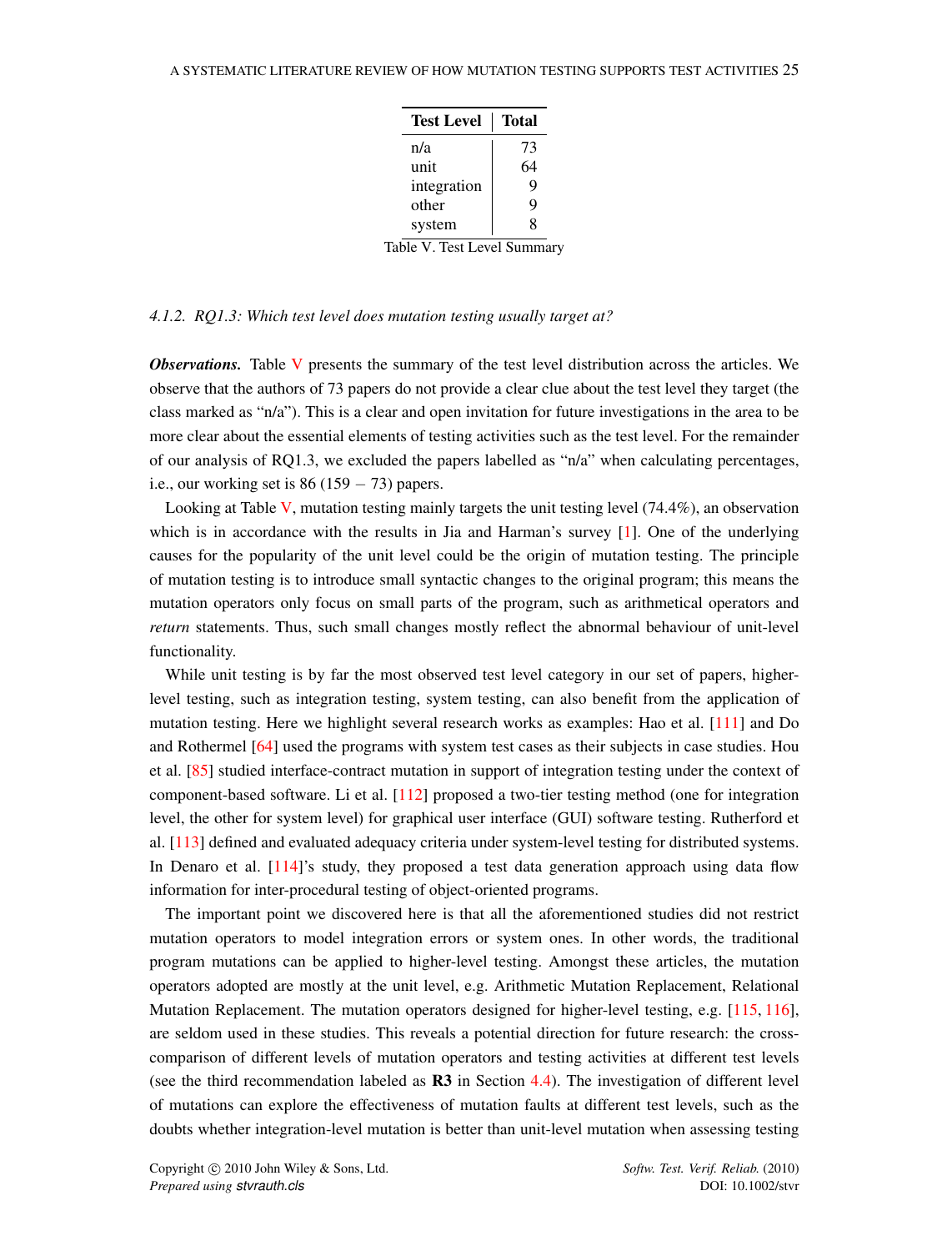| Test Level | Total |
|---|---|
| n/a | 73 |
| unit | 64 |
| integration | 9 |
| other | 9 |
| system | 8 |

Table V. Test Level Summary

#### 4.1.2. RQ1.3: Which test level does mutation testing usually target at?

***Observations.*** Table V presents the summary of the test level distribution across the articles. We observe that the authors of 73 papers do not provide a clear clue about the test level they target (the class marked as "n/a"). This is a clear and open invitation for future investigations in the area to be more clear about the essential elements of testing activities such as the test level. For the remainder of our analysis of RQ1.3, we excluded the papers labelled as "n/a" when calculating percentages, i.e., our working set is 86 ($159 - 73$) papers.

Looking at Table V, mutation testing mainly targets the unit testing level (74.4%), an observation which is in accordance with the results in Jia and Harman's survey [1]. One of the underlying causes for the popularity of the unit level could be the origin of mutation testing. The principle of mutation testing is to introduce small syntactic changes to the original program; this means the mutation operators only focus on small parts of the program, such as arithmetical operators and *return* statements. Thus, such small changes mostly reflect the abnormal behaviour of unit-level functionality.

While unit testing is by far the most observed test level category in our set of papers, higher-level testing, such as integration testing, system testing, can also benefit from the application of mutation testing. Here we highlight several research works as examples: Hao et al. [111] and Do and Rothermel [64] used the programs with system test cases as their subjects in case studies. Hou et al. [85] studied interface-contract mutation in support of integration testing under the context of component-based software. Li et al. [112] proposed a two-tier testing method (one for integration level, the other for system level) for graphical user interface (GUI) software testing. Rutherford et al. [113] defined and evaluated adequacy criteria under system-level testing for distributed systems. In Denaro et al. [114]'s study, they proposed a test data generation approach using data flow information for inter-procedural testing of object-oriented programs.

The important point we discovered here is that all the aforementioned studies did not restrict mutation operators to model integration errors or system ones. In other words, the traditional program mutations can be applied to higher-level testing. Amongst these articles, the mutation operators adopted are mostly at the unit level, e.g. Arithmetic Mutation Replacement, Relational Mutation Replacement. The mutation operators designed for higher-level testing, e.g. [115, 116], are seldom used in these studies. This reveals a potential direction for future research: the cross-comparison of different levels of mutation operators and testing activities at different test levels (see the third recommendation labeled as **R3** in Section 4.4). The investigation of different level of mutations can explore the effectiveness of mutation faults at different test levels, such as the doubts whether integration-level mutation is better than unit-level mutation when assessing testing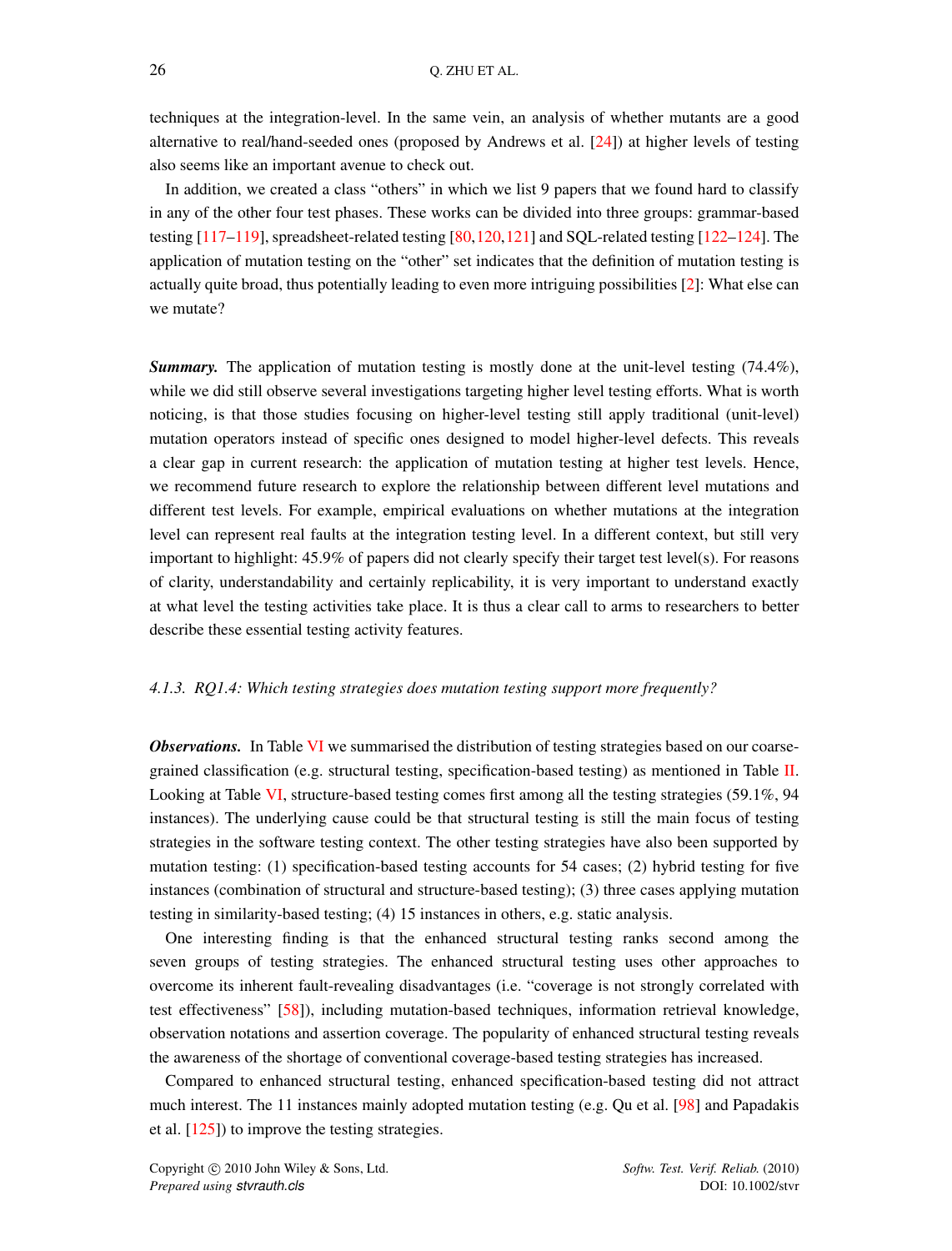techniques at the integration-level. In the same vein, an analysis of whether mutants are a good alternative to real/hand-seeded ones (proposed by Andrews et al. [24]) at higher levels of testing also seems like an important avenue to check out.

In addition, we created a class "others" in which we list 9 papers that we found hard to classify in any of the other four test phases. These works can be divided into three groups: grammar-based testing [117–119], spreadsheet-related testing [80,120,121] and SQL-related testing [122–124]. The application of mutation testing on the "other" set indicates that the definition of mutation testing is actually quite broad, thus potentially leading to even more intriguing possibilities [2]: What else can we mutate?

***Summary.*** The application of mutation testing is mostly done at the unit-level testing (74.4%), while we did still observe several investigations targeting higher level testing efforts. What is worth noticing, is that those studies focusing on higher-level testing still apply traditional (unit-level) mutation operators instead of specific ones designed to model higher-level defects. This reveals a clear gap in current research: the application of mutation testing at higher test levels. Hence, we recommend future research to explore the relationship between different level mutations and different test levels. For example, empirical evaluations on whether mutations at the integration level can represent real faults at the integration testing level. In a different context, but still very important to highlight: 45.9% of papers did not clearly specify their target test level(s). For reasons of clarity, understandability and certainly replicability, it is very important to understand exactly at what level the testing activities take place. It is thus a clear call to arms to researchers to better describe these essential testing activity features.

#### *4.1.3. RQ1.4: Which testing strategies does mutation testing support more frequently?*

***Observations.*** In Table VI we summarised the distribution of testing strategies based on our coarse-grained classification (e.g. structural testing, specification-based testing) as mentioned in Table II. Looking at Table VI, structure-based testing comes first among all the testing strategies (59.1%, 94 instances). The underlying cause could be that structural testing is still the main focus of testing strategies in the software testing context. The other testing strategies have also been supported by mutation testing: (1) specification-based testing accounts for 54 cases; (2) hybrid testing for five instances (combination of structural and structure-based testing); (3) three cases applying mutation testing in similarity-based testing; (4) 15 instances in others, e.g. static analysis.

One interesting finding is that the enhanced structural testing ranks second among the seven groups of testing strategies. The enhanced structural testing uses other approaches to overcome its inherent fault-revealing disadvantages (i.e. "coverage is not strongly correlated with test effectiveness" [58]), including mutation-based techniques, information retrieval knowledge, observation notations and assertion coverage. The popularity of enhanced structural testing reveals the awareness of the shortage of conventional coverage-based testing strategies has increased.

Compared to enhanced structural testing, enhanced specification-based testing did not attract much interest. The 11 instances mainly adopted mutation testing (e.g. Qu et al. [98] and Papadakis et al. [125]) to improve the testing strategies.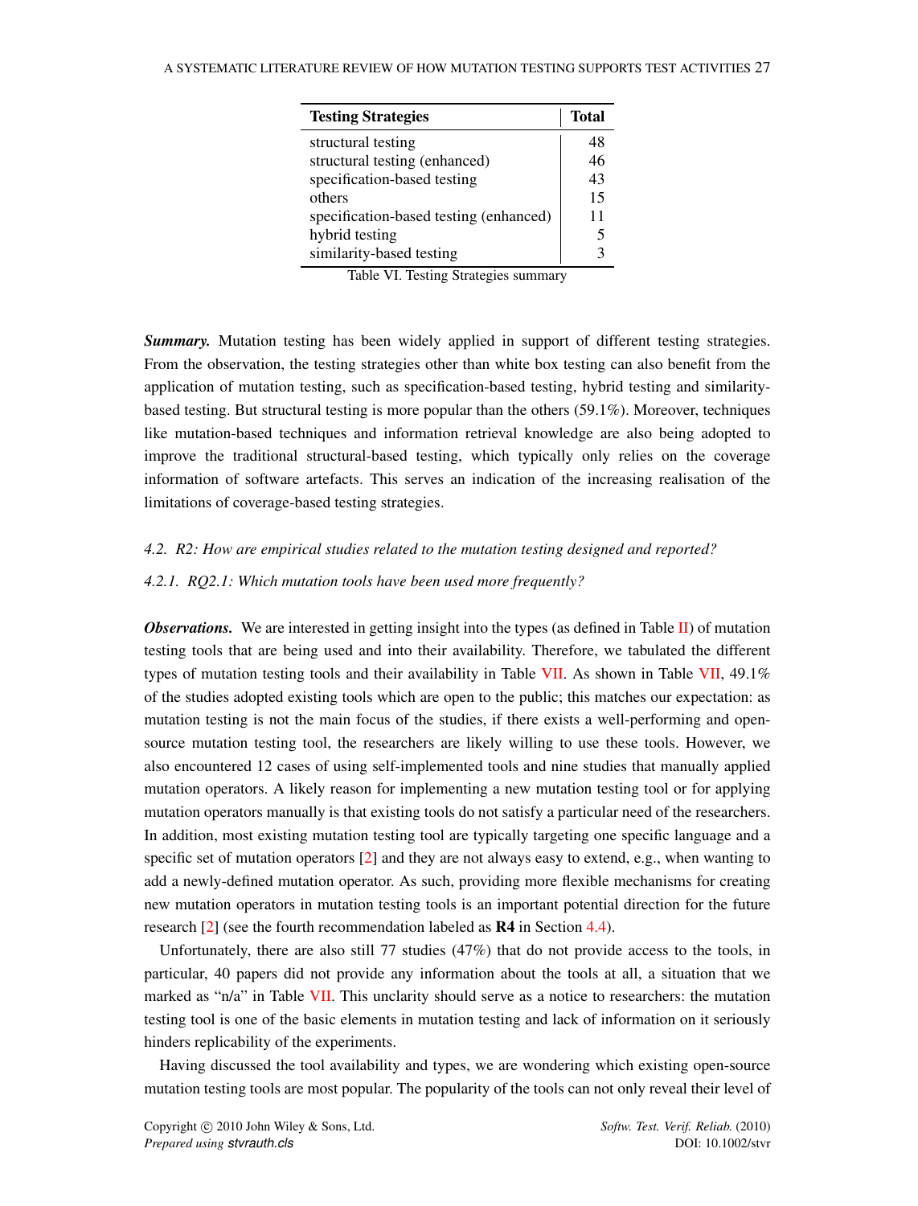| Testing Strategies | Total |
|---|---|
| structural testing | 48 |
| structural testing (enhanced) | 46 |
| specification-based testing | 43 |
| others | 15 |
| specification-based testing (enhanced) | 11 |
| hybrid testing | 5 |
| similarity-based testing | 3 |

Table VI. Testing Strategies summary

***Summary.*** Mutation testing has been widely applied in support of different testing strategies. From the observation, the testing strategies other than white box testing can also benefit from the application of mutation testing, such as specification-based testing, hybrid testing and similarity-based testing. But structural testing is more popular than the others (59.1%). Moreover, techniques like mutation-based techniques and information retrieval knowledge are also being adopted to improve the traditional structural-based testing, which typically only relies on the coverage information of software artefacts. This serves an indication of the increasing realisation of the limitations of coverage-based testing strategies.

### *4.2. R2: How are empirical studies related to the mutation testing designed and reported?*

#### *4.2.1. RQ2.1: Which mutation tools have been used more frequently?*

***Observations.*** We are interested in getting insight into the types (as defined in Table II) of mutation testing tools that are being used and into their availability. Therefore, we tabulated the different types of mutation testing tools and their availability in Table VII. As shown in Table VII, 49.1% of the studies adopted existing tools which are open to the public; this matches our expectation: as mutation testing is not the main focus of the studies, if there exists a well-performing and open-source mutation testing tool, the researchers are likely willing to use these tools. However, we also encountered 12 cases of using self-implemented tools and nine studies that manually applied mutation operators. A likely reason for implementing a new mutation testing tool or for applying mutation operators manually is that existing tools do not satisfy a particular need of the researchers. In addition, most existing mutation testing tool are typically targeting one specific language and a specific set of mutation operators [2] and they are not always easy to extend, e.g., when wanting to add a newly-defined mutation operator. As such, providing more flexible mechanisms for creating new mutation operators in mutation testing tools is an important potential direction for the future research [2] (see the fourth recommendation labeled as **R4** in Section 4.4).

Unfortunately, there are also still 77 studies (47%) that do not provide access to the tools, in particular, 40 papers did not provide any information about the tools at all, a situation that we marked as "n/a" in Table VII. This unclarity should serve as a notice to researchers: the mutation testing tool is one of the basic elements in mutation testing and lack of information on it seriously hinders replicability of the experiments.

Having discussed the tool availability and types, we are wondering which existing open-source mutation testing tools are most popular. The popularity of the tools can not only reveal their level of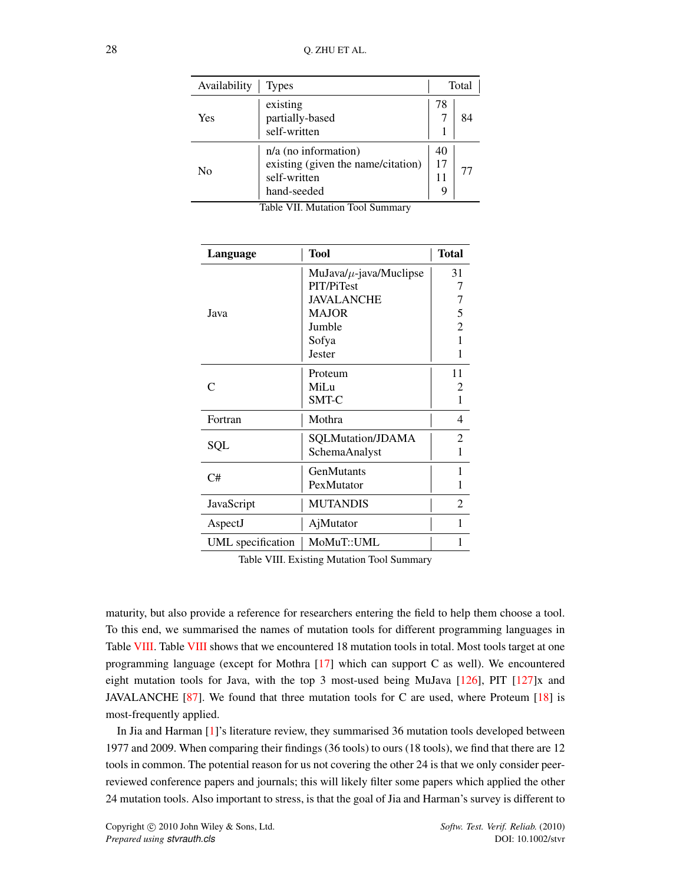| Availability | Types | | Total |
|---|---|---|---|
| Yes | existing | 78 | 84 |
| | partially-based | 7 | |
| | self-written | 1 | |
| No | n/a (no information) | 40 | 77 |
| | existing (given the name/citation) | 17 | |
| | self-written | 11 | |
| | hand-seeded | 9 | |

Table VII. Mutation Tool Summary

| **Language** | **Tool** | **Total** |
|---|---|---|
| Java | MuJava/$\mu$-java/Muclipse | 31 |
| | PIT/PiTest | 7 |
| | JAVALANCHE | 7 |
| | MAJOR | 5 |
| | Jumble | 2 |
| | Sofya | 1 |
| | Jester | 1 |
| C | Proteum | 11 |
| | MiLu | 2 |
| | SMT-C | 1 |
| Fortran | Mothra | 4 |
| SQL | SQLMutation/JDAMA | 2 |
| | SchemaAnalyst | 1 |
| C# | GenMutants | 1 |
| | PexMutator | 1 |
| JavaScript | MUTANDIS | 2 |
| AspectJ | AjMutator | 1 |
| UML specification | MoMuT::UML | 1 |

Table VIII. Existing Mutation Tool Summary

maturity, but also provide a reference for researchers entering the field to help them choose a tool. To this end, we summarised the names of mutation tools for different programming languages in Table VIII. Table VIII shows that we encountered 18 mutation tools in total. Most tools target at one programming language (except for Mothra [17] which can support C as well). We encountered eight mutation tools for Java, with the top 3 most-used being MuJava [126], PIT [127]x and JAVALANCHE [87]. We found that three mutation tools for C are used, where Proteum [18] is most-frequently applied.

In Jia and Harman [1]'s literature review, they summarised 36 mutation tools developed between 1977 and 2009. When comparing their findings (36 tools) to ours (18 tools), we find that there are 12 tools in common. The potential reason for us not covering the other 24 is that we only consider peer-reviewed conference papers and journals; this will likely filter some papers which applied the other 24 mutation tools. Also important to stress, is that the goal of Jia and Harman's survey is different to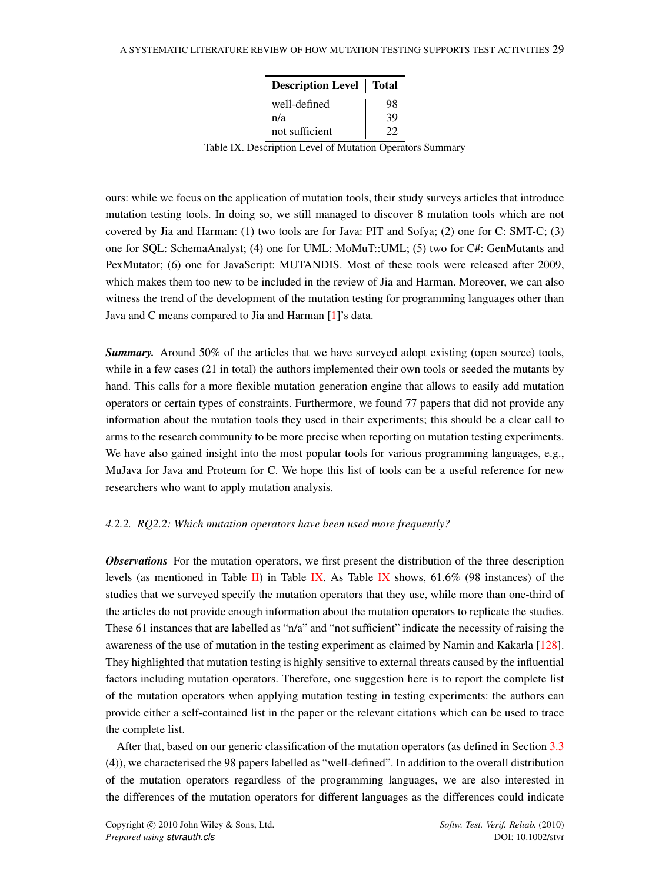| Description Level | Total |
| --- | --- |
| well-defined | 98 |
| n/a | 39 |
| not sufficient | 22 |

Table IX. Description Level of Mutation Operators Summary

ours: while we focus on the application of mutation tools, their study surveys articles that introduce mutation testing tools. In doing so, we still managed to discover 8 mutation tools which are not covered by Jia and Harman: (1) two tools are for Java: PIT and Sofya; (2) one for C: SMT-C; (3) one for SQL: SchemaAnalyst; (4) one for UML: MoMuT::UML; (5) two for C#: GenMutants and PexMutator; (6) one for JavaScript: MUTANDIS. Most of these tools were released after 2009, which makes them too new to be included in the review of Jia and Harman. Moreover, we can also witness the trend of the development of the mutation testing for programming languages other than Java and C means compared to Jia and Harman [1]'s data.

***Summary.*** Around 50% of the articles that we have surveyed adopt existing (open source) tools, while in a few cases (21 in total) the authors implemented their own tools or seeded the mutants by hand. This calls for a more flexible mutation generation engine that allows to easily add mutation operators or certain types of constraints. Furthermore, we found 77 papers that did not provide any information about the mutation tools they used in their experiments; this should be a clear call to arms to the research community to be more precise when reporting on mutation testing experiments. We have also gained insight into the most popular tools for various programming languages, e.g., MuJava for Java and Proteum for C. We hope this list of tools can be a useful reference for new researchers who want to apply mutation analysis.

#### *4.2.2. RQ2.2: Which mutation operators have been used more frequently?*

***Observations*** For the mutation operators, we first present the distribution of the three description levels (as mentioned in Table II) in Table IX. As Table IX shows, 61.6% (98 instances) of the studies that we surveyed specify the mutation operators that they use, while more than one-third of the articles do not provide enough information about the mutation operators to replicate the studies. These 61 instances that are labelled as "n/a" and "not sufficient" indicate the necessity of raising the awareness of the use of mutation in the testing experiment as claimed by Namin and Kakarla [128]. They highlighted that mutation testing is highly sensitive to external threats caused by the influential factors including mutation operators. Therefore, one suggestion here is to report the complete list of the mutation operators when applying mutation testing in testing experiments: the authors can provide either a self-contained list in the paper or the relevant citations which can be used to trace the complete list.

After that, based on our generic classification of the mutation operators (as defined in Section 3.3 (4)), we characterised the 98 papers labelled as "well-defined". In addition to the overall distribution of the mutation operators regardless of the programming languages, we are also interested in the differences of the mutation operators for different languages as the differences could indicate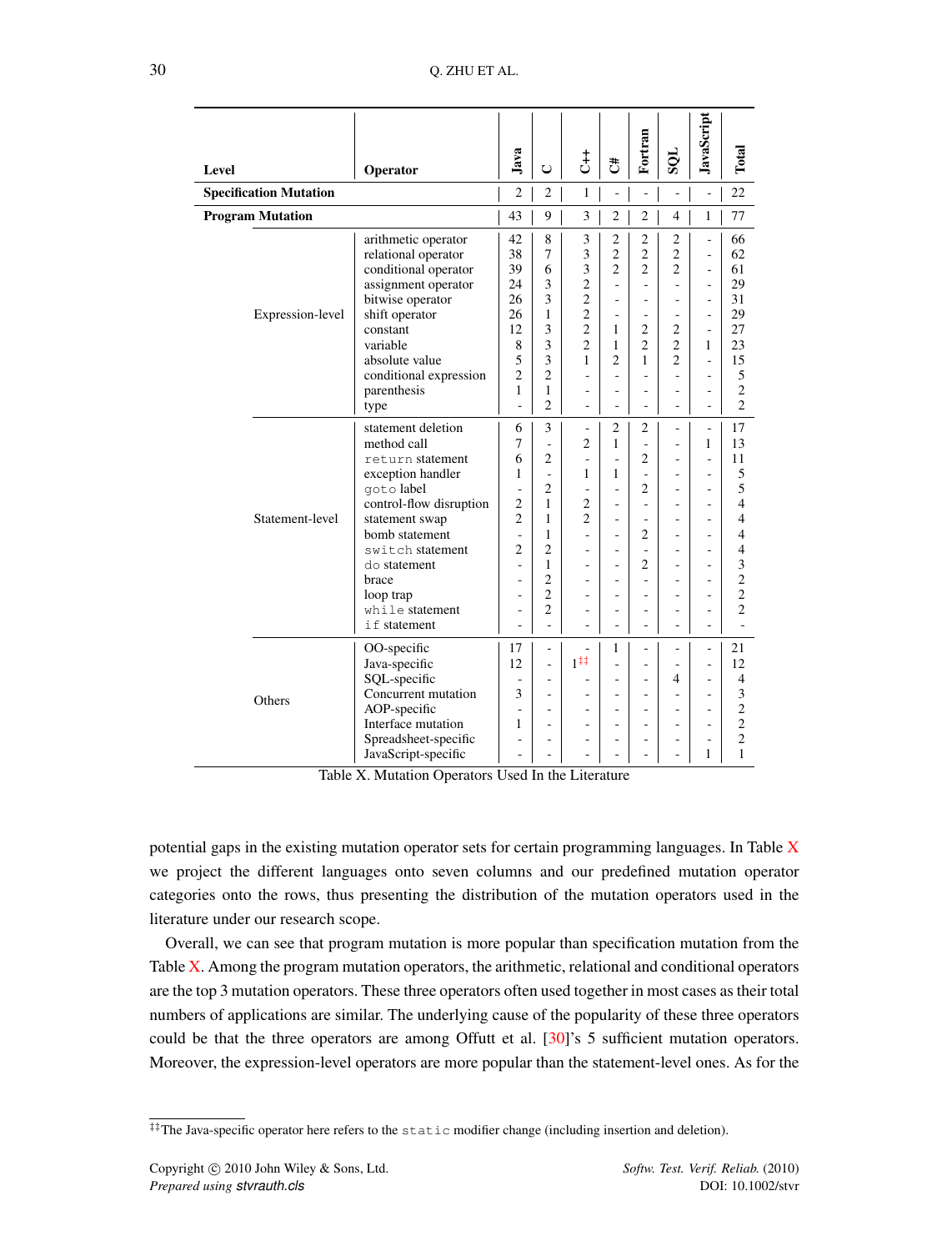| Level | | Operator | Java | C | C++ | C# | Fortran | SQL | JavaScript | Total |
|---|---|---|---|---|---|---|---|---|---|---|
| **Specification Mutation** | | | 2 | 2 | 1 | - | - | - | - | 22 |
| **Program Mutation** | | | 43 | 9 | 3 | 2 | 2 | 4 | 1 | 77 |
| | Expression-level | arithmetic operator | 42 | 8 | 3 | 2 | 2 | 2 | - | 66 |
| | | relational operator | 38 | 7 | 3 | 2 | 2 | 2 | - | 62 |
| | | conditional operator | 39 | 6 | 3 | 2 | 2 | 2 | - | 61 |
| | | assignment operator | 24 | 3 | 2 | - | - | - | - | 29 |
| | | bitwise operator | 26 | 3 | 2 | - | - | - | - | 31 |
| | | shift operator | 26 | 1 | 2 | - | - | - | - | 29 |
| | | constant | 12 | 3 | 2 | 1 | 2 | 2 | - | 27 |
| | | variable | 8 | 3 | 2 | 1 | 2 | 2 | 1 | 23 |
| | | absolute value | 5 | 3 | 1 | 2 | 1 | 2 | - | 15 |
| | | conditional expression | 2 | 2 | - | - | - | - | - | 5 |
| | | parenthesis | 1 | 1 | - | - | - | - | - | 2 |
| | | type | - | 2 | - | - | - | - | - | 2 |
| | Statement-level | statement deletion | 6 | 3 | - | 2 | 2 | - | - | 17 |
| | | method call | 7 | - | 2 | 1 | - | - | 1 | 13 |
| | | `return` statement | 6 | 2 | - | - | 2 | - | - | 11 |
| | | exception handler | 1 | - | 1 | 1 | - | - | - | 5 |
| | | `goto` label | - | 2 | - | - | 2 | - | - | 5 |
| | | control-flow disruption | 2 | 1 | 2 | - | - | - | - | 4 |
| | | statement swap | 2 | 1 | 2 | - | - | - | - | 4 |
| | | bomb statement | - | 1 | - | - | 2 | - | - | 4 |
| | | `switch` statement | 2 | 2 | - | - | - | - | - | 4 |
| | | `do` statement | - | 1 | - | - | 2 | - | - | 3 |
| | | brace | - | 2 | - | - | - | - | - | 2 |
| | | loop trap | - | 2 | - | - | - | - | - | 2 |
| | | `while` statement | - | 2 | - | - | - | - | - | 2 |
| | | `if` statement | - | - | - | - | - | - | - | - |
| | Others | OO-specific | 17 | - | - | 1 | - | - | - | 21 |
| | | Java-specific | 12 | - | 1[‡‡] | - | - | - | - | 12 |
| | | SQL-specific | - | - | - | - | - | 4 | - | 4 |
| | | Concurrent mutation | 3 | - | - | - | - | - | - | 3 |
| | | AOP-specific | - | - | - | - | - | - | - | 2 |
| | | Interface mutation | 1 | - | - | - | - | - | - | 2 |
| | | Spreadsheet-specific | - | - | - | - | - | - | - | 2 |
| | | JavaScript-specific | - | - | - | - | - | - | 1 | 1 |

Table X. Mutation Operators Used In the Literature

potential gaps in the existing mutation operator sets for certain programming languages. In Table X we project the different languages onto seven columns and our predefined mutation operator categories onto the rows, thus presenting the distribution of the mutation operators used in the literature under our research scope.

Overall, we can see that program mutation is more popular than specification mutation from the Table X. Among the program mutation operators, the arithmetic, relational and conditional operators are the top 3 mutation operators. These three operators often used together in most cases as their total numbers of applications are similar. The underlying cause of the popularity of these three operators could be that the three operators are among Offutt et al. [30]'s 5 sufficient mutation operators. Moreover, the expression-level operators are more popular than the statement-level ones. As for the

[‡‡]The Java-specific operator here refers to the `static` modifier change (including insertion and deletion).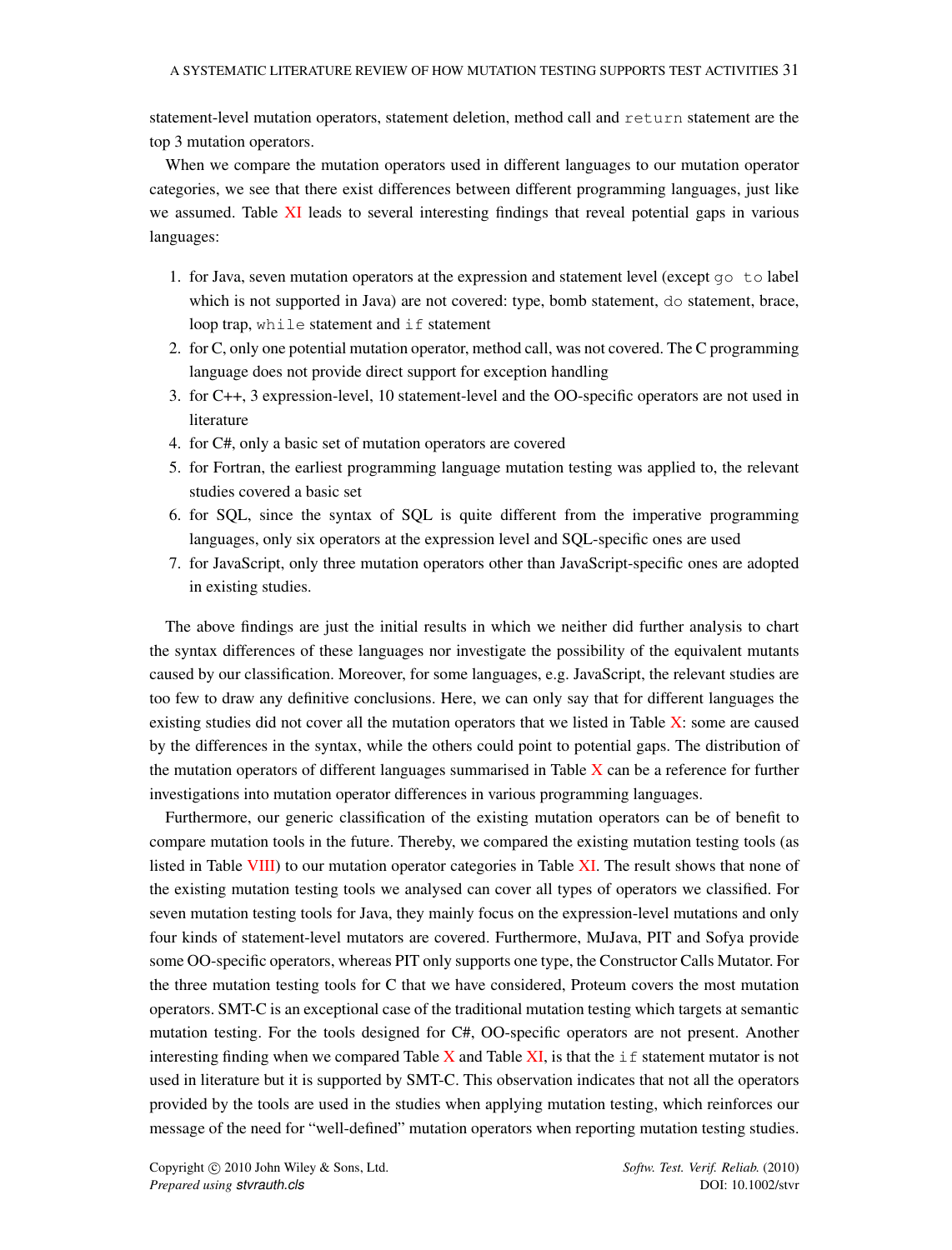statement-level mutation operators, statement deletion, method call and `return` statement are the top 3 mutation operators.

When we compare the mutation operators used in different languages to our mutation operator categories, we see that there exist differences between different programming languages, just like we assumed. Table XI leads to several interesting findings that reveal potential gaps in various languages:

1. for Java, seven mutation operators at the expression and statement level (except `go to` label which is not supported in Java) are not covered: type, bomb statement, `do` statement, brace, loop trap, `while` statement and `if` statement
2. for C, only one potential mutation operator, method call, was not covered. The C programming language does not provide direct support for exception handling
3. for C++, 3 expression-level, 10 statement-level and the OO-specific operators are not used in literature
4. for C#, only a basic set of mutation operators are covered
5. for Fortran, the earliest programming language mutation testing was applied to, the relevant studies covered a basic set
6. for SQL, since the syntax of SQL is quite different from the imperative programming languages, only six operators at the expression level and SQL-specific ones are used
7. for JavaScript, only three mutation operators other than JavaScript-specific ones are adopted in existing studies.

The above findings are just the initial results in which we neither did further analysis to chart the syntax differences of these languages nor investigate the possibility of the equivalent mutants caused by our classification. Moreover, for some languages, e.g. JavaScript, the relevant studies are too few to draw any definitive conclusions. Here, we can only say that for different languages the existing studies did not cover all the mutation operators that we listed in Table X: some are caused by the differences in the syntax, while the others could point to potential gaps. The distribution of the mutation operators of different languages summarised in Table X can be a reference for further investigations into mutation operator differences in various programming languages.

Furthermore, our generic classification of the existing mutation operators can be of benefit to compare mutation tools in the future. Thereby, we compared the existing mutation testing tools (as listed in Table VIII) to our mutation operator categories in Table XI. The result shows that none of the existing mutation testing tools we analysed can cover all types of operators we classified. For seven mutation testing tools for Java, they mainly focus on the expression-level mutations and only four kinds of statement-level mutators are covered. Furthermore, MuJava, PIT and Sofya provide some OO-specific operators, whereas PIT only supports one type, the Constructor Calls Mutator. For the three mutation testing tools for C that we have considered, Proteum covers the most mutation operators. SMT-C is an exceptional case of the traditional mutation testing which targets at semantic mutation testing. For the tools designed for C#, OO-specific operators are not present. Another interesting finding when we compared Table X and Table XI, is that the `if` statement mutator is not used in literature but it is supported by SMT-C. This observation indicates that not all the operators provided by the tools are used in the studies when applying mutation testing, which reinforces our message of the need for "well-defined" mutation operators when reporting mutation testing studies.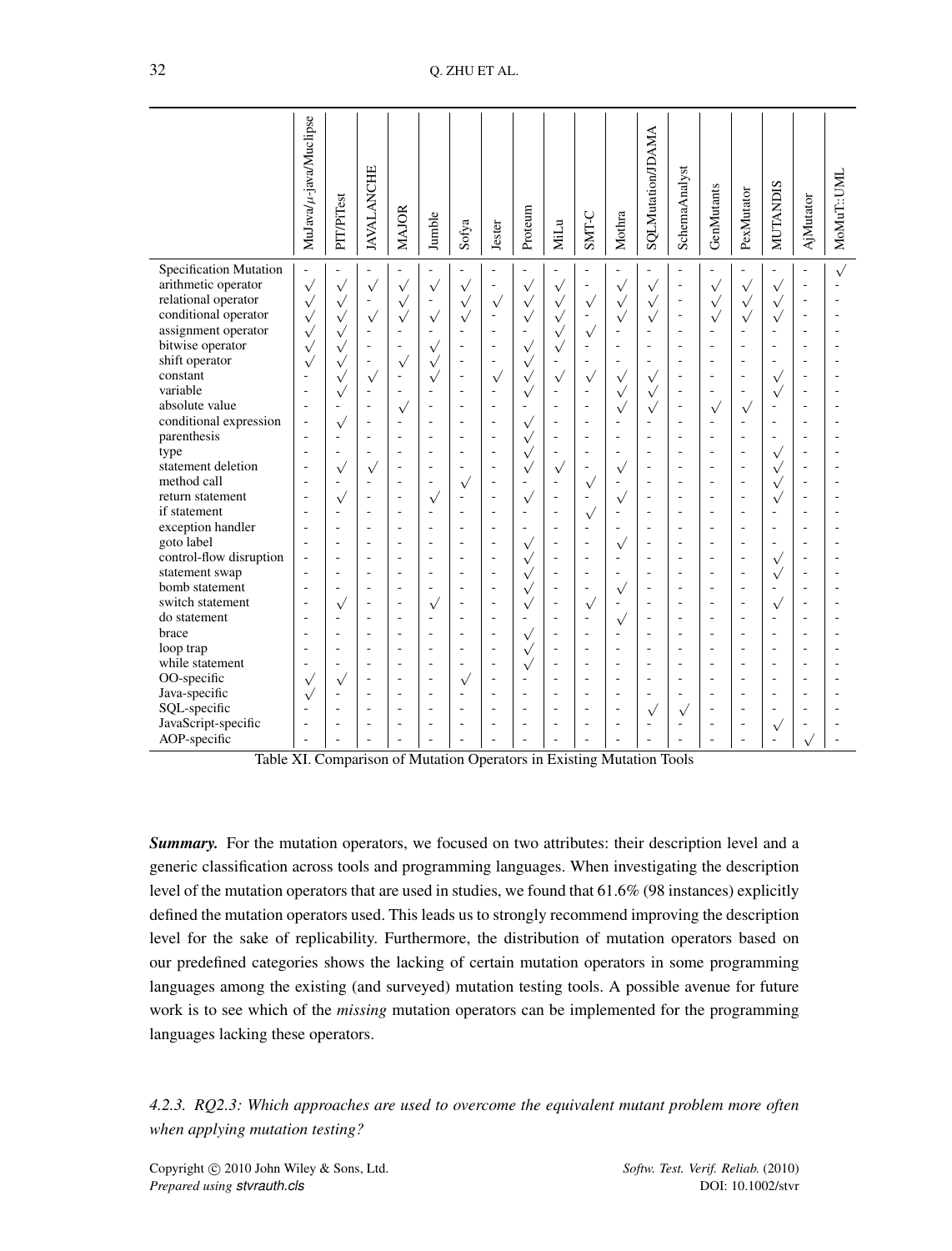| | MuJava/$\mu$-java/Muclipse | PIT/PiTest | JAVALANCHE | MAJOR | Jumble | Sofya | Jester | Proteum | MiLu | SMT-C | Mothra | SQLMutation/JDAMA | SchemaAnalyst | GenMutants | PexMutator | MUTANDIS | AjMutator | MoMuT::UML |
|---|---|---|---|---|---|---|---|---|---|---|---|---|---|---|---|---|---|---|
| Specification Mutation | - | - | - | - | - | - | - | - | - | - | - | - | - | - | - | - | - | √ |
| arithmetic operator | √ | √ | √ | √ | √ | √ | - | √ | √ | - | √ | √ | - | √ | √ | √ | - | - |
| relational operator | √ | √ | - | √ | - | √ | √ | √ | √ | √ | √ | √ | - | √ | √ | √ | - | - |
| conditional operator | √ | √ | √ | √ | √ | √ | - | √ | √ | - | √ | √ | - | √ | √ | √ | - | - |
| assignment operator | √ | √ | - | - | - | - | - | - | √ | √ | - | - | - | - | - | - | - | - |
| bitwise operator | √ | √ | - | - | √ | - | - | √ | √ | - | - | - | - | - | - | - | - | - |
| shift operator | √ | √ | - | √ | √ | - | - | √ | - | - | - | - | - | - | - | - | - | - |
| constant | - | √ | √ | - | √ | - | √ | √ | √ | √ | √ | √ | - | - | - | √ | - | - |
| variable | - | √ | - | - | - | - | - | √ | - | - | √ | √ | - | - | - | √ | - | - |
| absolute value | - | - | - | √ | - | - | - | - | - | - | √ | √ | - | √ | √ | - | - | - |
| conditional expression | - | √ | - | - | - | - | - | √ | - | - | - | - | - | - | - | - | - | - |
| parenthesis | - | - | - | - | - | - | - | √ | - | - | - | - | - | - | - | - | - | - |
| type | - | - | - | - | - | - | - | √ | - | - | - | - | - | - | - | √ | - | - |
| statement deletion | - | √ | √ | - | - | - | - | √ | √ | - | √ | - | - | - | - | √ | - | - |
| method call | - | - | - | - | - | √ | - | - | - | √ | - | - | - | - | - | √ | - | - |
| return statement | - | √ | - | - | √ | - | - | √ | - | - | √ | - | - | - | - | √ | - | - |
| if statement | - | - | - | - | - | - | - | - | - | √ | - | - | - | - | - | - | - | - |
| exception handler | - | - | - | - | - | - | - | - | - | - | - | - | - | - | - | - | - | - |
| goto label | - | - | - | - | - | - | - | √ | - | - | √ | - | - | - | - | - | - | - |
| control-flow disruption | - | - | - | - | - | - | - | √ | - | - | - | - | - | - | - | √ | - | - |
| statement swap | - | - | - | - | - | - | - | √ | - | - | - | - | - | - | - | √ | - | - |
| bomb statement | - | - | - | - | - | - | - | √ | - | - | √ | - | - | - | - | - | - | - |
| switch statement | - | √ | - | - | √ | - | - | √ | - | √ | - | - | - | - | - | √ | - | - |
| do statement | - | - | - | - | - | - | - | - | - | - | √ | - | - | - | - | - | - | - |
| brace | - | - | - | - | - | - | - | √ | - | - | - | - | - | - | - | - | - | - |
| loop trap | - | - | - | - | - | - | - | √ | - | - | - | - | - | - | - | - | - | - |
| while statement | - | - | - | - | - | - | - | √ | - | - | - | - | - | - | - | - | - | - |
| OO-specific | √ | √ | - | - | - | √ | - | - | - | - | - | - | - | - | - | - | - | - |
| Java-specific | √ | - | - | - | - | - | - | - | - | - | - | - | - | - | - | - | - | - |
| SQL-specific | - | - | - | - | - | - | - | - | - | - | - | √ | √ | - | - | - | - | - |
| JavaScript-specific | - | - | - | - | - | - | - | - | - | - | - | - | - | - | - | √ | - | - |
| AOP-specific | - | - | - | - | - | - | - | - | - | - | - | - | - | - | - | - | √ | - |

Table XI. Comparison of Mutation Operators in Existing Mutation Tools

***Summary.*** For the mutation operators, we focused on two attributes: their description level and a generic classification across tools and programming languages. When investigating the description level of the mutation operators that are used in studies, we found that 61.6% (98 instances) explicitly defined the mutation operators used. This leads us to strongly recommend improving the description level for the sake of replicability. Furthermore, the distribution of mutation operators based on our predefined categories shows the lacking of certain mutation operators in some programming languages among the existing (and surveyed) mutation testing tools. A possible avenue for future work is to see which of the *missing* mutation operators can be implemented for the programming languages lacking these operators.

#### *4.2.3. RQ2.3: Which approaches are used to overcome the equivalent mutant problem more often when applying mutation testing?*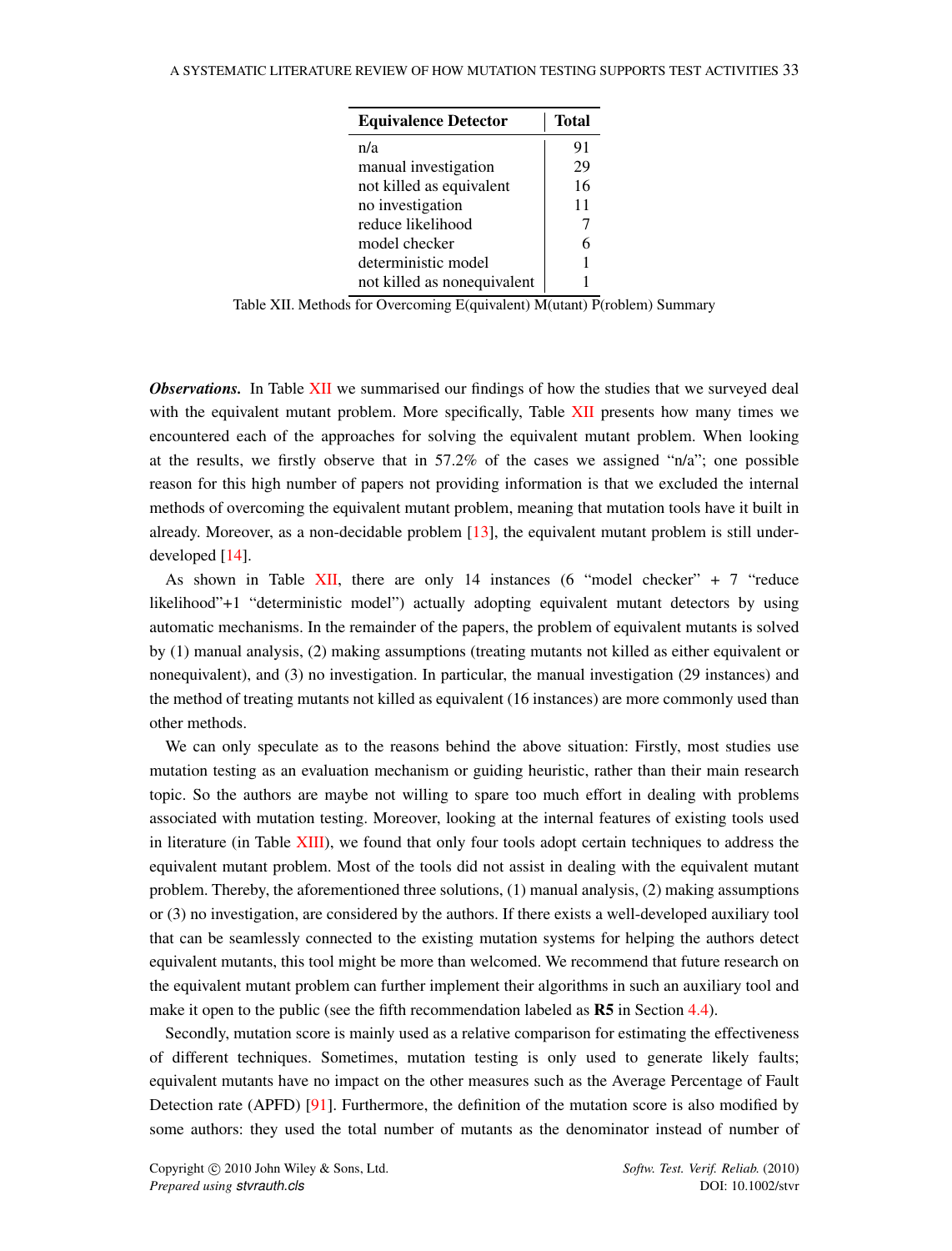| Equivalence Detector | Total |
|---|---|
| n/a | 91 |
| manual investigation | 29 |
| not killed as equivalent | 16 |
| no investigation | 11 |
| reduce likelihood | 7 |
| model checker | 6 |
| deterministic model | 1 |
| not killed as nonequivalent | 1 |

Table XII. Methods for Overcoming E(quivalent) M(utant) P(roblem) Summary

***Observations.*** In Table XII we summarised our findings of how the studies that we surveyed deal with the equivalent mutant problem. More specifically, Table XII presents how many times we encountered each of the approaches for solving the equivalent mutant problem. When looking at the results, we firstly observe that in 57.2% of the cases we assigned "n/a"; one possible reason for this high number of papers not providing information is that we excluded the internal methods of overcoming the equivalent mutant problem, meaning that mutation tools have it built in already. Moreover, as a non-decidable problem [13], the equivalent mutant problem is still under-developed [14].

As shown in Table XII, there are only 14 instances (6 "model checker" + 7 "reduce likelihood"+1 "deterministic model") actually adopting equivalent mutant detectors by using automatic mechanisms. In the remainder of the papers, the problem of equivalent mutants is solved by (1) manual analysis, (2) making assumptions (treating mutants not killed as either equivalent or nonequivalent), and (3) no investigation. In particular, the manual investigation (29 instances) and the method of treating mutants not killed as equivalent (16 instances) are more commonly used than other methods.

We can only speculate as to the reasons behind the above situation: Firstly, most studies use mutation testing as an evaluation mechanism or guiding heuristic, rather than their main research topic. So the authors are maybe not willing to spare too much effort in dealing with problems associated with mutation testing. Moreover, looking at the internal features of existing tools used in literature (in Table XIII), we found that only four tools adopt certain techniques to address the equivalent mutant problem. Most of the tools did not assist in dealing with the equivalent mutant problem. Thereby, the aforementioned three solutions, (1) manual analysis, (2) making assumptions or (3) no investigation, are considered by the authors. If there exists a well-developed auxiliary tool that can be seamlessly connected to the existing mutation systems for helping the authors detect equivalent mutants, this tool might be more than welcomed. We recommend that future research on the equivalent mutant problem can further implement their algorithms in such an auxiliary tool and make it open to the public (see the fifth recommendation labeled as **R5** in Section 4.4).

Secondly, mutation score is mainly used as a relative comparison for estimating the effectiveness of different techniques. Sometimes, mutation testing is only used to generate likely faults; equivalent mutants have no impact on the other measures such as the Average Percentage of Fault Detection rate (APFD) [91]. Furthermore, the definition of the mutation score is also modified by some authors: they used the total number of mutants as the denominator instead of number of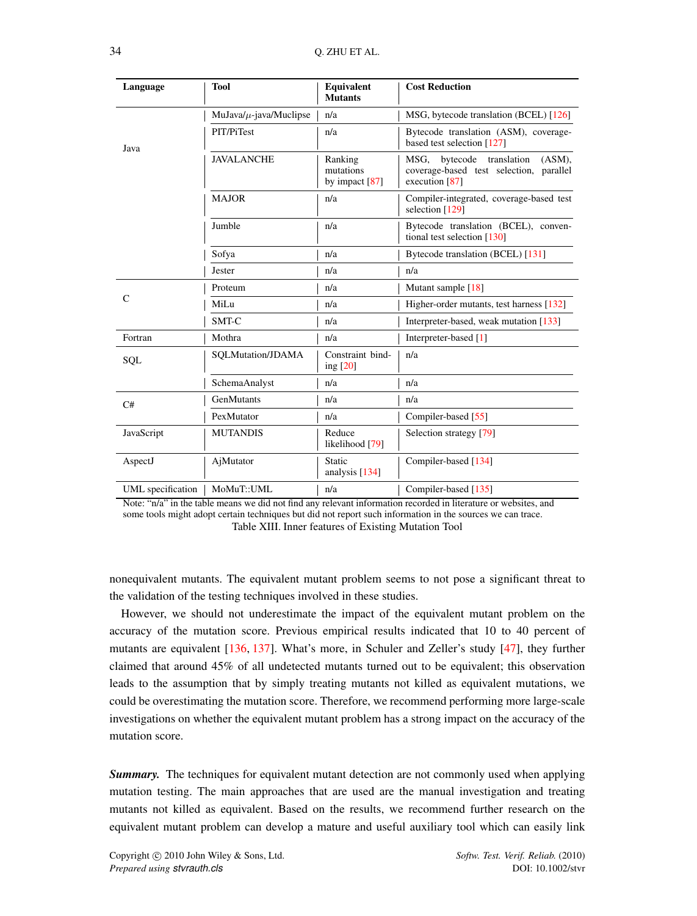| Language | Tool | Equivalent Mutants | Cost Reduction |
|---|---|---|---|
| Java | MuJava/$\mu$-java/Muclipse | n/a | MSG, bytecode translation (BCEL) [126] |
| | PIT/PiTest | n/a | Bytecode translation (ASM), coverage-based test selection [127] |
| | JAVALANCHE | Ranking mutations by impact [87] | MSG, bytecode translation (ASM), coverage-based test selection, parallel execution [87] |
| | MAJOR | n/a | Compiler-integrated, coverage-based test selection [129] |
| | Jumble | n/a | Bytecode translation (BCEL), conventional test selection [130] |
| | Sofya | n/a | Bytecode translation (BCEL) [131] |
| | Jester | n/a | n/a |
| C | Proteum | n/a | Mutant sample [18] |
| | MiLu | n/a | Higher-order mutants, test harness [132] |
| | SMT-C | n/a | Interpreter-based, weak mutation [133] |
| Fortran | Mothra | n/a | Interpreter-based [1] |
| SQL | SQLMutation/JDAMA | Constraint binding [20] | n/a |
| | SchemaAnalyst | n/a | n/a |
| C# | GenMutants | n/a | n/a |
| | PexMutator | n/a | Compiler-based [55] |
| JavaScript | MUTANDIS | Reduce likelihood [79] | Selection strategy [79] |
| AspectJ | AjMutator | Static analysis [134] | Compiler-based [134] |
| UML specification | MoMuT::UML | n/a | Compiler-based [135] |

Note: "n/a" in the table means we did not find any relevant information recorded in literature or websites, and some tools might adopt certain techniques but did not report such information in the sources we can trace.

Table XIII. Inner features of Existing Mutation Tool

nonequivalent mutants. The equivalent mutant problem seems to not pose a significant threat to the validation of the testing techniques involved in these studies.

However, we should not underestimate the impact of the equivalent mutant problem on the accuracy of the mutation score. Previous empirical results indicated that 10 to 40 percent of mutants are equivalent [136, 137]. What's more, in Schuler and Zeller's study [47], they further claimed that around 45% of all undetected mutants turned out to be equivalent; this observation leads to the assumption that by simply treating mutants not killed as equivalent mutations, we could be overestimating the mutation score. Therefore, we recommend performing more large-scale investigations on whether the equivalent mutant problem has a strong impact on the accuracy of the mutation score.

***Summary.*** The techniques for equivalent mutant detection are not commonly used when applying mutation testing. The main approaches that are used are the manual investigation and treating mutants not killed as equivalent. Based on the results, we recommend further research on the equivalent mutant problem can develop a mature and useful auxiliary tool which can easily link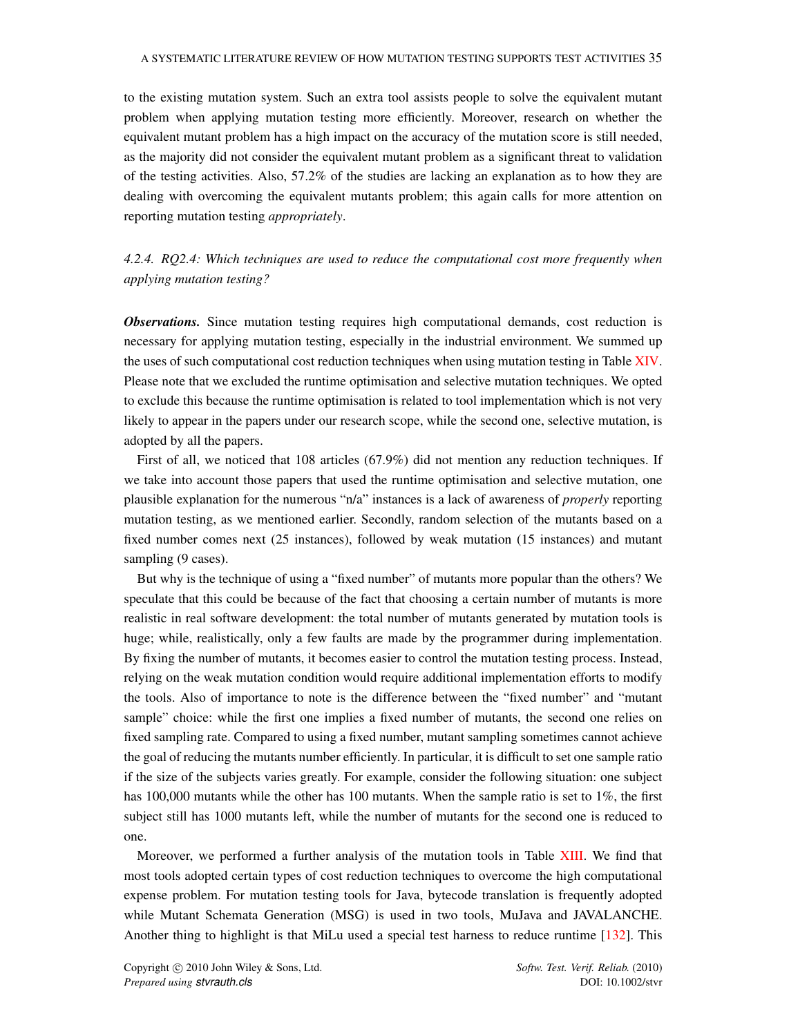to the existing mutation system. Such an extra tool assists people to solve the equivalent mutant problem when applying mutation testing more efficiently. Moreover, research on whether the equivalent mutant problem has a high impact on the accuracy of the mutation score is still needed, as the majority did not consider the equivalent mutant problem as a significant threat to validation of the testing activities. Also, 57.2% of the studies are lacking an explanation as to how they are dealing with overcoming the equivalent mutants problem; this again calls for more attention on reporting mutation testing *appropriately*.

#### 4.2.4. RQ2.4: Which techniques are used to reduce the computational cost more frequently when applying mutation testing?

***Observations.*** Since mutation testing requires high computational demands, cost reduction is necessary for applying mutation testing, especially in the industrial environment. We summed up the uses of such computational cost reduction techniques when using mutation testing in Table XIV. Please note that we excluded the runtime optimisation and selective mutation techniques. We opted to exclude this because the runtime optimisation is related to tool implementation which is not very likely to appear in the papers under our research scope, while the second one, selective mutation, is adopted by all the papers.

First of all, we noticed that 108 articles (67.9%) did not mention any reduction techniques. If we take into account those papers that used the runtime optimisation and selective mutation, one plausible explanation for the numerous "n/a" instances is a lack of awareness of *properly* reporting mutation testing, as we mentioned earlier. Secondly, random selection of the mutants based on a fixed number comes next (25 instances), followed by weak mutation (15 instances) and mutant sampling (9 cases).

But why is the technique of using a "fixed number" of mutants more popular than the others? We speculate that this could be because of the fact that choosing a certain number of mutants is more realistic in real software development: the total number of mutants generated by mutation tools is huge; while, realistically, only a few faults are made by the programmer during implementation. By fixing the number of mutants, it becomes easier to control the mutation testing process. Instead, relying on the weak mutation condition would require additional implementation efforts to modify the tools. Also of importance to note is the difference between the "fixed number" and "mutant sample" choice: while the first one implies a fixed number of mutants, the second one relies on fixed sampling rate. Compared to using a fixed number, mutant sampling sometimes cannot achieve the goal of reducing the mutants number efficiently. In particular, it is difficult to set one sample ratio if the size of the subjects varies greatly. For example, consider the following situation: one subject has 100,000 mutants while the other has 100 mutants. When the sample ratio is set to 1%, the first subject still has 1000 mutants left, while the number of mutants for the second one is reduced to one.

Moreover, we performed a further analysis of the mutation tools in Table XIII. We find that most tools adopted certain types of cost reduction techniques to overcome the high computational expense problem. For mutation testing tools for Java, bytecode translation is frequently adopted while Mutant Schemata Generation (MSG) is used in two tools, MuJava and JAVALANCHE. Another thing to highlight is that MiLu used a special test harness to reduce runtime [132]. This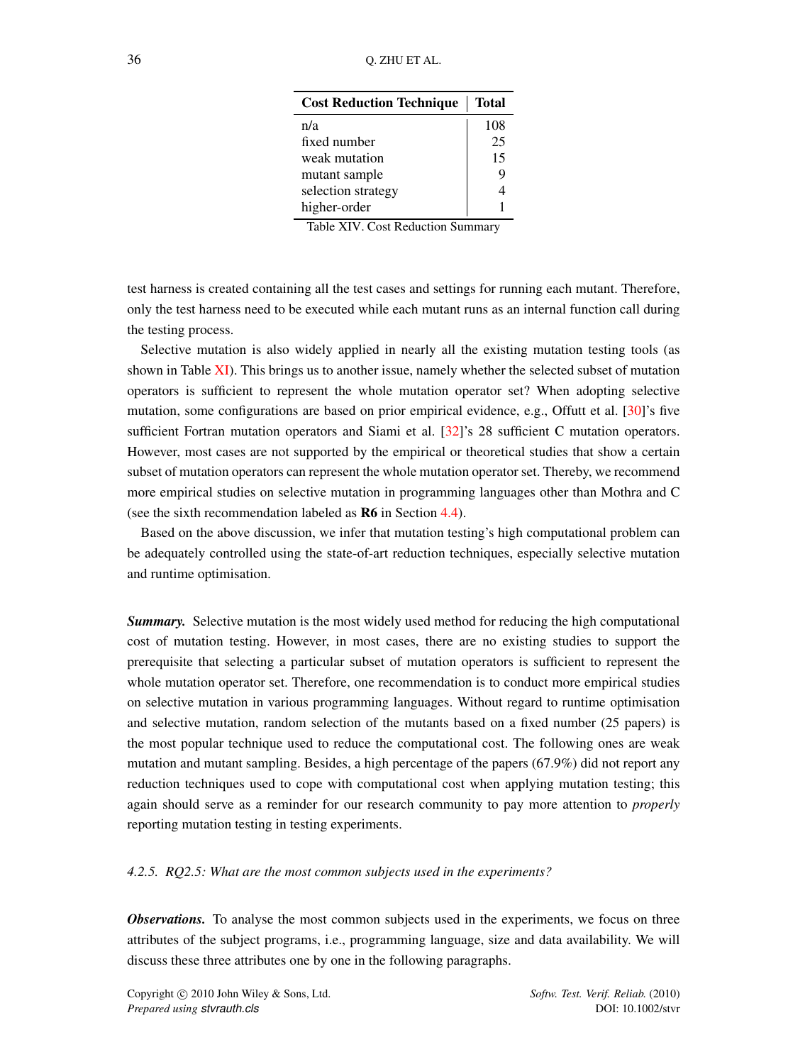| Cost Reduction Technique | Total |
|---|---|
| n/a | 108 |
| fixed number | 25 |
| weak mutation | 15 |
| mutant sample | 9 |
| selection strategy | 4 |
| higher-order | 1 |

Table XIV. Cost Reduction Summary

test harness is created containing all the test cases and settings for running each mutant. Therefore, only the test harness need to be executed while each mutant runs as an internal function call during the testing process.

Selective mutation is also widely applied in nearly all the existing mutation testing tools (as shown in Table XI). This brings us to another issue, namely whether the selected subset of mutation operators is sufficient to represent the whole mutation operator set? When adopting selective mutation, some configurations are based on prior empirical evidence, e.g., Offutt et al. [30]'s five sufficient Fortran mutation operators and Siami et al. [32]'s 28 sufficient C mutation operators. However, most cases are not supported by the empirical or theoretical studies that show a certain subset of mutation operators can represent the whole mutation operator set. Thereby, we recommend more empirical studies on selective mutation in programming languages other than Mothra and C (see the sixth recommendation labeled as **R6** in Section 4.4).

Based on the above discussion, we infer that mutation testing's high computational problem can be adequately controlled using the state-of-art reduction techniques, especially selective mutation and runtime optimisation.

***Summary.*** Selective mutation is the most widely used method for reducing the high computational cost of mutation testing. However, in most cases, there are no existing studies to support the prerequisite that selecting a particular subset of mutation operators is sufficient to represent the whole mutation operator set. Therefore, one recommendation is to conduct more empirical studies on selective mutation in various programming languages. Without regard to runtime optimisation and selective mutation, random selection of the mutants based on a fixed number (25 papers) is the most popular technique used to reduce the computational cost. The following ones are weak mutation and mutant sampling. Besides, a high percentage of the papers (67.9%) did not report any reduction techniques used to cope with computational cost when applying mutation testing; this again should serve as a reminder for our research community to pay more attention to *properly* reporting mutation testing in testing experiments.

#### *4.2.5. RQ2.5: What are the most common subjects used in the experiments?*

***Observations.*** To analyse the most common subjects used in the experiments, we focus on three attributes of the subject programs, i.e., programming language, size and data availability. We will discuss these three attributes one by one in the following paragraphs.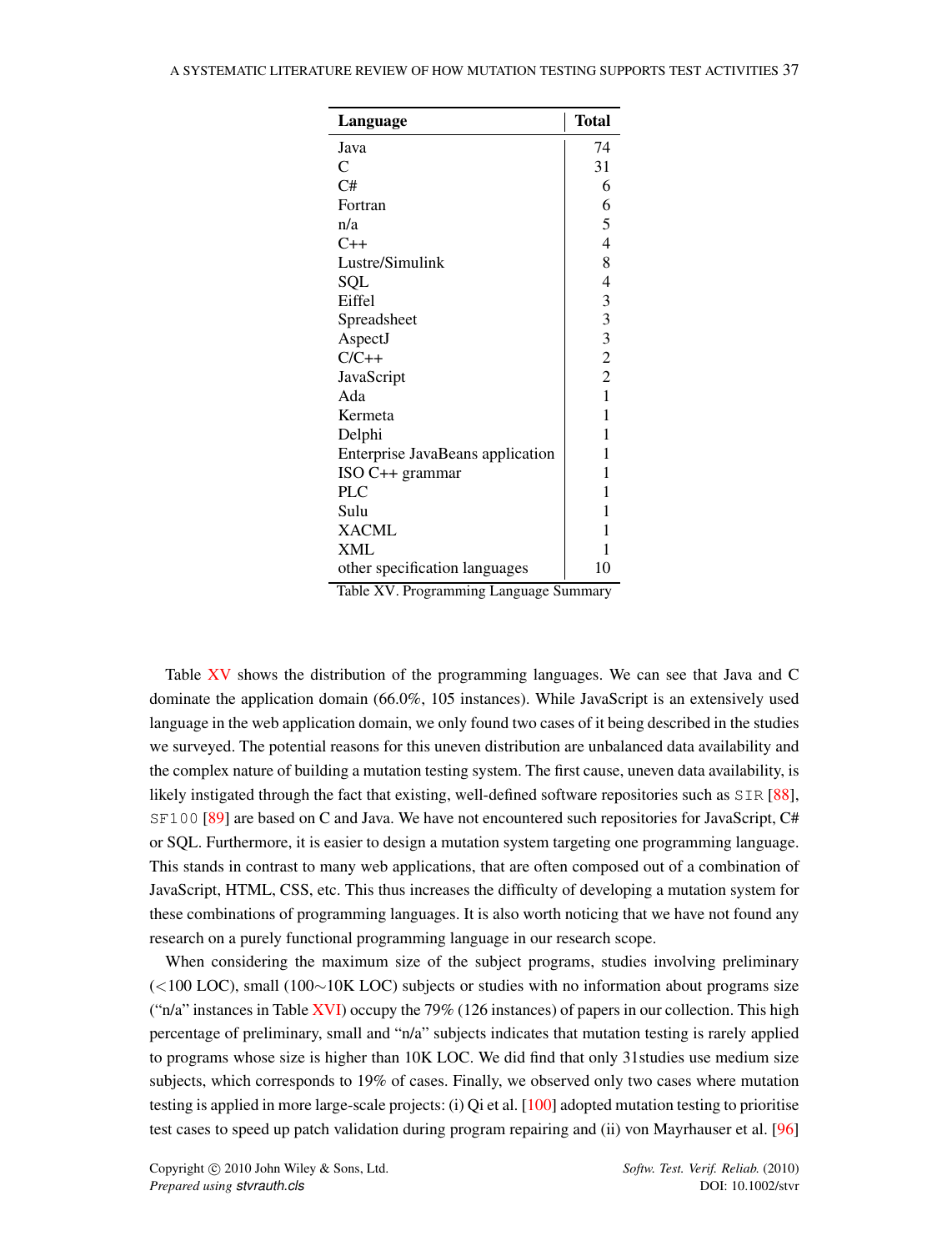| Language | Total |
|---|---|
| Java | 74 |
| C | 31 |
| C# | 6 |
| Fortran | 6 |
| n/a | 5 |
| C++ | 4 |
| Lustre/Simulink | 8 |
| SQL | 4 |
| Eiffel | 3 |
| Spreadsheet | 3 |
| AspectJ | 3 |
| C/C++ | 2 |
| JavaScript | 2 |
| Ada | 1 |
| Kermeta | 1 |
| Delphi | 1 |
| Enterprise JavaBeans application | 1 |
| ISO C++ grammar | 1 |
| PLC | 1 |
| Sulu | 1 |
| XACML | 1 |
| XML | 1 |
| other specification languages | 10 |

Table XV. Programming Language Summary

Table XV shows the distribution of the programming languages. We can see that Java and C dominate the application domain (66.0%, 105 instances). While JavaScript is an extensively used language in the web application domain, we only found two cases of it being described in the studies we surveyed. The potential reasons for this uneven distribution are unbalanced data availability and the complex nature of building a mutation testing system. The first cause, uneven data availability, is likely instigated through the fact that existing, well-defined software repositories such as `SIR` [88], `SF100` [89] are based on C and Java. We have not encountered such repositories for JavaScript, C# or SQL. Furthermore, it is easier to design a mutation system targeting one programming language. This stands in contrast to many web applications, that are often composed out of a combination of JavaScript, HTML, CSS, etc. This thus increases the difficulty of developing a mutation system for these combinations of programming languages. It is also worth noticing that we have not found any research on a purely functional programming language in our research scope.

When considering the maximum size of the subject programs, studies involving preliminary (<100 LOC), small (100∼10K LOC) subjects or studies with no information about programs size ("n/a" instances in Table XVI) occupy the 79% (126 instances) of papers in our collection. This high percentage of preliminary, small and "n/a" subjects indicates that mutation testing is rarely applied to programs whose size is higher than 10K LOC. We did find that only 31studies use medium size subjects, which corresponds to 19% of cases. Finally, we observed only two cases where mutation testing is applied in more large-scale projects: (i) Qi et al. [100] adopted mutation testing to prioritise test cases to speed up patch validation during program repairing and (ii) von Mayrhauser et al. [96]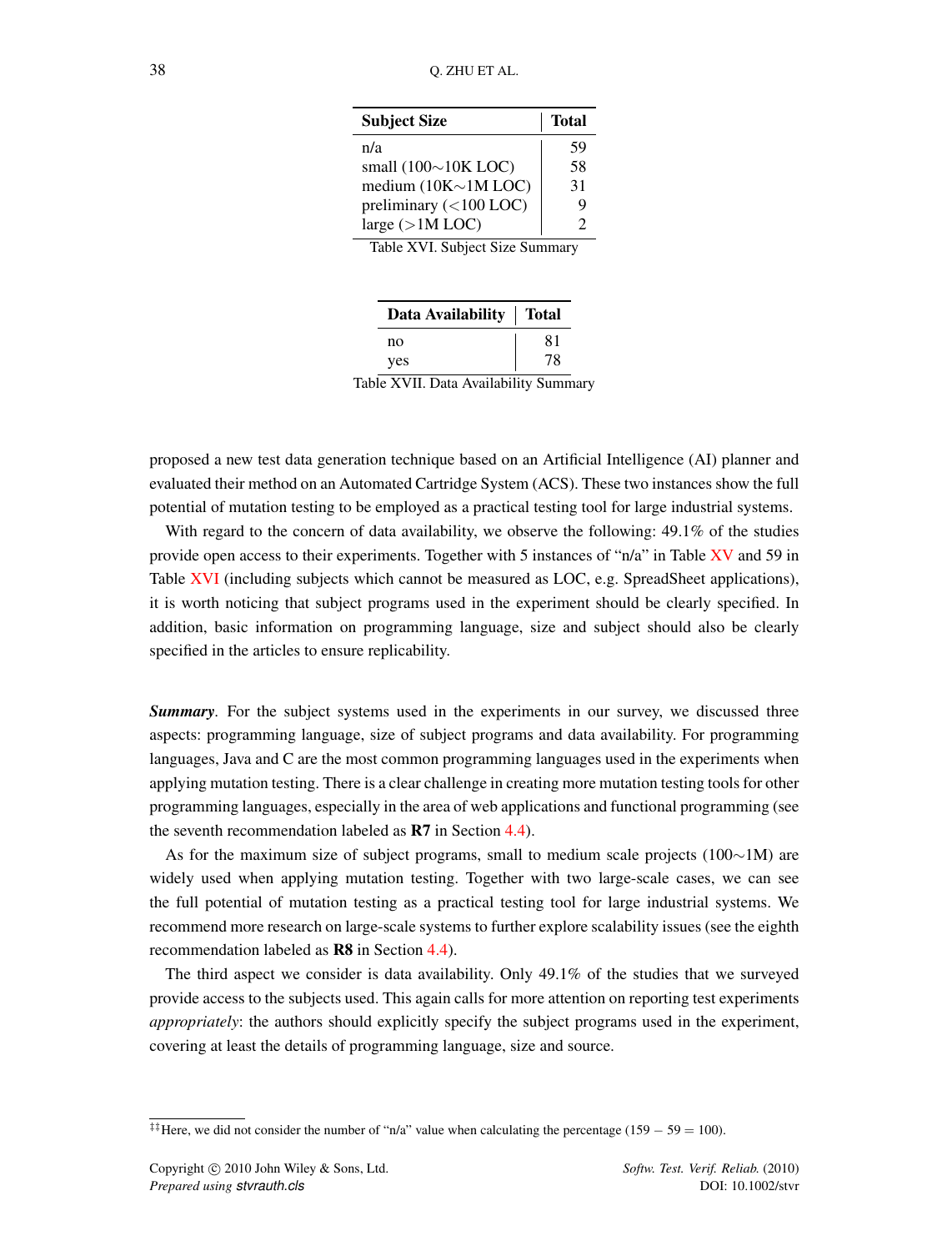| Subject Size | Total |
|---|---|
| n/a | 59 |
| small (100∼10K LOC) | 58 |
| medium (10K∼1M LOC) | 31 |
| preliminary (<100 LOC) | 9 |
| large (>1M LOC) | 2 |

Table XVI. Subject Size Summary

| Data Availability | Total |
|---|---|
| no | 81 |
| yes | 78 |

Table XVII. Data Availability Summary

proposed a new test data generation technique based on an Artificial Intelligence (AI) planner and evaluated their method on an Automated Cartridge System (ACS). These two instances show the full potential of mutation testing to be employed as a practical testing tool for large industrial systems.

With regard to the concern of data availability, we observe the following: 49.1% of the studies provide open access to their experiments. Together with 5 instances of "n/a" in Table XV and 59 in Table XVI (including subjects which cannot be measured as LOC, e.g. SpreadSheet applications), it is worth noticing that subject programs used in the experiment should be clearly specified. In addition, basic information on programming language, size and subject should also be clearly specified in the articles to ensure replicability.

***Summary***. For the subject systems used in the experiments in our survey, we discussed three aspects: programming language, size of subject programs and data availability. For programming languages, Java and C are the most common programming languages used in the experiments when applying mutation testing. There is a clear challenge in creating more mutation testing tools for other programming languages, especially in the area of web applications and functional programming (see the seventh recommendation labeled as **R7** in Section 4.4).

As for the maximum size of subject programs, small to medium scale projects (100∼1M) are widely used when applying mutation testing. Together with two large-scale cases, we can see the full potential of mutation testing as a practical testing tool for large industrial systems. We recommend more research on large-scale systems to further explore scalability issues (see the eighth recommendation labeled as **R8** in Section 4.4).

The third aspect we consider is data availability. Only 49.1% of the studies that we surveyed provide access to the subjects used. This again calls for more attention on reporting test experiments *appropriately*: the authors should explicitly specify the subject programs used in the experiment, covering at least the details of programming language, size and source.

‡‡Here, we did not consider the number of "n/a" value when calculating the percentage ($159 - 59 = 100$).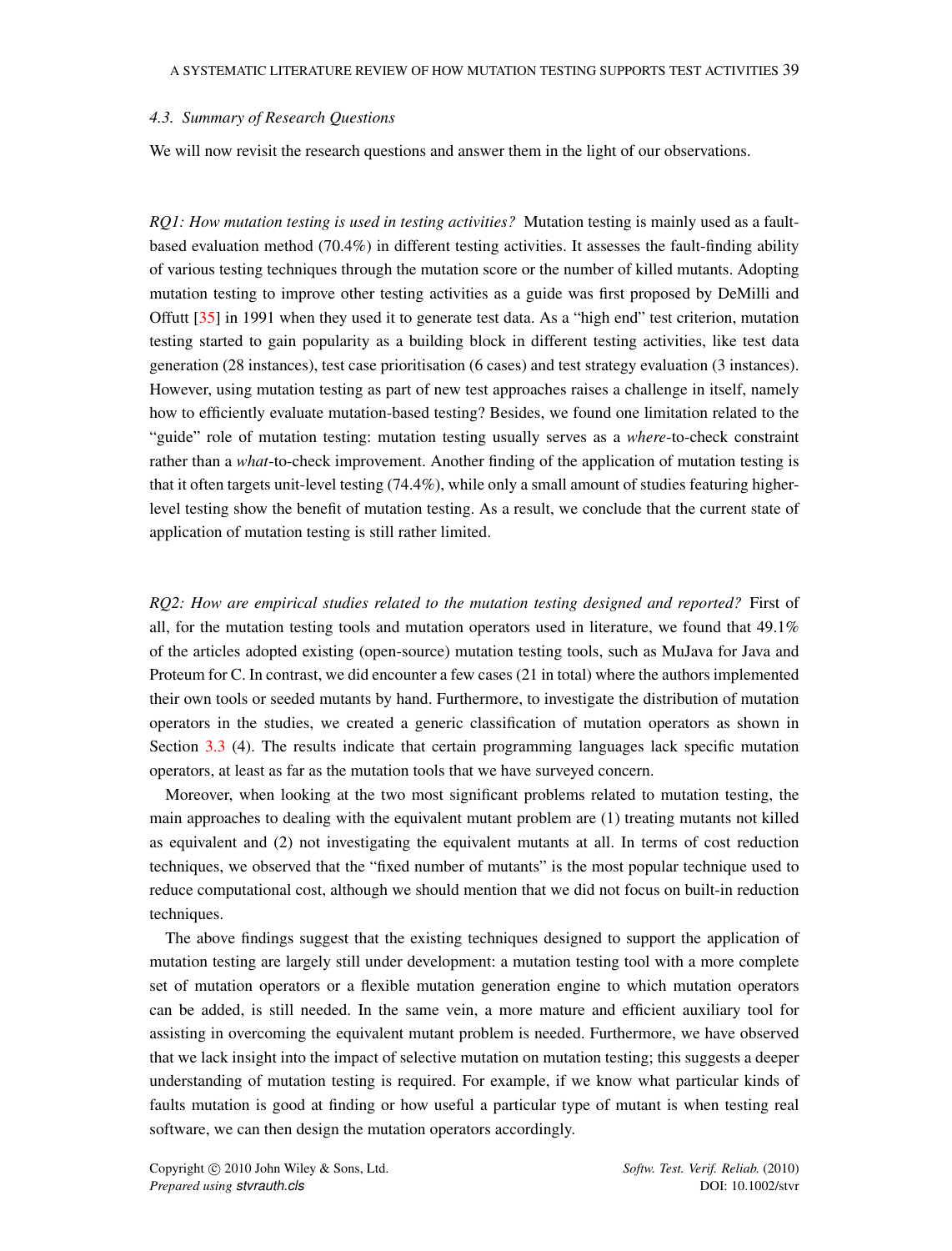### 4.3. Summary of Research Questions

We will now revisit the research questions and answer them in the light of our observations.

*RQ1: How mutation testing is used in testing activities?* Mutation testing is mainly used as a fault-based evaluation method (70.4%) in different testing activities. It assesses the fault-finding ability of various testing techniques through the mutation score or the number of killed mutants. Adopting mutation testing to improve other testing activities as a guide was first proposed by DeMilli and Offutt [35] in 1991 when they used it to generate test data. As a "high end" test criterion, mutation testing started to gain popularity as a building block in different testing activities, like test data generation (28 instances), test case prioritisation (6 cases) and test strategy evaluation (3 instances). However, using mutation testing as part of new test approaches raises a challenge in itself, namely how to efficiently evaluate mutation-based testing? Besides, we found one limitation related to the "guide" role of mutation testing: mutation testing usually serves as a *where*-to-check constraint rather than a *what*-to-check improvement. Another finding of the application of mutation testing is that it often targets unit-level testing (74.4%), while only a small amount of studies featuring higher-level testing show the benefit of mutation testing. As a result, we conclude that the current state of application of mutation testing is still rather limited.

*RQ2: How are empirical studies related to the mutation testing designed and reported?* First of all, for the mutation testing tools and mutation operators used in literature, we found that 49.1% of the articles adopted existing (open-source) mutation testing tools, such as MuJava for Java and Proteum for C. In contrast, we did encounter a few cases (21 in total) where the authors implemented their own tools or seeded mutants by hand. Furthermore, to investigate the distribution of mutation operators in the studies, we created a generic classification of mutation operators as shown in Section 3.3 (4). The results indicate that certain programming languages lack specific mutation operators, at least as far as the mutation tools that we have surveyed concern.

Moreover, when looking at the two most significant problems related to mutation testing, the main approaches to dealing with the equivalent mutant problem are (1) treating mutants not killed as equivalent and (2) not investigating the equivalent mutants at all. In terms of cost reduction techniques, we observed that the "fixed number of mutants" is the most popular technique used to reduce computational cost, although we should mention that we did not focus on built-in reduction techniques.

The above findings suggest that the existing techniques designed to support the application of mutation testing are largely still under development: a mutation testing tool with a more complete set of mutation operators or a flexible mutation generation engine to which mutation operators can be added, is still needed. In the same vein, a more mature and efficient auxiliary tool for assisting in overcoming the equivalent mutant problem is needed. Furthermore, we have observed that we lack insight into the impact of selective mutation on mutation testing; this suggests a deeper understanding of mutation testing is required. For example, if we know what particular kinds of faults mutation is good at finding or how useful a particular type of mutant is when testing real software, we can then design the mutation operators accordingly.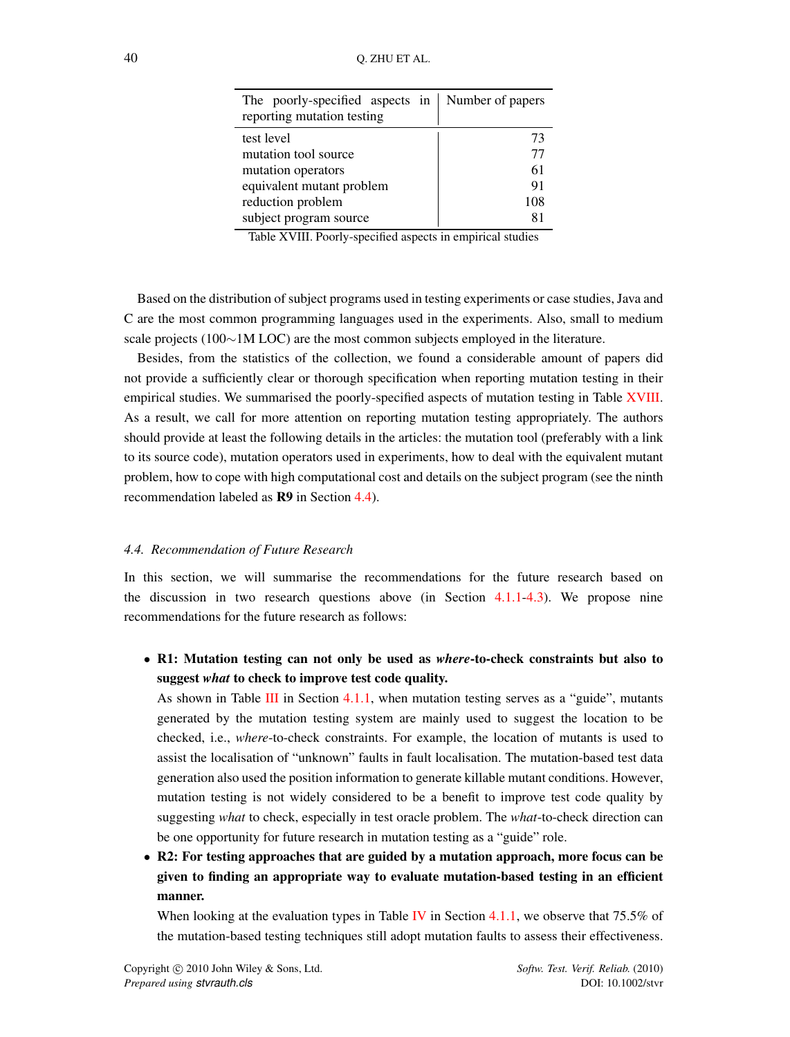| The poorly-specified aspects in reporting mutation testing | Number of papers |
|---|---|
| test level | 73 |
| mutation tool source | 77 |
| mutation operators | 61 |
| equivalent mutant problem | 91 |
| reduction problem | 108 |
| subject program source | 81 |

Table XVIII. Poorly-specified aspects in empirical studies

Based on the distribution of subject programs used in testing experiments or case studies, Java and C are the most common programming languages used in the experiments. Also, small to medium scale projects (100∼1M LOC) are the most common subjects employed in the literature.

Besides, from the statistics of the collection, we found a considerable amount of papers did not provide a sufficiently clear or thorough specification when reporting mutation testing in their empirical studies. We summarised the poorly-specified aspects of mutation testing in Table XVIII. As a result, we call for more attention on reporting mutation testing appropriately. The authors should provide at least the following details in the articles: the mutation tool (preferably with a link to its source code), mutation operators used in experiments, how to deal with the equivalent mutant problem, how to cope with high computational cost and details on the subject program (see the ninth recommendation labeled as **R9** in Section 4.4).

### 4.4. Recommendation of Future Research

In this section, we will summarise the recommendations for the future research based on the discussion in two research questions above (in Section 4.1.1-4.3). We propose nine recommendations for the future research as follows:

- **R1: Mutation testing can not only be used as *where*-to-check constraints but also to suggest *what* to check to improve test code quality.**
  As shown in Table III in Section 4.1.1, when mutation testing serves as a "guide", mutants generated by the mutation testing system are mainly used to suggest the location to be checked, i.e., *where*-to-check constraints. For example, the location of mutants is used to assist the localisation of "unknown" faults in fault localisation. The mutation-based test data generation also used the position information to generate killable mutant conditions. However, mutation testing is not widely considered to be a benefit to improve test code quality by suggesting *what* to check, especially in test oracle problem. The *what*-to-check direction can be one opportunity for future research in mutation testing as a "guide" role.
- **R2: For testing approaches that are guided by a mutation approach, more focus can be given to finding an appropriate way to evaluate mutation-based testing in an efficient manner.**
  When looking at the evaluation types in Table IV in Section 4.1.1, we observe that 75.5% of the mutation-based testing techniques still adopt mutation faults to assess their effectiveness.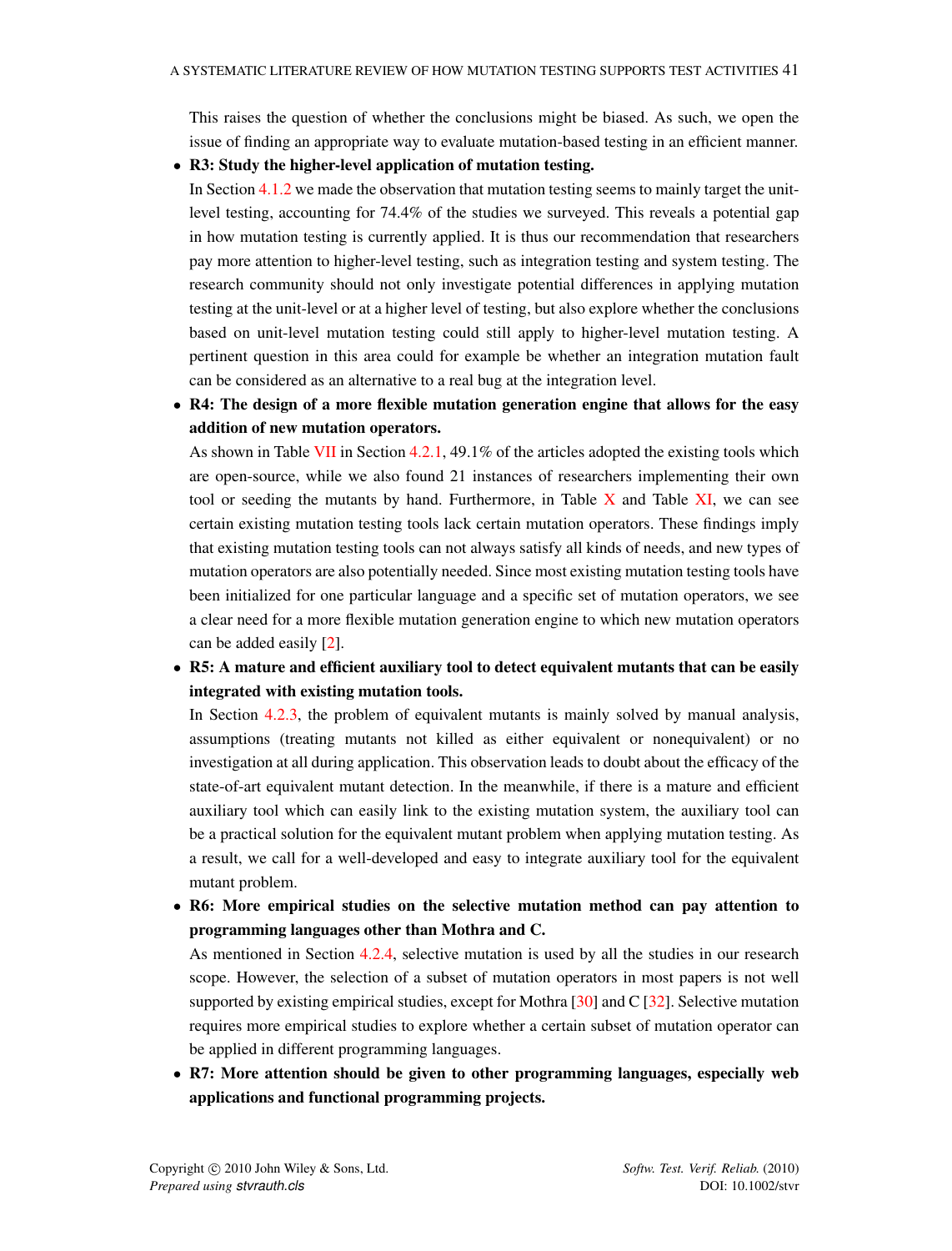This raises the question of whether the conclusions might be biased. As such, we open the issue of finding an appropriate way to evaluate mutation-based testing in an efficient manner.

- **R3: Study the higher-level application of mutation testing.**

  In Section 4.1.2 we made the observation that mutation testing seems to mainly target the unit-level testing, accounting for 74.4% of the studies we surveyed. This reveals a potential gap in how mutation testing is currently applied. It is thus our recommendation that researchers pay more attention to higher-level testing, such as integration testing and system testing. The research community should not only investigate potential differences in applying mutation testing at the unit-level or at a higher level of testing, but also explore whether the conclusions based on unit-level mutation testing could still apply to higher-level mutation testing. A pertinent question in this area could for example be whether an integration mutation fault can be considered as an alternative to a real bug at the integration level.

- **R4: The design of a more flexible mutation generation engine that allows for the easy addition of new mutation operators.**

  As shown in Table VII in Section 4.2.1, 49.1% of the articles adopted the existing tools which are open-source, while we also found 21 instances of researchers implementing their own tool or seeding the mutants by hand. Furthermore, in Table X and Table XI, we can see certain existing mutation testing tools lack certain mutation operators. These findings imply that existing mutation testing tools can not always satisfy all kinds of needs, and new types of mutation operators are also potentially needed. Since most existing mutation testing tools have been initialized for one particular language and a specific set of mutation operators, we see a clear need for a more flexible mutation generation engine to which new mutation operators can be added easily [2].

- **R5: A mature and efficient auxiliary tool to detect equivalent mutants that can be easily integrated with existing mutation tools.**

  In Section 4.2.3, the problem of equivalent mutants is mainly solved by manual analysis, assumptions (treating mutants not killed as either equivalent or nonequivalent) or no investigation at all during application. This observation leads to doubt about the efficacy of the state-of-art equivalent mutant detection. In the meanwhile, if there is a mature and efficient auxiliary tool which can easily link to the existing mutation system, the auxiliary tool can be a practical solution for the equivalent mutant problem when applying mutation testing. As a result, we call for a well-developed and easy to integrate auxiliary tool for the equivalent mutant problem.

- **R6: More empirical studies on the selective mutation method can pay attention to programming languages other than Mothra and C.**

  As mentioned in Section 4.2.4, selective mutation is used by all the studies in our research scope. However, the selection of a subset of mutation operators in most papers is not well supported by existing empirical studies, except for Mothra [30] and C [32]. Selective mutation requires more empirical studies to explore whether a certain subset of mutation operator can be applied in different programming languages.

- **R7: More attention should be given to other programming languages, especially web applications and functional programming projects.**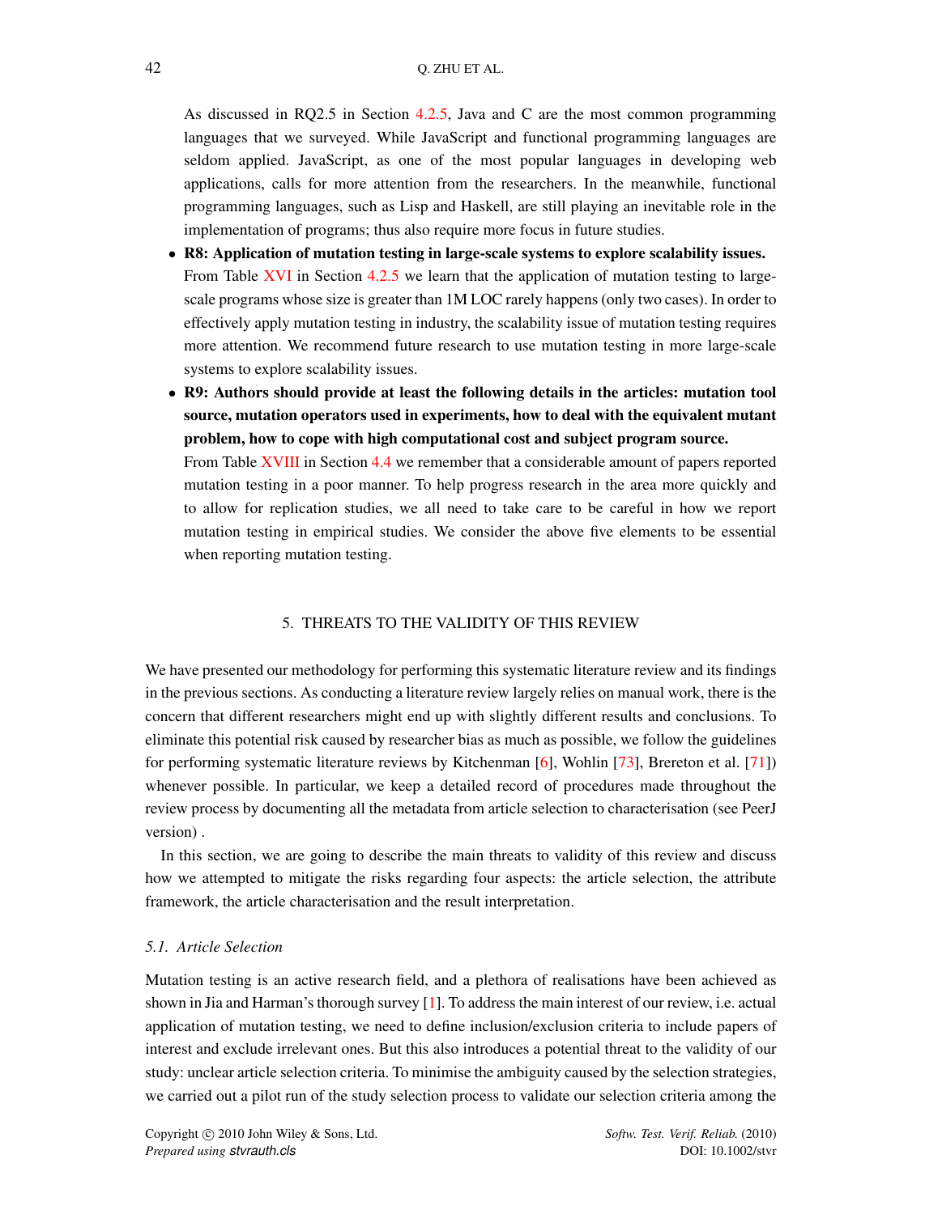As discussed in RQ2.5 in Section 4.2.5, Java and C are the most common programming languages that we surveyed. While JavaScript and functional programming languages are seldom applied. JavaScript, as one of the most popular languages in developing web applications, calls for more attention from the researchers. In the meanwhile, functional programming languages, such as Lisp and Haskell, are still playing an inevitable role in the implementation of programs; thus also require more focus in future studies.

- **R8: Application of mutation testing in large-scale systems to explore scalability issues.** From Table XVI in Section 4.2.5 we learn that the application of mutation testing to large-scale programs whose size is greater than 1M LOC rarely happens (only two cases). In order to effectively apply mutation testing in industry, the scalability issue of mutation testing requires more attention. We recommend future research to use mutation testing in more large-scale systems to explore scalability issues.
- **R9: Authors should provide at least the following details in the articles: mutation tool source, mutation operators used in experiments, how to deal with the equivalent mutant problem, how to cope with high computational cost and subject program source.** From Table XVIII in Section 4.4 we remember that a considerable amount of papers reported mutation testing in a poor manner. To help progress research in the area more quickly and to allow for replication studies, we all need to take care to be careful in how we report mutation testing in empirical studies. We consider the above five elements to be essential when reporting mutation testing.

## 5. THREATS TO THE VALIDITY OF THIS REVIEW

We have presented our methodology for performing this systematic literature review and its findings in the previous sections. As conducting a literature review largely relies on manual work, there is the concern that different researchers might end up with slightly different results and conclusions. To eliminate this potential risk caused by researcher bias as much as possible, we follow the guidelines for performing systematic literature reviews by Kitchenman [6], Wohlin [73], Brereton et al. [71]) whenever possible. In particular, we keep a detailed record of procedures made throughout the review process by documenting all the metadata from article selection to characterisation (see PeerJ version) .

In this section, we are going to describe the main threats to validity of this review and discuss how we attempted to mitigate the risks regarding four aspects: the article selection, the attribute framework, the article characterisation and the result interpretation.

### *5.1. Article Selection*

Mutation testing is an active research field, and a plethora of realisations have been achieved as shown in Jia and Harman's thorough survey [1]. To address the main interest of our review, i.e. actual application of mutation testing, we need to define inclusion/exclusion criteria to include papers of interest and exclude irrelevant ones. But this also introduces a potential threat to the validity of our study: unclear article selection criteria. To minimise the ambiguity caused by the selection strategies, we carried out a pilot run of the study selection process to validate our selection criteria among the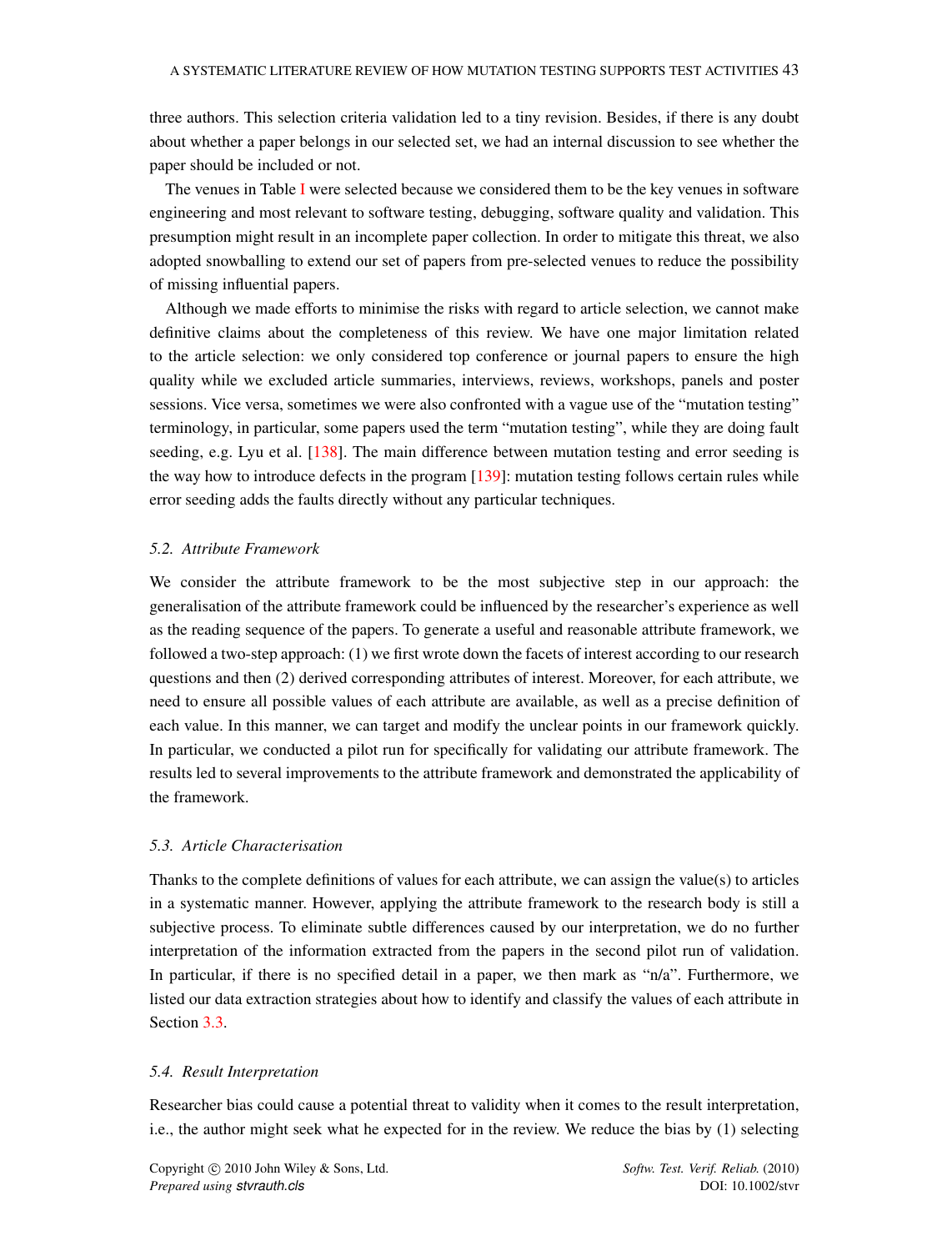three authors. This selection criteria validation led to a tiny revision. Besides, if there is any doubt about whether a paper belongs in our selected set, we had an internal discussion to see whether the paper should be included or not.

The venues in Table I were selected because we considered them to be the key venues in software engineering and most relevant to software testing, debugging, software quality and validation. This presumption might result in an incomplete paper collection. In order to mitigate this threat, we also adopted snowballing to extend our set of papers from pre-selected venues to reduce the possibility of missing influential papers.

Although we made efforts to minimise the risks with regard to article selection, we cannot make definitive claims about the completeness of this review. We have one major limitation related to the article selection: we only considered top conference or journal papers to ensure the high quality while we excluded article summaries, interviews, reviews, workshops, panels and poster sessions. Vice versa, sometimes we were also confronted with a vague use of the "mutation testing" terminology, in particular, some papers used the term "mutation testing", while they are doing fault seeding, e.g. Lyu et al. [138]. The main difference between mutation testing and error seeding is the way how to introduce defects in the program [139]: mutation testing follows certain rules while error seeding adds the faults directly without any particular techniques.

### 5.2. Attribute Framework

We consider the attribute framework to be the most subjective step in our approach: the generalisation of the attribute framework could be influenced by the researcher's experience as well as the reading sequence of the papers. To generate a useful and reasonable attribute framework, we followed a two-step approach: (1) we first wrote down the facets of interest according to our research questions and then (2) derived corresponding attributes of interest. Moreover, for each attribute, we need to ensure all possible values of each attribute are available, as well as a precise definition of each value. In this manner, we can target and modify the unclear points in our framework quickly. In particular, we conducted a pilot run for specifically for validating our attribute framework. The results led to several improvements to the attribute framework and demonstrated the applicability of the framework.

### 5.3. Article Characterisation

Thanks to the complete definitions of values for each attribute, we can assign the value(s) to articles in a systematic manner. However, applying the attribute framework to the research body is still a subjective process. To eliminate subtle differences caused by our interpretation, we do no further interpretation of the information extracted from the papers in the second pilot run of validation. In particular, if there is no specified detail in a paper, we then mark as "n/a". Furthermore, we listed our data extraction strategies about how to identify and classify the values of each attribute in Section 3.3.

### 5.4. Result Interpretation

Researcher bias could cause a potential threat to validity when it comes to the result interpretation, i.e., the author might seek what he expected for in the review. We reduce the bias by (1) selecting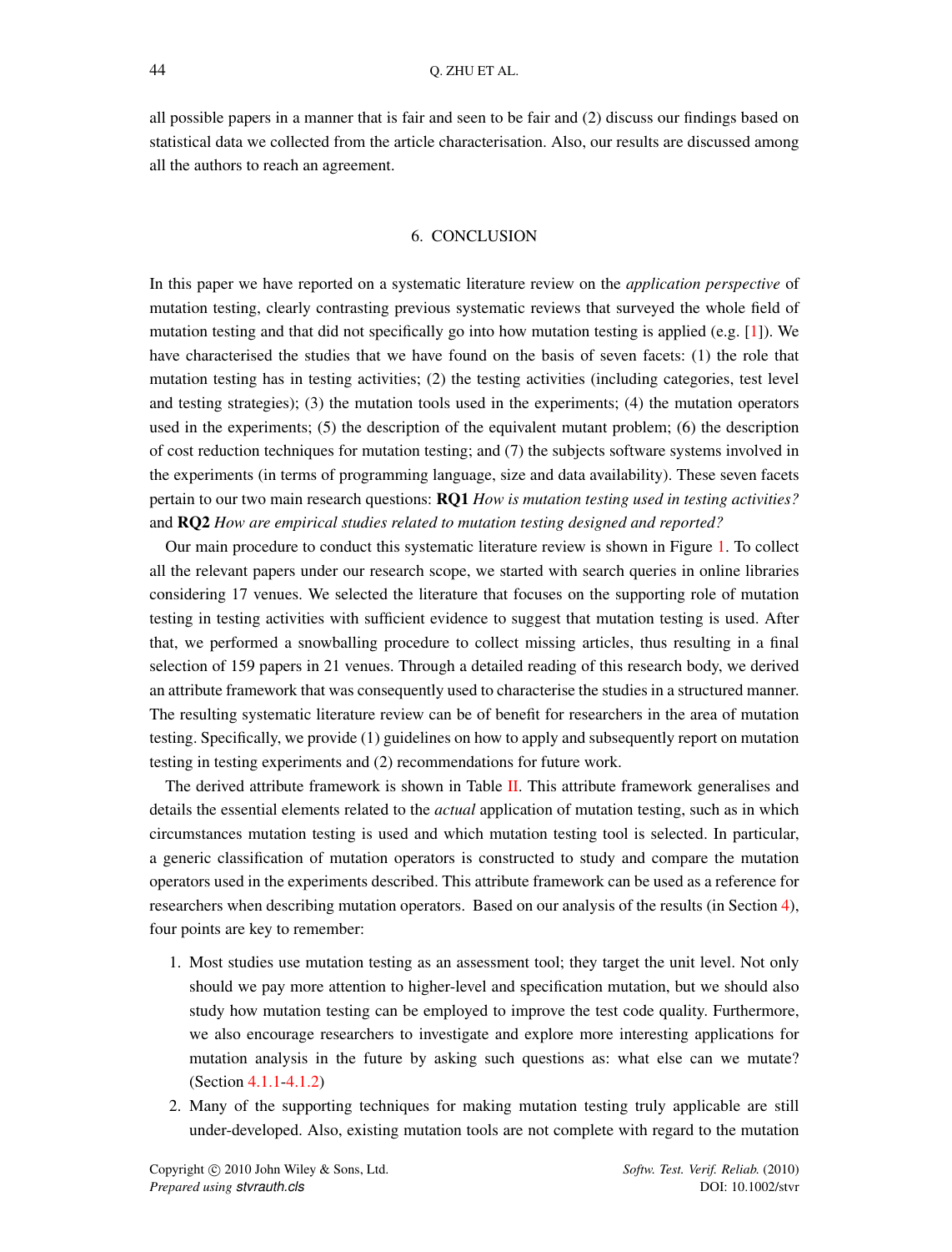all possible papers in a manner that is fair and seen to be fair and (2) discuss our findings based on statistical data we collected from the article characterisation. Also, our results are discussed among all the authors to reach an agreement.

## 6. CONCLUSION

In this paper we have reported on a systematic literature review on the *application perspective* of mutation testing, clearly contrasting previous systematic reviews that surveyed the whole field of mutation testing and that did not specifically go into how mutation testing is applied (e.g. [1]). We have characterised the studies that we have found on the basis of seven facets: (1) the role that mutation testing has in testing activities; (2) the testing activities (including categories, test level and testing strategies); (3) the mutation tools used in the experiments; (4) the mutation operators used in the experiments; (5) the description of the equivalent mutant problem; (6) the description of cost reduction techniques for mutation testing; and (7) the subjects software systems involved in the experiments (in terms of programming language, size and data availability). These seven facets pertain to our two main research questions: **RQ1** *How is mutation testing used in testing activities?* and **RQ2** *How are empirical studies related to mutation testing designed and reported?*

Our main procedure to conduct this systematic literature review is shown in Figure 1. To collect all the relevant papers under our research scope, we started with search queries in online libraries considering 17 venues. We selected the literature that focuses on the supporting role of mutation testing in testing activities with sufficient evidence to suggest that mutation testing is used. After that, we performed a snowballing procedure to collect missing articles, thus resulting in a final selection of 159 papers in 21 venues. Through a detailed reading of this research body, we derived an attribute framework that was consequently used to characterise the studies in a structured manner. The resulting systematic literature review can be of benefit for researchers in the area of mutation testing. Specifically, we provide (1) guidelines on how to apply and subsequently report on mutation testing in testing experiments and (2) recommendations for future work.

The derived attribute framework is shown in Table II. This attribute framework generalises and details the essential elements related to the *actual* application of mutation testing, such as in which circumstances mutation testing is used and which mutation testing tool is selected. In particular, a generic classification of mutation operators is constructed to study and compare the mutation operators used in the experiments described. This attribute framework can be used as a reference for researchers when describing mutation operators. Based on our analysis of the results (in Section 4), four points are key to remember:

1. Most studies use mutation testing as an assessment tool; they target the unit level. Not only should we pay more attention to higher-level and specification mutation, but we should also study how mutation testing can be employed to improve the test code quality. Furthermore, we also encourage researchers to investigate and explore more interesting applications for mutation analysis in the future by asking such questions as: what else can we mutate? (Section 4.1.1-4.1.2)
2. Many of the supporting techniques for making mutation testing truly applicable are still under-developed. Also, existing mutation tools are not complete with regard to the mutation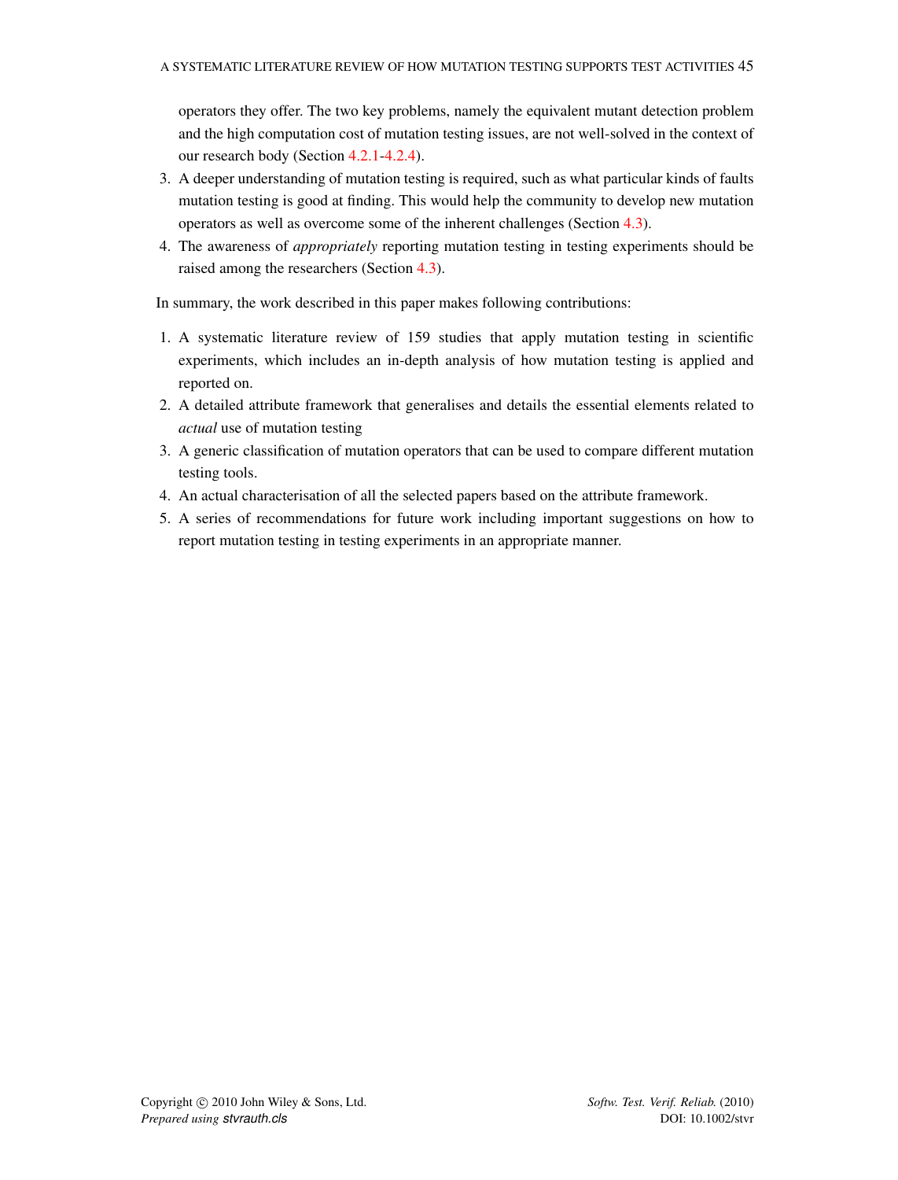operators they offer. The two key problems, namely the equivalent mutant detection problem and the high computation cost of mutation testing issues, are not well-solved in the context of our research body (Section 4.2.1-4.2.4).

3. A deeper understanding of mutation testing is required, such as what particular kinds of faults mutation testing is good at finding. This would help the community to develop new mutation operators as well as overcome some of the inherent challenges (Section 4.3).
4. The awareness of *appropriately* reporting mutation testing in testing experiments should be raised among the researchers (Section 4.3).

In summary, the work described in this paper makes following contributions:

1. A systematic literature review of 159 studies that apply mutation testing in scientific experiments, which includes an in-depth analysis of how mutation testing is applied and reported on.
2. A detailed attribute framework that generalises and details the essential elements related to *actual* use of mutation testing
3. A generic classification of mutation operators that can be used to compare different mutation testing tools.
4. An actual characterisation of all the selected papers based on the attribute framework.
5. A series of recommendations for future work including important suggestions on how to report mutation testing in testing experiments in an appropriate manner.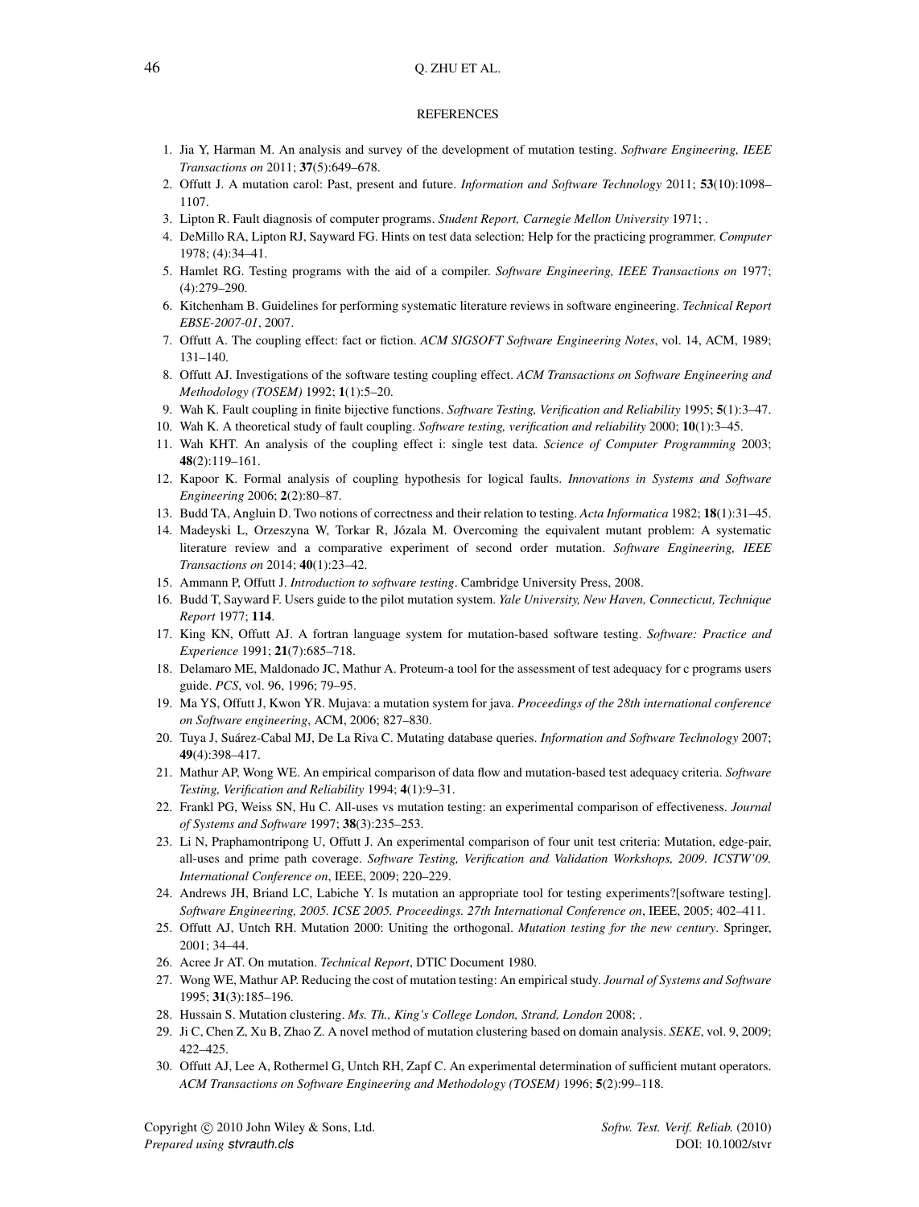REFERENCES

1. Jia Y, Harman M. An analysis and survey of the development of mutation testing. *Software Engineering, IEEE Transactions on* 2011; **37**(5):649–678.
2. Offutt J. A mutation carol: Past, present and future. *Information and Software Technology* 2011; **53**(10):1098–1107.
3. Lipton R. Fault diagnosis of computer programs. *Student Report, Carnegie Mellon University* 1971; .
4. DeMillo RA, Lipton RJ, Sayward FG. Hints on test data selection: Help for the practicing programmer. *Computer* 1978; (4):34–41.
5. Hamlet RG. Testing programs with the aid of a compiler. *Software Engineering, IEEE Transactions on* 1977; (4):279–290.
6. Kitchenham B. Guidelines for performing systematic literature reviews in software engineering. *Technical Report EBSE-2007-01*, 2007.
7. Offutt A. The coupling effect: fact or fiction. *ACM SIGSOFT Software Engineering Notes*, vol. 14, ACM, 1989; 131–140.
8. Offutt AJ. Investigations of the software testing coupling effect. *ACM Transactions on Software Engineering and Methodology (TOSEM)* 1992; **1**(1):5–20.
9. Wah K. Fault coupling in finite bijective functions. *Software Testing, Verification and Reliability* 1995; **5**(1):3–47.
10. Wah K. A theoretical study of fault coupling. *Software testing, verification and reliability* 2000; **10**(1):3–45.
11. Wah KHT. An analysis of the coupling effect i: single test data. *Science of Computer Programming* 2003; **48**(2):119–161.
12. Kapoor K. Formal analysis of coupling hypothesis for logical faults. *Innovations in Systems and Software Engineering* 2006; **2**(2):80–87.
13. Budd TA, Angluin D. Two notions of correctness and their relation to testing. *Acta Informatica* 1982; **18**(1):31–45.
14. Madeyski L, Orzeszyna W, Torkar R, Józala M. Overcoming the equivalent mutant problem: A systematic literature review and a comparative experiment of second order mutation. *Software Engineering, IEEE Transactions on* 2014; **40**(1):23–42.
15. Ammann P, Offutt J. *Introduction to software testing*. Cambridge University Press, 2008.
16. Budd T, Sayward F. Users guide to the pilot mutation system. *Yale University, New Haven, Connecticut, Technique Report* 1977; **114**.
17. King KN, Offutt AJ. A fortran language system for mutation-based software testing. *Software: Practice and Experience* 1991; **21**(7):685–718.
18. Delamaro ME, Maldonado JC, Mathur A. Proteum-a tool for the assessment of test adequacy for c programs users guide. *PCS*, vol. 96, 1996; 79–95.
19. Ma YS, Offutt J, Kwon YR. Mujava: a mutation system for java. *Proceedings of the 28th international conference on Software engineering*, ACM, 2006; 827–830.
20. Tuya J, Suárez-Cabal MJ, De La Riva C. Mutating database queries. *Information and Software Technology* 2007; **49**(4):398–417.
21. Mathur AP, Wong WE. An empirical comparison of data flow and mutation-based test adequacy criteria. *Software Testing, Verification and Reliability* 1994; **4**(1):9–31.
22. Frankl PG, Weiss SN, Hu C. All-uses vs mutation testing: an experimental comparison of effectiveness. *Journal of Systems and Software* 1997; **38**(3):235–253.
23. Li N, Praphamontripong U, Offutt J. An experimental comparison of four unit test criteria: Mutation, edge-pair, all-uses and prime path coverage. *Software Testing, Verification and Validation Workshops, 2009. ICSTW'09. International Conference on*, IEEE, 2009; 220–229.
24. Andrews JH, Briand LC, Labiche Y. Is mutation an appropriate tool for testing experiments?[software testing]. *Software Engineering, 2005. ICSE 2005. Proceedings. 27th International Conference on*, IEEE, 2005; 402–411.
25. Offutt AJ, Untch RH. Mutation 2000: Uniting the orthogonal. *Mutation testing for the new century*. Springer, 2001; 34–44.
26. Acree Jr AT. On mutation. *Technical Report*, DTIC Document 1980.
27. Wong WE, Mathur AP. Reducing the cost of mutation testing: An empirical study. *Journal of Systems and Software* 1995; **31**(3):185–196.
28. Hussain S. Mutation clustering. *Ms. Th., King's College London, Strand, London* 2008; .
29. Ji C, Chen Z, Xu B, Zhao Z. A novel method of mutation clustering based on domain analysis. *SEKE*, vol. 9, 2009; 422–425.
30. Offutt AJ, Lee A, Rothermel G, Untch RH, Zapf C. An experimental determination of sufficient mutant operators. *ACM Transactions on Software Engineering and Methodology (TOSEM)* 1996; **5**(2):99–118.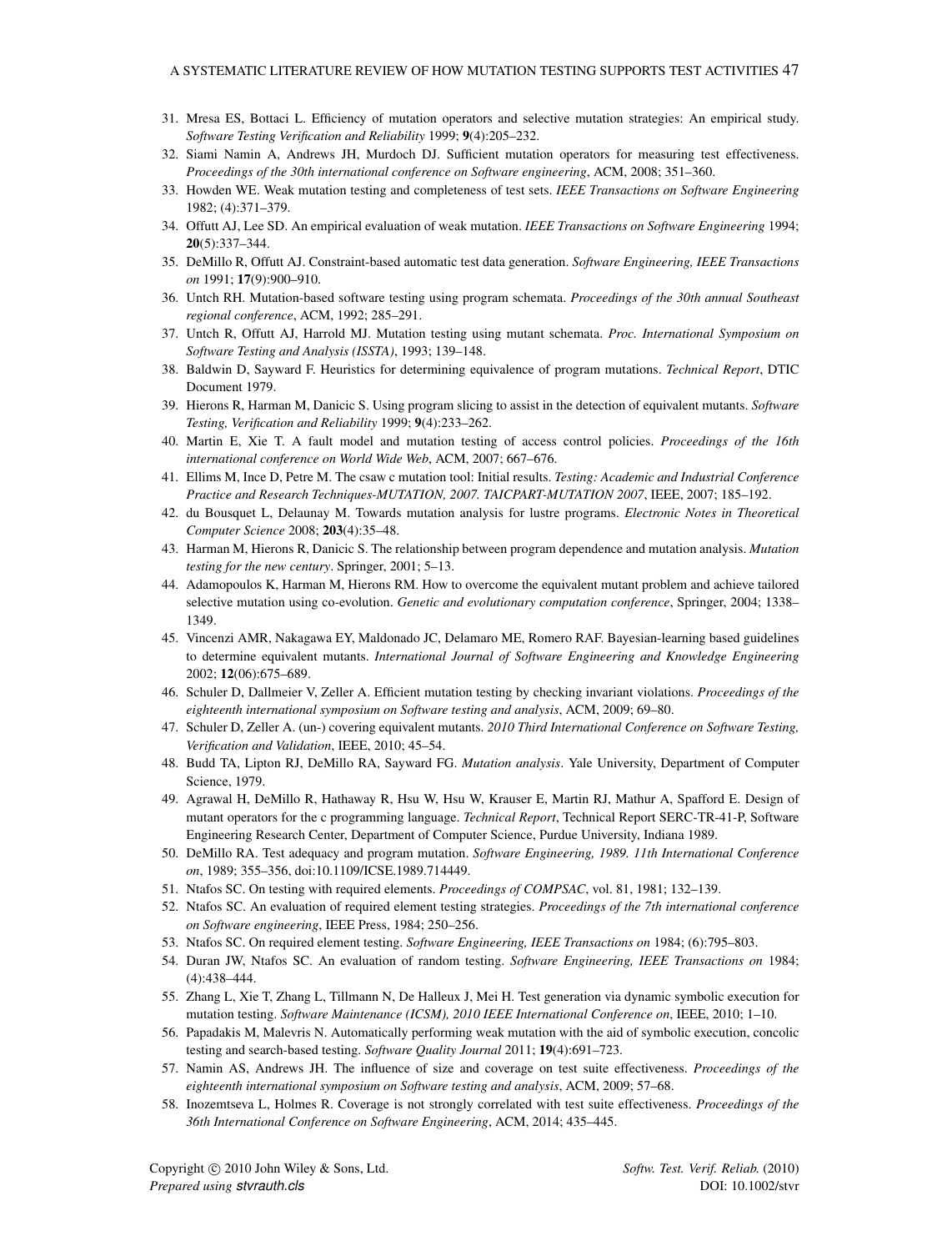31. Mresa ES, Bottaci L. Efficiency of mutation operators and selective mutation strategies: An empirical study. *Software Testing Verification and Reliability* 1999; **9**(4):205–232.
32. Siami Namin A, Andrews JH, Murdoch DJ. Sufficient mutation operators for measuring test effectiveness. *Proceedings of the 30th international conference on Software engineering*, ACM, 2008; 351–360.
33. Howden WE. Weak mutation testing and completeness of test sets. *IEEE Transactions on Software Engineering* 1982; (4):371–379.
34. Offutt AJ, Lee SD. An empirical evaluation of weak mutation. *IEEE Transactions on Software Engineering* 1994; **20**(5):337–344.
35. DeMillo R, Offutt AJ. Constraint-based automatic test data generation. *Software Engineering, IEEE Transactions on* 1991; **17**(9):900–910.
36. Untch RH. Mutation-based software testing using program schemata. *Proceedings of the 30th annual Southeast regional conference*, ACM, 1992; 285–291.
37. Untch R, Offutt AJ, Harrold MJ. Mutation testing using mutant schemata. *Proc. International Symposium on Software Testing and Analysis (ISSTA)*, 1993; 139–148.
38. Baldwin D, Sayward F. Heuristics for determining equivalence of program mutations. *Technical Report*, DTIC Document 1979.
39. Hierons R, Harman M, Danicic S. Using program slicing to assist in the detection of equivalent mutants. *Software Testing, Verification and Reliability* 1999; **9**(4):233–262.
40. Martin E, Xie T. A fault model and mutation testing of access control policies. *Proceedings of the 16th international conference on World Wide Web*, ACM, 2007; 667–676.
41. Ellims M, Ince D, Petre M. The csaw c mutation tool: Initial results. *Testing: Academic and Industrial Conference Practice and Research Techniques-MUTATION, 2007. TAICPART-MUTATION 2007*, IEEE, 2007; 185–192.
42. du Bousquet L, Delaunay M. Towards mutation analysis for lustre programs. *Electronic Notes in Theoretical Computer Science* 2008; **203**(4):35–48.
43. Harman M, Hierons R, Danicic S. The relationship between program dependence and mutation analysis. *Mutation testing for the new century*. Springer, 2001; 5–13.
44. Adamopoulos K, Harman M, Hierons RM. How to overcome the equivalent mutant problem and achieve tailored selective mutation using co-evolution. *Genetic and evolutionary computation conference*, Springer, 2004; 1338–1349.
45. Vincenzi AMR, Nakagawa EY, Maldonado JC, Delamaro ME, Romero RAF. Bayesian-learning based guidelines to determine equivalent mutants. *International Journal of Software Engineering and Knowledge Engineering* 2002; **12**(06):675–689.
46. Schuler D, Dallmeier V, Zeller A. Efficient mutation testing by checking invariant violations. *Proceedings of the eighteenth international symposium on Software testing and analysis*, ACM, 2009; 69–80.
47. Schuler D, Zeller A. (un-) covering equivalent mutants. *2010 Third International Conference on Software Testing, Verification and Validation*, IEEE, 2010; 45–54.
48. Budd TA, Lipton RJ, DeMillo RA, Sayward FG. *Mutation analysis*. Yale University, Department of Computer Science, 1979.
49. Agrawal H, DeMillo R, Hathaway R, Hsu W, Hsu W, Krauser E, Martin RJ, Mathur A, Spafford E. Design of mutant operators for the c programming language. *Technical Report*, Technical Report SERC-TR-41-P, Software Engineering Research Center, Department of Computer Science, Purdue University, Indiana 1989.
50. DeMillo RA. Test adequacy and program mutation. *Software Engineering, 1989. 11th International Conference on*, 1989; 355–356, doi:10.1109/ICSE.1989.714449.
51. Ntafos SC. On testing with required elements. *Proceedings of COMPSAC*, vol. 81, 1981; 132–139.
52. Ntafos SC. An evaluation of required element testing strategies. *Proceedings of the 7th international conference on Software engineering*, IEEE Press, 1984; 250–256.
53. Ntafos SC. On required element testing. *Software Engineering, IEEE Transactions on* 1984; (6):795–803.
54. Duran JW, Ntafos SC. An evaluation of random testing. *Software Engineering, IEEE Transactions on* 1984; (4):438–444.
55. Zhang L, Xie T, Zhang L, Tillmann N, De Halleux J, Mei H. Test generation via dynamic symbolic execution for mutation testing. *Software Maintenance (ICSM), 2010 IEEE International Conference on*, IEEE, 2010; 1–10.
56. Papadakis M, Malevris N. Automatically performing weak mutation with the aid of symbolic execution, concolic testing and search-based testing. *Software Quality Journal* 2011; **19**(4):691–723.
57. Namin AS, Andrews JH. The influence of size and coverage on test suite effectiveness. *Proceedings of the eighteenth international symposium on Software testing and analysis*, ACM, 2009; 57–68.
58. Inozemtseva L, Holmes R. Coverage is not strongly correlated with test suite effectiveness. *Proceedings of the 36th International Conference on Software Engineering*, ACM, 2014; 435–445.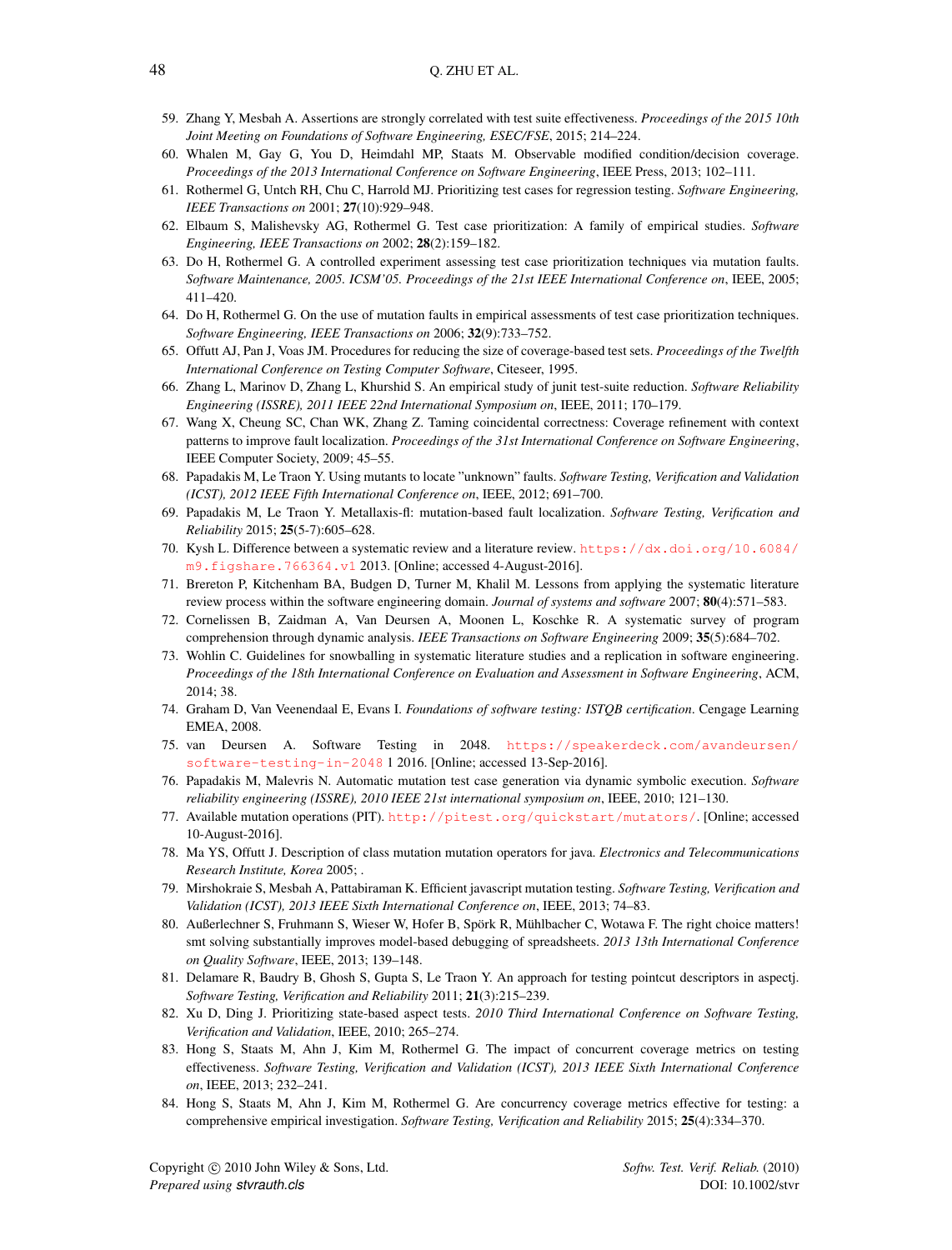59. Zhang Y, Mesbah A. Assertions are strongly correlated with test suite effectiveness. *Proceedings of the 2015 10th Joint Meeting on Foundations of Software Engineering, ESEC/FSE*, 2015; 214–224.
60. Whalen M, Gay G, You D, Heimdahl MP, Staats M. Observable modified condition/decision coverage. *Proceedings of the 2013 International Conference on Software Engineering*, IEEE Press, 2013; 102–111.
61. Rothermel G, Untch RH, Chu C, Harrold MJ. Prioritizing test cases for regression testing. *Software Engineering, IEEE Transactions on* 2001; **27**(10):929–948.
62. Elbaum S, Malishevsky AG, Rothermel G. Test case prioritization: A family of empirical studies. *Software Engineering, IEEE Transactions on* 2002; **28**(2):159–182.
63. Do H, Rothermel G. A controlled experiment assessing test case prioritization techniques via mutation faults. *Software Maintenance, 2005. ICSM'05. Proceedings of the 21st IEEE International Conference on*, IEEE, 2005; 411–420.
64. Do H, Rothermel G. On the use of mutation faults in empirical assessments of test case prioritization techniques. *Software Engineering, IEEE Transactions on* 2006; **32**(9):733–752.
65. Offutt AJ, Pan J, Voas JM. Procedures for reducing the size of coverage-based test sets. *Proceedings of the Twelfth International Conference on Testing Computer Software*, Citeseer, 1995.
66. Zhang L, Marinov D, Zhang L, Khurshid S. An empirical study of junit test-suite reduction. *Software Reliability Engineering (ISSRE), 2011 IEEE 22nd International Symposium on*, IEEE, 2011; 170–179.
67. Wang X, Cheung SC, Chan WK, Zhang Z. Taming coincidental correctness: Coverage refinement with context patterns to improve fault localization. *Proceedings of the 31st International Conference on Software Engineering*, IEEE Computer Society, 2009; 45–55.
68. Papadakis M, Le Traon Y. Using mutants to locate "unknown" faults. *Software Testing, Verification and Validation (ICST), 2012 IEEE Fifth International Conference on*, IEEE, 2012; 691–700.
69. Papadakis M, Le Traon Y. Metallaxis-fl: mutation-based fault localization. *Software Testing, Verification and Reliability* 2015; **25**(5-7):605–628.
70. Kysh L. Difference between a systematic review and a literature review. https://dx.doi.org/10.6084/m9.figshare.766364.v1 2013. [Online; accessed 4-August-2016].
71. Brereton P, Kitchenham BA, Budgen D, Turner M, Khalil M. Lessons from applying the systematic literature review process within the software engineering domain. *Journal of systems and software* 2007; **80**(4):571–583.
72. Cornelissen B, Zaidman A, Van Deursen A, Moonen L, Koschke R. A systematic survey of program comprehension through dynamic analysis. *IEEE Transactions on Software Engineering* 2009; **35**(5):684–702.
73. Wohlin C. Guidelines for snowballing in systematic literature studies and a replication in software engineering. *Proceedings of the 18th International Conference on Evaluation and Assessment in Software Engineering*, ACM, 2014; 38.
74. Graham D, Van Veenendaal E, Evans I. *Foundations of software testing: ISTQB certification*. Cengage Learning EMEA, 2008.
75. van Deursen A. Software Testing in 2048. https://speakerdeck.com/avandeursen/software-testing-in-2048 1 2016. [Online; accessed 13-Sep-2016].
76. Papadakis M, Malevris N. Automatic mutation test case generation via dynamic symbolic execution. *Software reliability engineering (ISSRE), 2010 IEEE 21st international symposium on*, IEEE, 2010; 121–130.
77. Available mutation operations (PIT). http://pitest.org/quickstart/mutators/. [Online; accessed 10-August-2016].
78. Ma YS, Offutt J. Description of class mutation mutation operators for java. *Electronics and Telecommunications Research Institute, Korea* 2005; .
79. Mirshokraie S, Mesbah A, Pattabiraman K. Efficient javascript mutation testing. *Software Testing, Verification and Validation (ICST), 2013 IEEE Sixth International Conference on*, IEEE, 2013; 74–83.
80. Außerlechner S, Fruhmann S, Wieser W, Hofer B, Spörk R, Mühlbacher C, Wotawa F. The right choice matters! smt solving substantially improves model-based debugging of spreadsheets. *2013 13th International Conference on Quality Software*, IEEE, 2013; 139–148.
81. Delamare R, Baudry B, Ghosh S, Gupta S, Le Traon Y. An approach for testing pointcut descriptors in aspectj. *Software Testing, Verification and Reliability* 2011; **21**(3):215–239.
82. Xu D, Ding J. Prioritizing state-based aspect tests. *2010 Third International Conference on Software Testing, Verification and Validation*, IEEE, 2010; 265–274.
83. Hong S, Staats M, Ahn J, Kim M, Rothermel G. The impact of concurrent coverage metrics on testing effectiveness. *Software Testing, Verification and Validation (ICST), 2013 IEEE Sixth International Conference on*, IEEE, 2013; 232–241.
84. Hong S, Staats M, Ahn J, Kim M, Rothermel G. Are concurrency coverage metrics effective for testing: a comprehensive empirical investigation. *Software Testing, Verification and Reliability* 2015; **25**(4):334–370.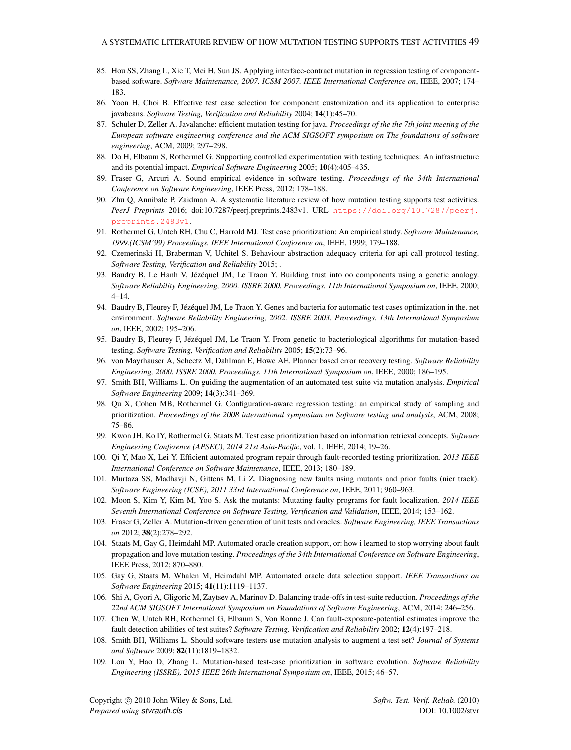85. Hou SS, Zhang L, Xie T, Mei H, Sun JS. Applying interface-contract mutation in regression testing of component-based software. *Software Maintenance, 2007. ICSM 2007. IEEE International Conference on*, IEEE, 2007; 174–183.
86. Yoon H, Choi B. Effective test case selection for component customization and its application to enterprise javabeans. *Software Testing, Verification and Reliability* 2004; **14**(1):45–70.
87. Schuler D, Zeller A. Javalanche: efficient mutation testing for java. *Proceedings of the the 7th joint meeting of the European software engineering conference and the ACM SIGSOFT symposium on The foundations of software engineering*, ACM, 2009; 297–298.
88. Do H, Elbaum S, Rothermel G. Supporting controlled experimentation with testing techniques: An infrastructure and its potential impact. *Empirical Software Engineering* 2005; **10**(4):405–435.
89. Fraser G, Arcuri A. Sound empirical evidence in software testing. *Proceedings of the 34th International Conference on Software Engineering*, IEEE Press, 2012; 178–188.
90. Zhu Q, Annibale P, Zaidman A. A systematic literature review of how mutation testing supports test activities. *PeerJ Preprints* 2016; doi:10.7287/peerj.preprints.2483v1. URL https://doi.org/10.7287/peerj.preprints.2483v1.
91. Rothermel G, Untch RH, Chu C, Harrold MJ. Test case prioritization: An empirical study. *Software Maintenance, 1999.(ICSM'99) Proceedings. IEEE International Conference on*, IEEE, 1999; 179–188.
92. Czemerinski H, Braberman V, Uchitel S. Behaviour abstraction adequacy criteria for api call protocol testing. *Software Testing, Verification and Reliability* 2015; .
93. Baudry B, Le Hanh V, Jézéquel JM, Le Traon Y. Building trust into oo components using a genetic analogy. *Software Reliability Engineering, 2000. ISSRE 2000. Proceedings. 11th International Symposium on*, IEEE, 2000; 4–14.
94. Baudry B, Fleurey F, Jézéquel JM, Le Traon Y. Genes and bacteria for automatic test cases optimization in the. net environment. *Software Reliability Engineering, 2002. ISSRE 2003. Proceedings. 13th International Symposium on*, IEEE, 2002; 195–206.
95. Baudry B, Fleurey F, Jézéquel JM, Le Traon Y. From genetic to bacteriological algorithms for mutation-based testing. *Software Testing, Verification and Reliability* 2005; **15**(2):73–96.
96. von Mayrhauser A, Scheetz M, Dahlman E, Howe AE. Planner based error recovery testing. *Software Reliability Engineering, 2000. ISSRE 2000. Proceedings. 11th International Symposium on*, IEEE, 2000; 186–195.
97. Smith BH, Williams L. On guiding the augmentation of an automated test suite via mutation analysis. *Empirical Software Engineering* 2009; **14**(3):341–369.
98. Qu X, Cohen MB, Rothermel G. Configuration-aware regression testing: an empirical study of sampling and prioritization. *Proceedings of the 2008 international symposium on Software testing and analysis*, ACM, 2008; 75–86.
99. Kwon JH, Ko IY, Rothermel G, Staats M. Test case prioritization based on information retrieval concepts. *Software Engineering Conference (APSEC), 2014 21st Asia-Pacific*, vol. 1, IEEE, 2014; 19–26.
100. Qi Y, Mao X, Lei Y. Efficient automated program repair through fault-recorded testing prioritization. *2013 IEEE International Conference on Software Maintenance*, IEEE, 2013; 180–189.
101. Murtaza SS, Madhavji N, Gittens M, Li Z. Diagnosing new faults using mutants and prior faults (nier track). *Software Engineering (ICSE), 2011 33rd International Conference on*, IEEE, 2011; 960–963.
102. Moon S, Kim Y, Kim M, Yoo S. Ask the mutants: Mutating faulty programs for fault localization. *2014 IEEE Seventh International Conference on Software Testing, Verification and Validation*, IEEE, 2014; 153–162.
103. Fraser G, Zeller A. Mutation-driven generation of unit tests and oracles. *Software Engineering, IEEE Transactions on* 2012; **38**(2):278–292.
104. Staats M, Gay G, Heimdahl MP. Automated oracle creation support, or: how i learned to stop worrying about fault propagation and love mutation testing. *Proceedings of the 34th International Conference on Software Engineering*, IEEE Press, 2012; 870–880.
105. Gay G, Staats M, Whalen M, Heimdahl MP. Automated oracle data selection support. *IEEE Transactions on Software Engineering* 2015; **41**(11):1119–1137.
106. Shi A, Gyori A, Gligoric M, Zaytsev A, Marinov D. Balancing trade-offs in test-suite reduction. *Proceedings of the 22nd ACM SIGSOFT International Symposium on Foundations of Software Engineering*, ACM, 2014; 246–256.
107. Chen W, Untch RH, Rothermel G, Elbaum S, Von Ronne J. Can fault-exposure-potential estimates improve the fault detection abilities of test suites? *Software Testing, Verification and Reliability* 2002; **12**(4):197–218.
108. Smith BH, Williams L. Should software testers use mutation analysis to augment a test set? *Journal of Systems and Software* 2009; **82**(11):1819–1832.
109. Lou Y, Hao D, Zhang L. Mutation-based test-case prioritization in software evolution. *Software Reliability Engineering (ISSRE), 2015 IEEE 26th International Symposium on*, IEEE, 2015; 46–57.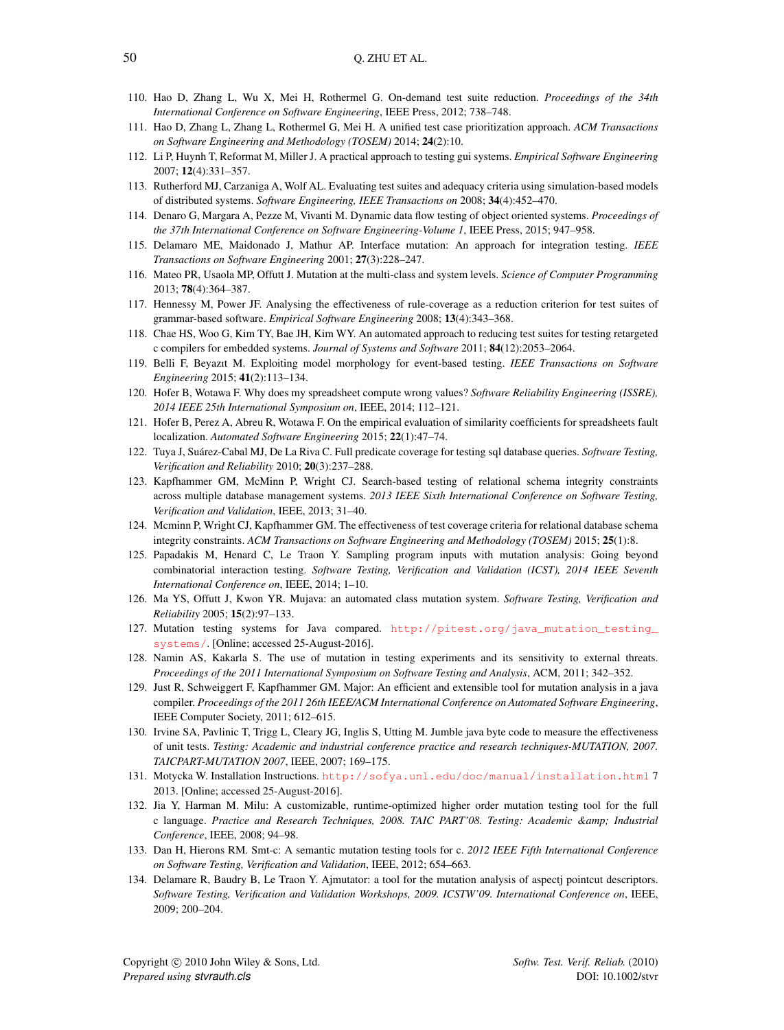110. Hao D, Zhang L, Wu X, Mei H, Rothermel G. On-demand test suite reduction. *Proceedings of the 34th International Conference on Software Engineering*, IEEE Press, 2012; 738–748.
111. Hao D, Zhang L, Zhang L, Rothermel G, Mei H. A unified test case prioritization approach. *ACM Transactions on Software Engineering and Methodology (TOSEM)* 2014; **24**(2):10.
112. Li P, Huynh T, Reformat M, Miller J. A practical approach to testing gui systems. *Empirical Software Engineering* 2007; **12**(4):331–357.
113. Rutherford MJ, Carzaniga A, Wolf AL. Evaluating test suites and adequacy criteria using simulation-based models of distributed systems. *Software Engineering, IEEE Transactions on* 2008; **34**(4):452–470.
114. Denaro G, Margara A, Pezze M, Vivanti M. Dynamic data flow testing of object oriented systems. *Proceedings of the 37th International Conference on Software Engineering-Volume 1*, IEEE Press, 2015; 947–958.
115. Delamaro ME, Maidonado J, Mathur AP. Interface mutation: An approach for integration testing. *IEEE Transactions on Software Engineering* 2001; **27**(3):228–247.
116. Mateo PR, Usaola MP, Offutt J. Mutation at the multi-class and system levels. *Science of Computer Programming* 2013; **78**(4):364–387.
117. Hennessy M, Power JF. Analysing the effectiveness of rule-coverage as a reduction criterion for test suites of grammar-based software. *Empirical Software Engineering* 2008; **13**(4):343–368.
118. Chae HS, Woo G, Kim TY, Bae JH, Kim WY. An automated approach to reducing test suites for testing retargeted c compilers for embedded systems. *Journal of Systems and Software* 2011; **84**(12):2053–2064.
119. Belli F, Beyazıt M. Exploiting model morphology for event-based testing. *IEEE Transactions on Software Engineering* 2015; **41**(2):113–134.
120. Hofer B, Wotawa F. Why does my spreadsheet compute wrong values? *Software Reliability Engineering (ISSRE), 2014 IEEE 25th International Symposium on*, IEEE, 2014; 112–121.
121. Hofer B, Perez A, Abreu R, Wotawa F. On the empirical evaluation of similarity coefficients for spreadsheets fault localization. *Automated Software Engineering* 2015; **22**(1):47–74.
122. Tuya J, Suárez-Cabal MJ, De La Riva C. Full predicate coverage for testing sql database queries. *Software Testing, Verification and Reliability* 2010; **20**(3):237–288.
123. Kapfhammer GM, McMinn P, Wright CJ. Search-based testing of relational schema integrity constraints across multiple database management systems. *2013 IEEE Sixth International Conference on Software Testing, Verification and Validation*, IEEE, 2013; 31–40.
124. Mcminn P, Wright CJ, Kapfhammer GM. The effectiveness of test coverage criteria for relational database schema integrity constraints. *ACM Transactions on Software Engineering and Methodology (TOSEM)* 2015; **25**(1):8.
125. Papadakis M, Henard C, Le Traon Y. Sampling program inputs with mutation analysis: Going beyond combinatorial interaction testing. *Software Testing, Verification and Validation (ICST), 2014 IEEE Seventh International Conference on*, IEEE, 2014; 1–10.
126. Ma YS, Offutt J, Kwon YR. Mujava: an automated class mutation system. *Software Testing, Verification and Reliability* 2005; **15**(2):97–133.
127. Mutation testing systems for Java compared. http://pitest.org/java_mutation_testing_systems/. [Online; accessed 25-August-2016].
128. Namin AS, Kakarla S. The use of mutation in testing experiments and its sensitivity to external threats. *Proceedings of the 2011 International Symposium on Software Testing and Analysis*, ACM, 2011; 342–352.
129. Just R, Schweiggert F, Kapfhammer GM. Major: An efficient and extensible tool for mutation analysis in a java compiler. *Proceedings of the 2011 26th IEEE/ACM International Conference on Automated Software Engineering*, IEEE Computer Society, 2011; 612–615.
130. Irvine SA, Pavlinic T, Trigg L, Cleary JG, Inglis S, Utting M. Jumble java byte code to measure the effectiveness of unit tests. *Testing: Academic and industrial conference practice and research techniques-MUTATION, 2007. TAICPART-MUTATION 2007*, IEEE, 2007; 169–175.
131. Motycka W. Installation Instructions. http://sofya.unl.edu/doc/manual/installation.html 7 2013. [Online; accessed 25-August-2016].
132. Jia Y, Harman M. Milu: A customizable, runtime-optimized higher order mutation testing tool for the full c language. *Practice and Research Techniques, 2008. TAIC PART'08. Testing: Academic &amp; Industrial Conference*, IEEE, 2008; 94–98.
133. Dan H, Hierons RM. Smt-c: A semantic mutation testing tools for c. *2012 IEEE Fifth International Conference on Software Testing, Verification and Validation*, IEEE, 2012; 654–663.
134. Delamare R, Baudry B, Le Traon Y. Ajmutator: a tool for the mutation analysis of aspectj pointcut descriptors. *Software Testing, Verification and Validation Workshops, 2009. ICSTW'09. International Conference on*, IEEE, 2009; 200–204.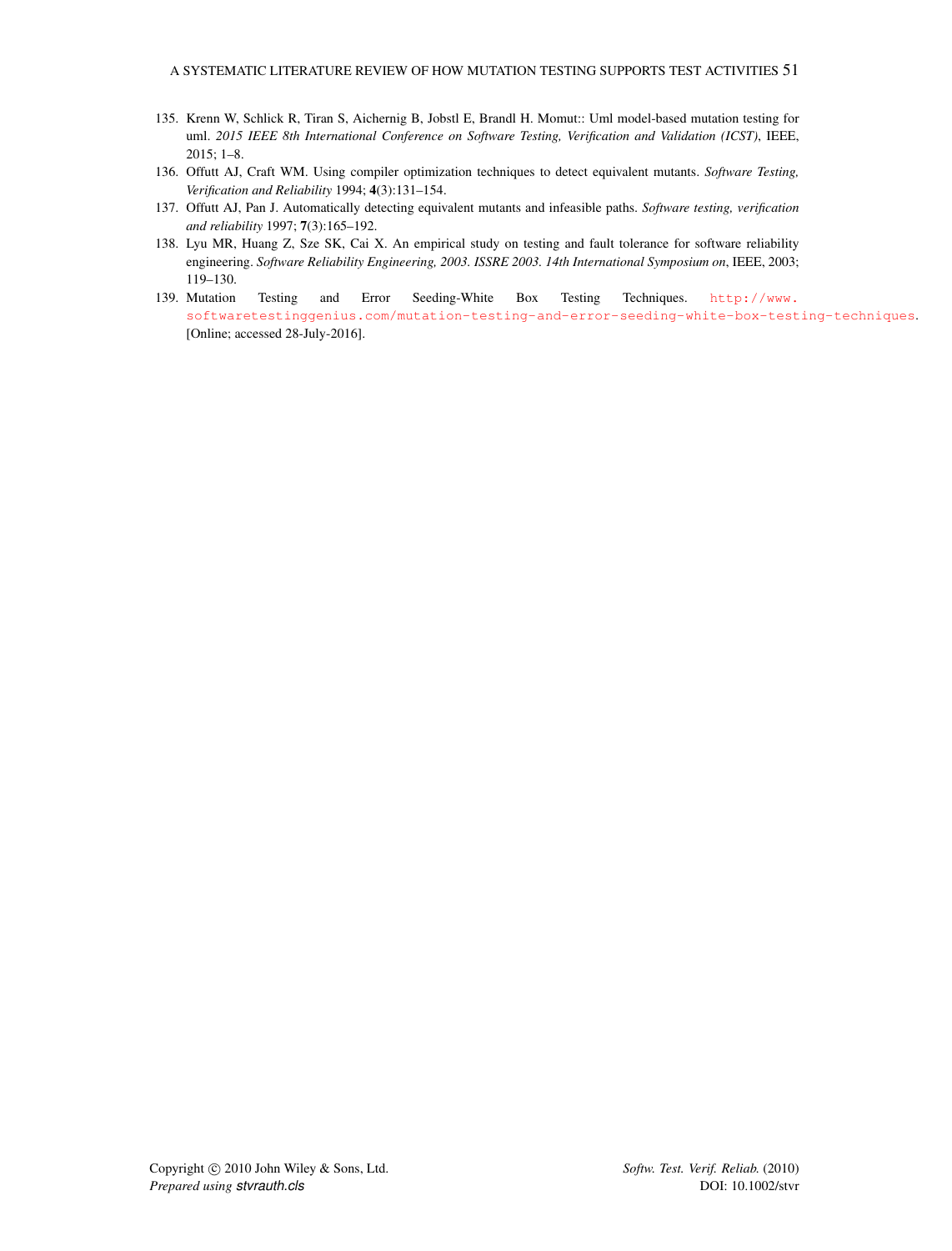135. Krenn W, Schlick R, Tiran S, Aichernig B, Jobstl E, Brandl H. Momut:: Uml model-based mutation testing for uml. *2015 IEEE 8th International Conference on Software Testing, Verification and Validation (ICST)*, IEEE, 2015; 1–8.
136. Offutt AJ, Craft WM. Using compiler optimization techniques to detect equivalent mutants. *Software Testing, Verification and Reliability* 1994; **4**(3):131–154.
137. Offutt AJ, Pan J. Automatically detecting equivalent mutants and infeasible paths. *Software testing, verification and reliability* 1997; **7**(3):165–192.
138. Lyu MR, Huang Z, Sze SK, Cai X. An empirical study on testing and fault tolerance for software reliability engineering. *Software Reliability Engineering, 2003. ISSRE 2003. 14th International Symposium on*, IEEE, 2003; 119–130.
139. Mutation Testing and Error Seeding-White Box Testing Techniques. http://www.softwaretestinggenius.com/mutation-testing-and-error-seeding-white-box-testing-techniques. [Online; accessed 28-July-2016].